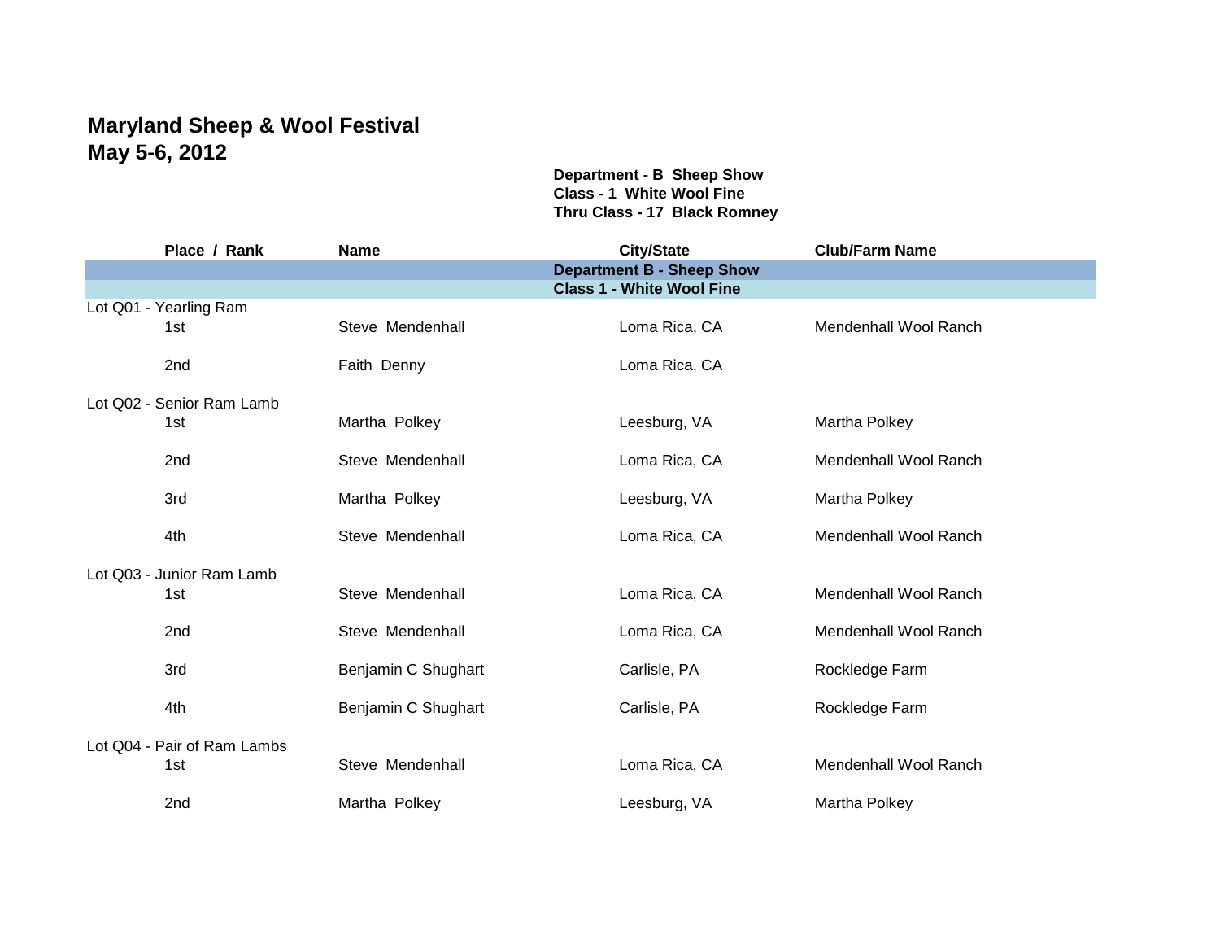# Maryland Sheep & Wool Festival
## May 5-6, 2012

**Department - B Sheep Show**
**Class - 1 White Wool Fine**
**Thru Class - 17 Black Romney**

| Place / Rank | Name | City/State | Club/Farm Name |
|---|---|---|---|
| | | **Department B - Sheep Show** | |
| | | **Class 1 - White Wool Fine** | |
| Lot Q01 - Yearling Ram | | | |
| 1st | Steve Mendenhall | Loma Rica, CA | Mendenhall Wool Ranch |
| 2nd | Faith Denny | Loma Rica, CA | |
| Lot Q02 - Senior Ram Lamb | | | |
| 1st | Martha Polkey | Leesburg, VA | Martha Polkey |
| 2nd | Steve Mendenhall | Loma Rica, CA | Mendenhall Wool Ranch |
| 3rd | Martha Polkey | Leesburg, VA | Martha Polkey |
| 4th | Steve Mendenhall | Loma Rica, CA | Mendenhall Wool Ranch |
| Lot Q03 - Junior Ram Lamb | | | |
| 1st | Steve Mendenhall | Loma Rica, CA | Mendenhall Wool Ranch |
| 2nd | Steve Mendenhall | Loma Rica, CA | Mendenhall Wool Ranch |
| 3rd | Benjamin C Shughart | Carlisle, PA | Rockledge Farm |
| 4th | Benjamin C Shughart | Carlisle, PA | Rockledge Farm |
| Lot Q04 - Pair of Ram Lambs | | | |
| 1st | Steve Mendenhall | Loma Rica, CA | Mendenhall Wool Ranch |
| 2nd | Martha Polkey | Leesburg, VA | Martha Polkey |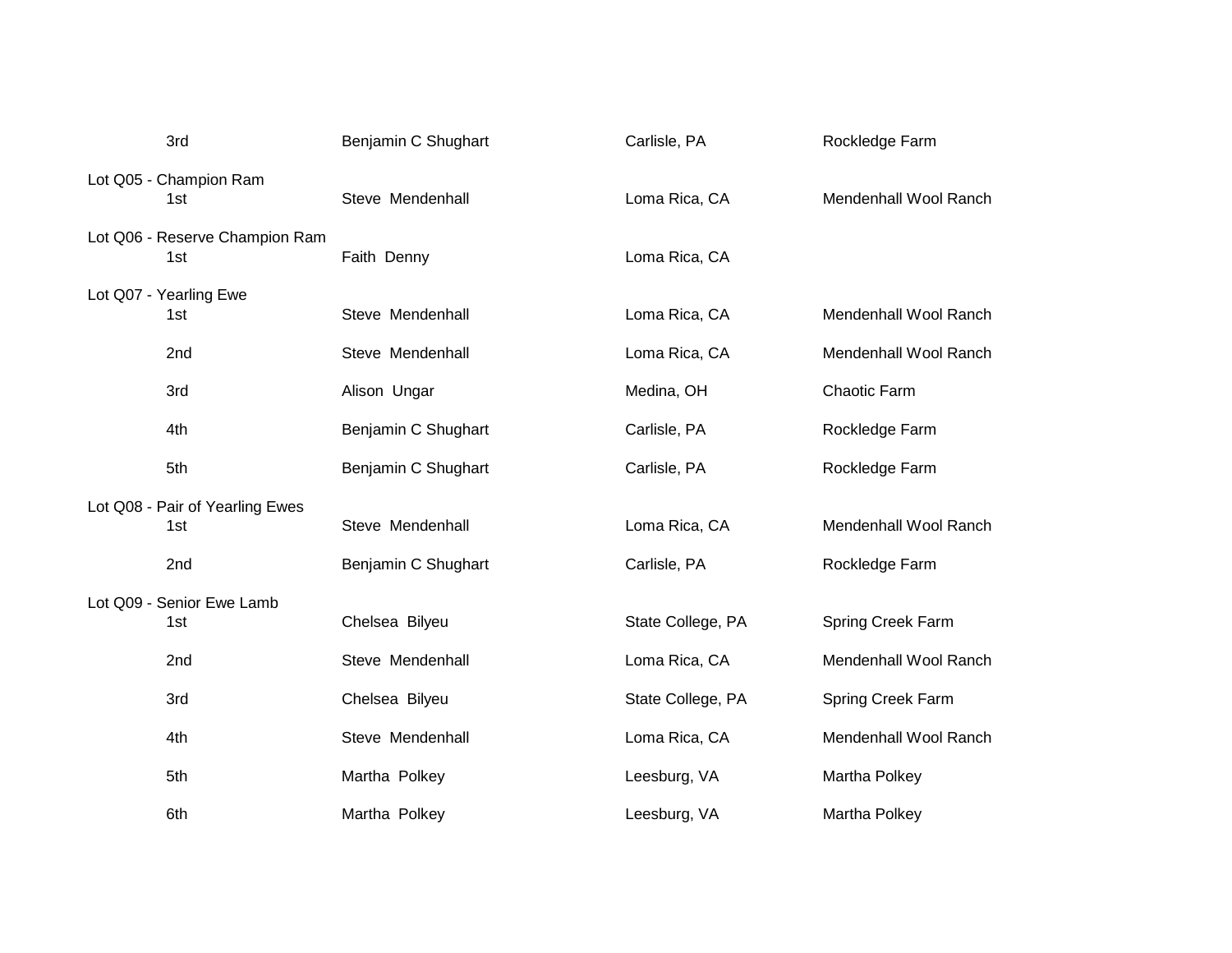| | | | |
|---|---|---|---|
| 3rd | Benjamin C Shughart | Carlisle, PA | Rockledge Farm |

Lot Q05 - Champion Ram

| | | | |
|---|---|---|---|
| 1st | Steve Mendenhall | Loma Rica, CA | Mendenhall Wool Ranch |

Lot Q06 - Reserve Champion Ram

| | | | |
|---|---|---|---|
| 1st | Faith Denny | Loma Rica, CA | |

Lot Q07 - Yearling Ewe

| | | | |
|---|---|---|---|
| 1st | Steve Mendenhall | Loma Rica, CA | Mendenhall Wool Ranch |
| 2nd | Steve Mendenhall | Loma Rica, CA | Mendenhall Wool Ranch |
| 3rd | Alison Ungar | Medina, OH | Chaotic Farm |
| 4th | Benjamin C Shughart | Carlisle, PA | Rockledge Farm |
| 5th | Benjamin C Shughart | Carlisle, PA | Rockledge Farm |

Lot Q08 - Pair of Yearling Ewes

| | | | |
|---|---|---|---|
| 1st | Steve Mendenhall | Loma Rica, CA | Mendenhall Wool Ranch |
| 2nd | Benjamin C Shughart | Carlisle, PA | Rockledge Farm |

Lot Q09 - Senior Ewe Lamb

| | | | |
|---|---|---|---|
| 1st | Chelsea Bilyeu | State College, PA | Spring Creek Farm |
| 2nd | Steve Mendenhall | Loma Rica, CA | Mendenhall Wool Ranch |
| 3rd | Chelsea Bilyeu | State College, PA | Spring Creek Farm |
| 4th | Steve Mendenhall | Loma Rica, CA | Mendenhall Wool Ranch |
| 5th | Martha Polkey | Leesburg, VA | Martha Polkey |
| 6th | Martha Polkey | Leesburg, VA | Martha Polkey |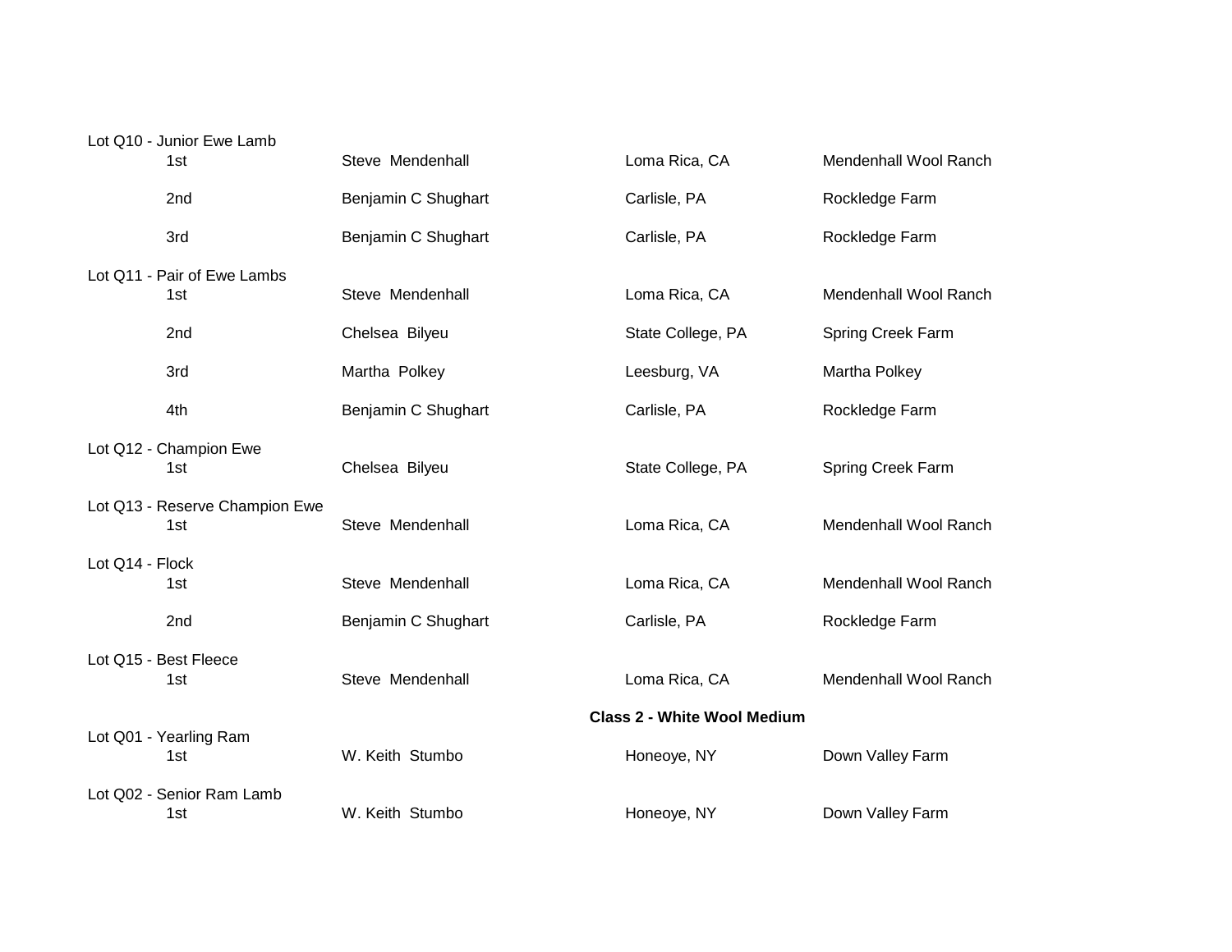Lot Q10 - Junior Ewe Lamb

| | | | |
|---|---|---|---|
| 1st | Steve Mendenhall | Loma Rica, CA | Mendenhall Wool Ranch |
| 2nd | Benjamin C Shughart | Carlisle, PA | Rockledge Farm |
| 3rd | Benjamin C Shughart | Carlisle, PA | Rockledge Farm |

Lot Q11 - Pair of Ewe Lambs

| | | | |
|---|---|---|---|
| 1st | Steve Mendenhall | Loma Rica, CA | Mendenhall Wool Ranch |
| 2nd | Chelsea Bilyeu | State College, PA | Spring Creek Farm |
| 3rd | Martha Polkey | Leesburg, VA | Martha Polkey |
| 4th | Benjamin C Shughart | Carlisle, PA | Rockledge Farm |

Lot Q12 - Champion Ewe

| | | | |
|---|---|---|---|
| 1st | Chelsea Bilyeu | State College, PA | Spring Creek Farm |

Lot Q13 - Reserve Champion Ewe

| | | | |
|---|---|---|---|
| 1st | Steve Mendenhall | Loma Rica, CA | Mendenhall Wool Ranch |

Lot Q14 - Flock

| | | | |
|---|---|---|---|
| 1st | Steve Mendenhall | Loma Rica, CA | Mendenhall Wool Ranch |
| 2nd | Benjamin C Shughart | Carlisle, PA | Rockledge Farm |

Lot Q15 - Best Fleece

| | | | |
|---|---|---|---|
| 1st | Steve Mendenhall | Loma Rica, CA | Mendenhall Wool Ranch |

**Class 2 - White Wool Medium**

Lot Q01 - Yearling Ram

| | | | |
|---|---|---|---|
| 1st | W. Keith Stumbo | Honeoye, NY | Down Valley Farm |

Lot Q02 - Senior Ram Lamb

| | | | |
|---|---|---|---|
| 1st | W. Keith Stumbo | Honeoye, NY | Down Valley Farm |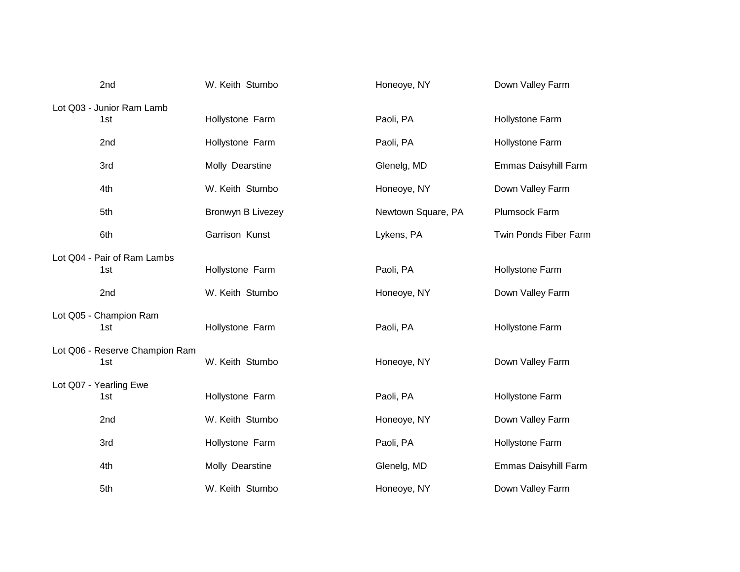| | | | |
|---|---|---|---|
| 2nd | W. Keith Stumbo | Honeoye, NY | Down Valley Farm |

Lot Q03 - Junior Ram Lamb

| | | | |
|---|---|---|---|
| 1st | Hollystone Farm | Paoli, PA | Hollystone Farm |
| 2nd | Hollystone Farm | Paoli, PA | Hollystone Farm |
| 3rd | Molly Dearstine | Glenelg, MD | Emmas Daisyhill Farm |
| 4th | W. Keith Stumbo | Honeoye, NY | Down Valley Farm |
| 5th | Bronwyn B Livezey | Newtown Square, PA | Plumsock Farm |
| 6th | Garrison Kunst | Lykens, PA | Twin Ponds Fiber Farm |

Lot Q04 - Pair of Ram Lambs

| | | | |
|---|---|---|---|
| 1st | Hollystone Farm | Paoli, PA | Hollystone Farm |
| 2nd | W. Keith Stumbo | Honeoye, NY | Down Valley Farm |

Lot Q05 - Champion Ram

| | | | |
|---|---|---|---|
| 1st | Hollystone Farm | Paoli, PA | Hollystone Farm |

Lot Q06 - Reserve Champion Ram

| | | | |
|---|---|---|---|
| 1st | W. Keith Stumbo | Honeoye, NY | Down Valley Farm |

Lot Q07 - Yearling Ewe

| | | | |
|---|---|---|---|
| 1st | Hollystone Farm | Paoli, PA | Hollystone Farm |
| 2nd | W. Keith Stumbo | Honeoye, NY | Down Valley Farm |
| 3rd | Hollystone Farm | Paoli, PA | Hollystone Farm |
| 4th | Molly Dearstine | Glenelg, MD | Emmas Daisyhill Farm |
| 5th | W. Keith Stumbo | Honeoye, NY | Down Valley Farm |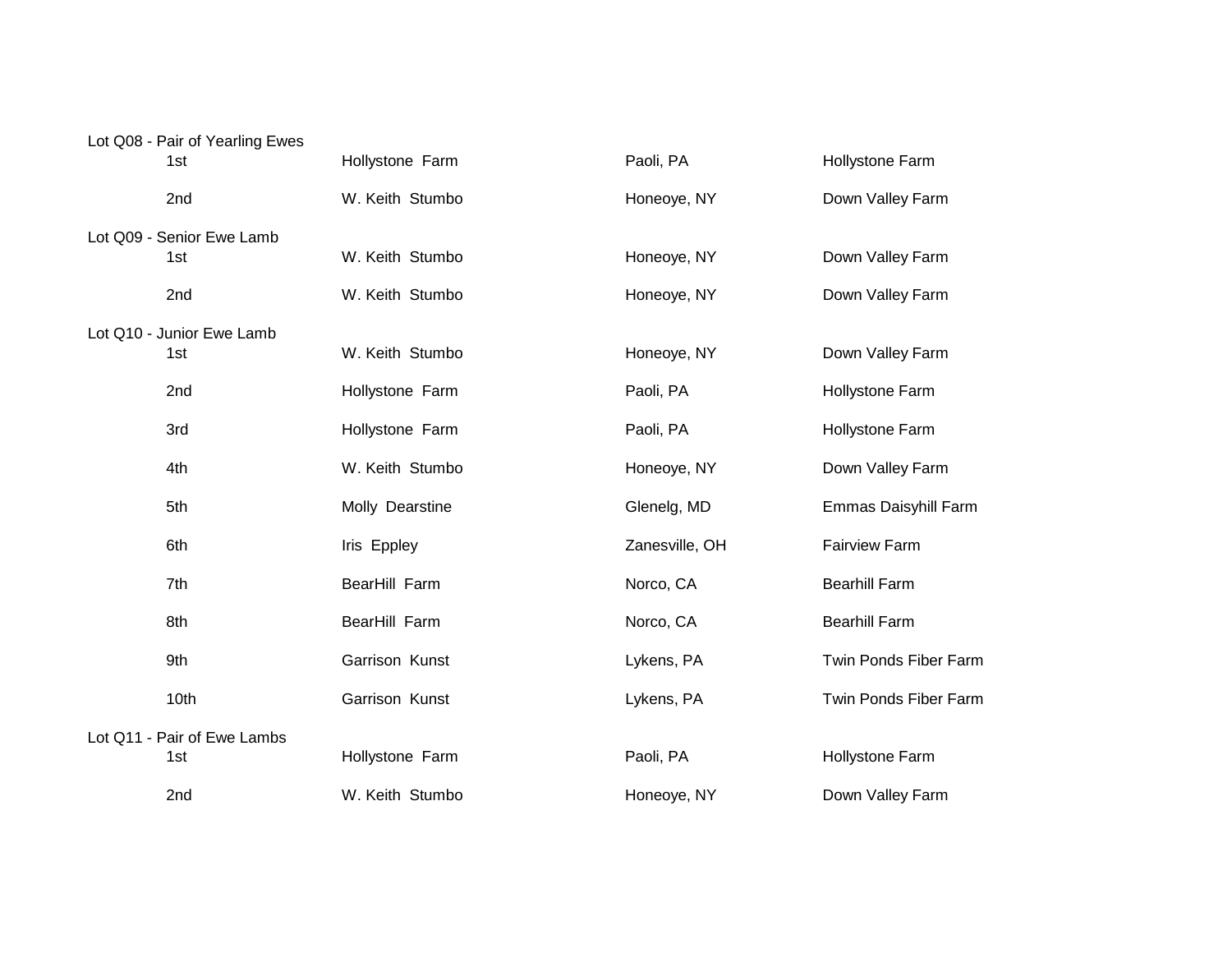Lot Q08 - Pair of Yearling Ewes

| Place | Exhibitor | Location | Farm |
|---|---|---|---|
| 1st | Hollystone Farm | Paoli, PA | Hollystone Farm |
| 2nd | W. Keith Stumbo | Honeoye, NY | Down Valley Farm |

Lot Q09 - Senior Ewe Lamb

| Place | Exhibitor | Location | Farm |
|---|---|---|---|
| 1st | W. Keith Stumbo | Honeoye, NY | Down Valley Farm |
| 2nd | W. Keith Stumbo | Honeoye, NY | Down Valley Farm |

Lot Q10 - Junior Ewe Lamb

| Place | Exhibitor | Location | Farm |
|---|---|---|---|
| 1st | W. Keith Stumbo | Honeoye, NY | Down Valley Farm |
| 2nd | Hollystone Farm | Paoli, PA | Hollystone Farm |
| 3rd | Hollystone Farm | Paoli, PA | Hollystone Farm |
| 4th | W. Keith Stumbo | Honeoye, NY | Down Valley Farm |
| 5th | Molly Dearstine | Glenelg, MD | Emmas Daisyhill Farm |
| 6th | Iris Eppley | Zanesville, OH | Fairview Farm |
| 7th | BearHill Farm | Norco, CA | Bearhill Farm |
| 8th | BearHill Farm | Norco, CA | Bearhill Farm |
| 9th | Garrison Kunst | Lykens, PA | Twin Ponds Fiber Farm |
| 10th | Garrison Kunst | Lykens, PA | Twin Ponds Fiber Farm |

Lot Q11 - Pair of Ewe Lambs

| Place | Exhibitor | Location | Farm |
|---|---|---|---|
| 1st | Hollystone Farm | Paoli, PA | Hollystone Farm |
| 2nd | W. Keith Stumbo | Honeoye, NY | Down Valley Farm |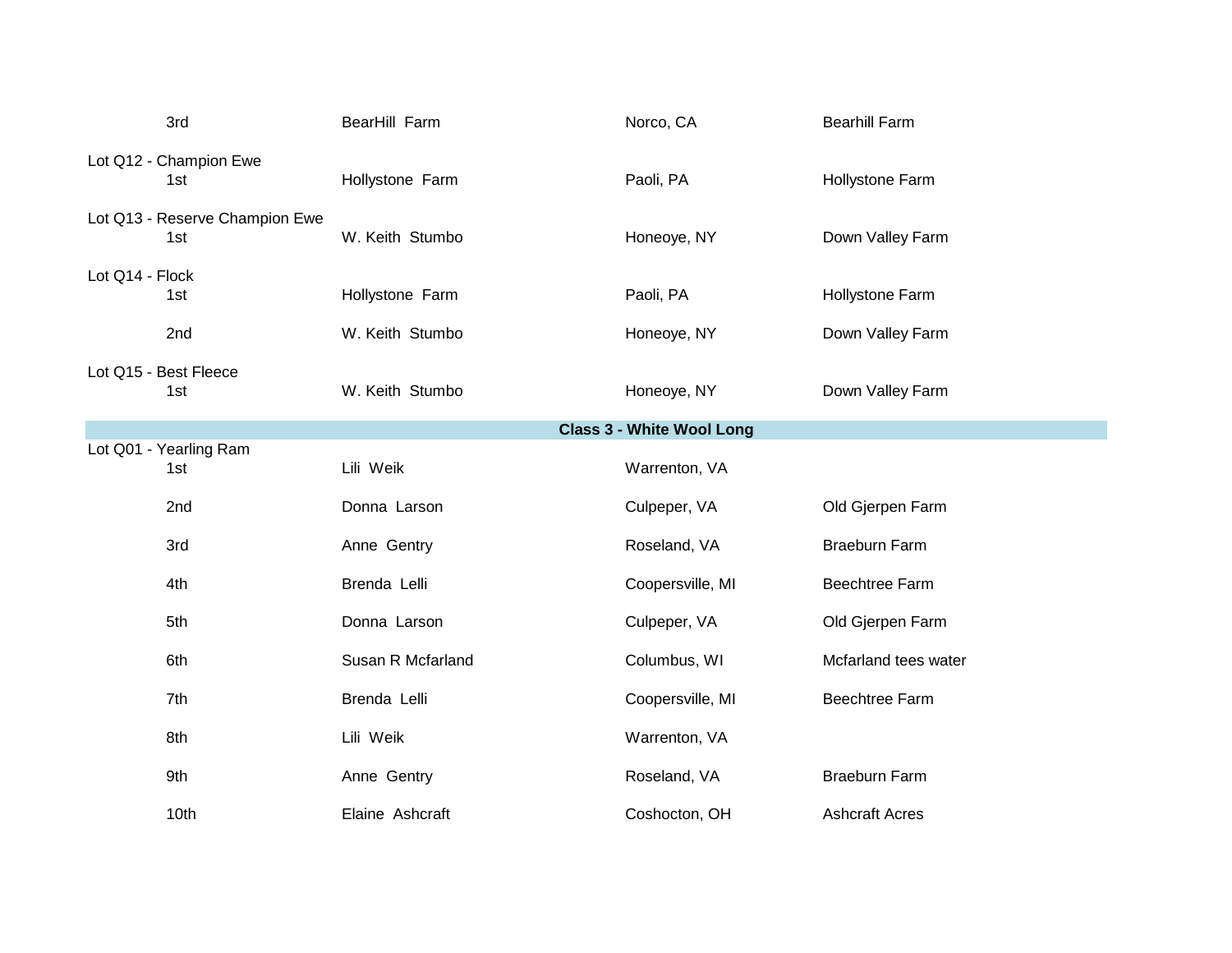| Place | Exhibitor | Location | Farm |
| --- | --- | --- | --- |
| 3rd | BearHill Farm | Norco, CA | Bearhill Farm |
| **Lot Q12 - Champion Ewe** | | | |
| 1st | Hollystone Farm | Paoli, PA | Hollystone Farm |
| **Lot Q13 - Reserve Champion Ewe** | | | |
| 1st | W. Keith Stumbo | Honeoye, NY | Down Valley Farm |
| **Lot Q14 - Flock** | | | |
| 1st | Hollystone Farm | Paoli, PA | Hollystone Farm |
| 2nd | W. Keith Stumbo | Honeoye, NY | Down Valley Farm |
| **Lot Q15 - Best Fleece** | | | |
| 1st | W. Keith Stumbo | Honeoye, NY | Down Valley Farm |

## Class 3 - White Wool Long

| Place | Exhibitor | Location | Farm |
| --- | --- | --- | --- |
| **Lot Q01 - Yearling Ram** | | | |
| 1st | Lili Weik | Warrenton, VA | |
| 2nd | Donna Larson | Culpeper, VA | Old Gjerpen Farm |
| 3rd | Anne Gentry | Roseland, VA | Braeburn Farm |
| 4th | Brenda Lelli | Coopersville, MI | Beechtree Farm |
| 5th | Donna Larson | Culpeper, VA | Old Gjerpen Farm |
| 6th | Susan R Mcfarland | Columbus, WI | Mcfarland tees water |
| 7th | Brenda Lelli | Coopersville, MI | Beechtree Farm |
| 8th | Lili Weik | Warrenton, VA | |
| 9th | Anne Gentry | Roseland, VA | Braeburn Farm |
| 10th | Elaine Ashcraft | Coshocton, OH | Ashcraft Acres |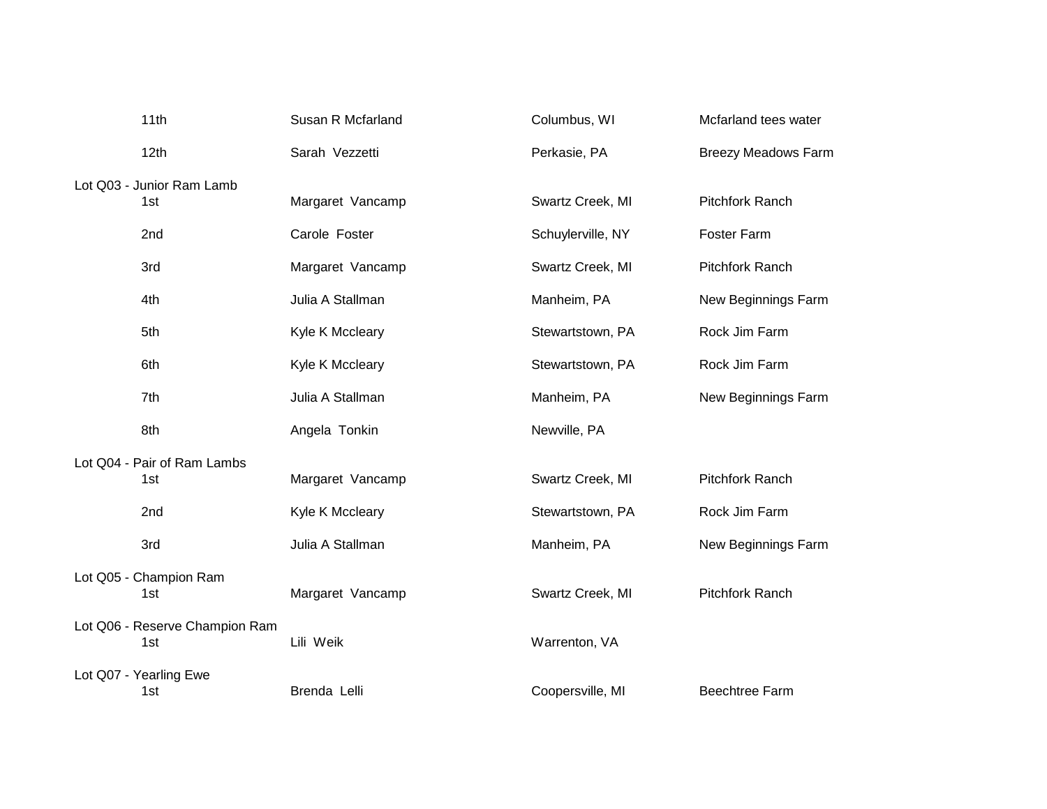| Place | Name | Location | Farm |
|---|---|---|---|
| 11th | Susan R Mcfarland | Columbus, WI | Mcfarland tees water |
| 12th | Sarah Vezzetti | Perkasie, PA | Breezy Meadows Farm |

**Lot Q03 - Junior Ram Lamb**

| Place | Name | Location | Farm |
|---|---|---|---|
| 1st | Margaret Vancamp | Swartz Creek, MI | Pitchfork Ranch |
| 2nd | Carole Foster | Schuylerville, NY | Foster Farm |
| 3rd | Margaret Vancamp | Swartz Creek, MI | Pitchfork Ranch |
| 4th | Julia A Stallman | Manheim, PA | New Beginnings Farm |
| 5th | Kyle K Mccleary | Stewartstown, PA | Rock Jim Farm |
| 6th | Kyle K Mccleary | Stewartstown, PA | Rock Jim Farm |
| 7th | Julia A Stallman | Manheim, PA | New Beginnings Farm |
| 8th | Angela Tonkin | Newville, PA | |

**Lot Q04 - Pair of Ram Lambs**

| Place | Name | Location | Farm |
|---|---|---|---|
| 1st | Margaret Vancamp | Swartz Creek, MI | Pitchfork Ranch |
| 2nd | Kyle K Mccleary | Stewartstown, PA | Rock Jim Farm |
| 3rd | Julia A Stallman | Manheim, PA | New Beginnings Farm |

**Lot Q05 - Champion Ram**

| Place | Name | Location | Farm |
|---|---|---|---|
| 1st | Margaret Vancamp | Swartz Creek, MI | Pitchfork Ranch |

**Lot Q06 - Reserve Champion Ram**

| Place | Name | Location | Farm |
|---|---|---|---|
| 1st | Lili Weik | Warrenton, VA | |

**Lot Q07 - Yearling Ewe**

| Place | Name | Location | Farm |
|---|---|---|---|
| 1st | Brenda Lelli | Coopersville, MI | Beechtree Farm |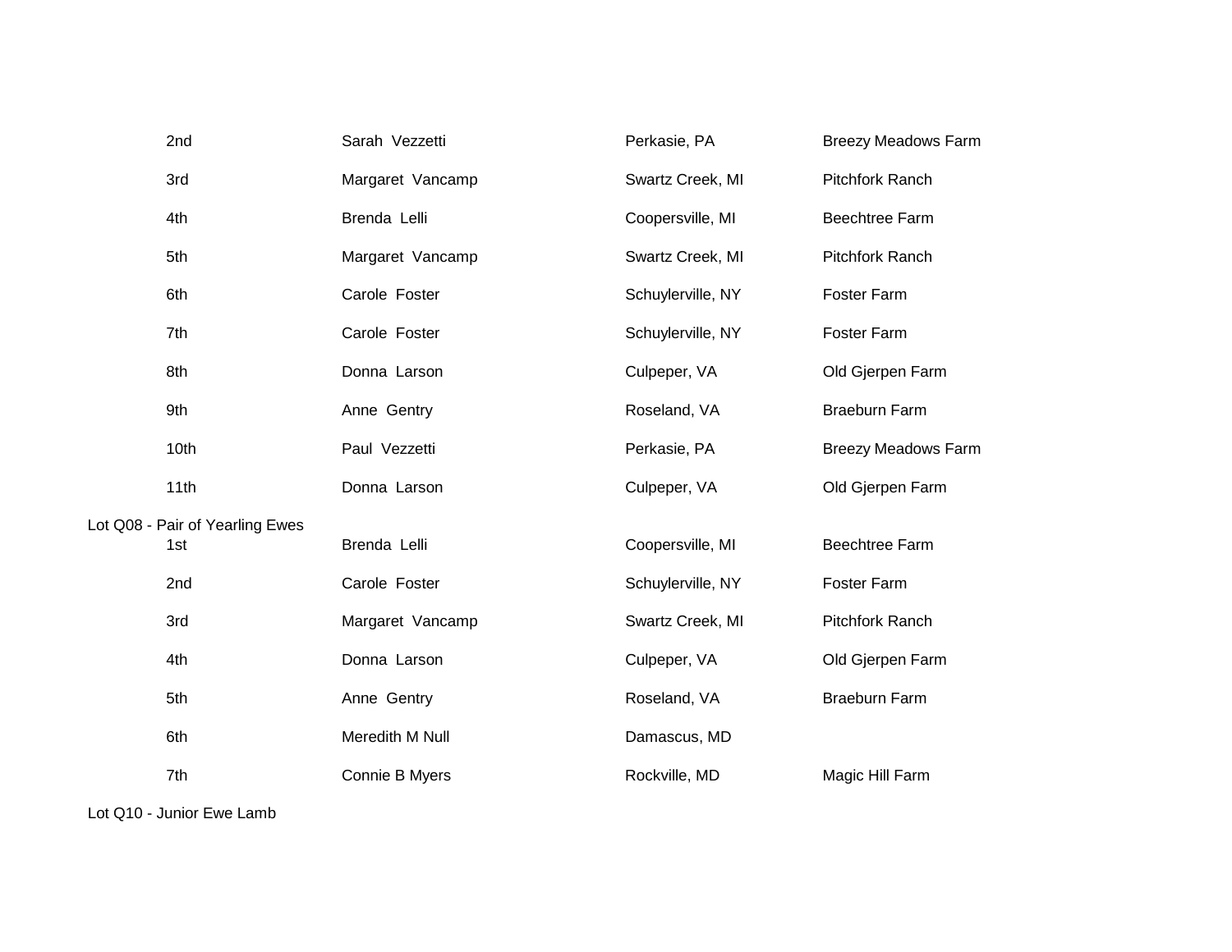| | | | |
|---|---|---|---|
| 2nd | Sarah Vezzetti | Perkasie, PA | Breezy Meadows Farm |
| 3rd | Margaret Vancamp | Swartz Creek, MI | Pitchfork Ranch |
| 4th | Brenda Lelli | Coopersville, MI | Beechtree Farm |
| 5th | Margaret Vancamp | Swartz Creek, MI | Pitchfork Ranch |
| 6th | Carole Foster | Schuylerville, NY | Foster Farm |
| 7th | Carole Foster | Schuylerville, NY | Foster Farm |
| 8th | Donna Larson | Culpeper, VA | Old Gjerpen Farm |
| 9th | Anne Gentry | Roseland, VA | Braeburn Farm |
| 10th | Paul Vezzetti | Perkasie, PA | Breezy Meadows Farm |
| 11th | Donna Larson | Culpeper, VA | Old Gjerpen Farm |

Lot Q08 - Pair of Yearling Ewes

| | | | |
|---|---|---|---|
| 1st | Brenda Lelli | Coopersville, MI | Beechtree Farm |
| 2nd | Carole Foster | Schuylerville, NY | Foster Farm |
| 3rd | Margaret Vancamp | Swartz Creek, MI | Pitchfork Ranch |
| 4th | Donna Larson | Culpeper, VA | Old Gjerpen Farm |
| 5th | Anne Gentry | Roseland, VA | Braeburn Farm |
| 6th | Meredith M Null | Damascus, MD | |
| 7th | Connie B Myers | Rockville, MD | Magic Hill Farm |

Lot Q10 - Junior Ewe Lamb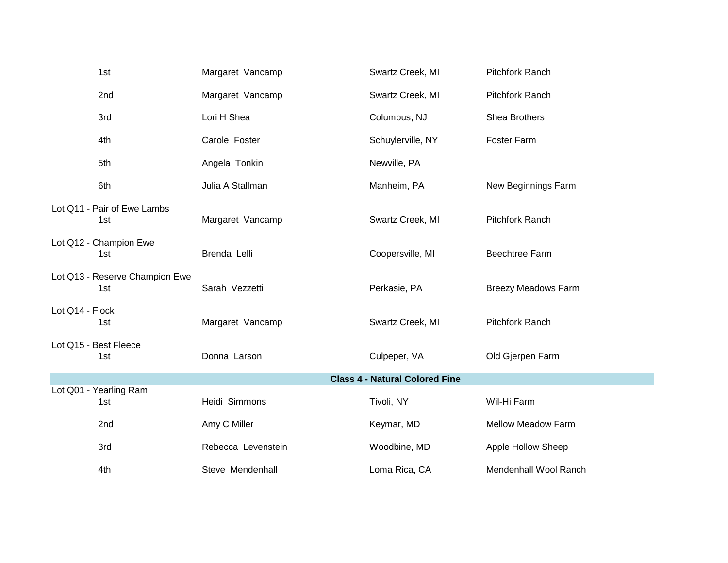| Place | Name | Location | Farm |
|---|---|---|---|
| 1st | Margaret Vancamp | Swartz Creek, MI | Pitchfork Ranch |
| 2nd | Margaret Vancamp | Swartz Creek, MI | Pitchfork Ranch |
| 3rd | Lori H Shea | Columbus, NJ | Shea Brothers |
| 4th | Carole Foster | Schuylerville, NY | Foster Farm |
| 5th | Angela Tonkin | Newville, PA | |
| 6th | Julia A Stallman | Manheim, PA | New Beginnings Farm |

Lot Q11 - Pair of Ewe Lambs

| Place | Name | Location | Farm |
|---|---|---|---|
| 1st | Margaret Vancamp | Swartz Creek, MI | Pitchfork Ranch |

Lot Q12 - Champion Ewe

| Place | Name | Location | Farm |
|---|---|---|---|
| 1st | Brenda Lelli | Coopersville, MI | Beechtree Farm |

Lot Q13 - Reserve Champion Ewe

| Place | Name | Location | Farm |
|---|---|---|---|
| 1st | Sarah Vezzetti | Perkasie, PA | Breezy Meadows Farm |

Lot Q14 - Flock

| Place | Name | Location | Farm |
|---|---|---|---|
| 1st | Margaret Vancamp | Swartz Creek, MI | Pitchfork Ranch |

Lot Q15 - Best Fleece

| Place | Name | Location | Farm |
|---|---|---|---|
| 1st | Donna Larson | Culpeper, VA | Old Gjerpen Farm |

## Class 4 - Natural Colored Fine

Lot Q01 - Yearling Ram

| Place | Name | Location | Farm |
|---|---|---|---|
| 1st | Heidi Simmons | Tivoli, NY | Wil-Hi Farm |
| 2nd | Amy C Miller | Keymar, MD | Mellow Meadow Farm |
| 3rd | Rebecca Levenstein | Woodbine, MD | Apple Hollow Sheep |
| 4th | Steve Mendenhall | Loma Rica, CA | Mendenhall Wool Ranch |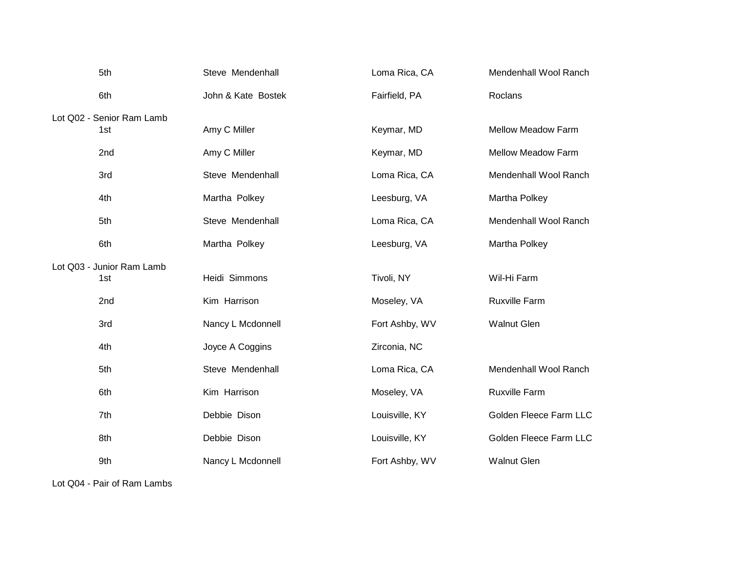| | | | |
|---|---|---|---|
| 5th | Steve Mendenhall | Loma Rica, CA | Mendenhall Wool Ranch |
| 6th | John & Kate Bostek | Fairfield, PA | Roclans |

Lot Q02 - Senior Ram Lamb

| | | | |
|---|---|---|---|
| 1st | Amy C Miller | Keymar, MD | Mellow Meadow Farm |
| 2nd | Amy C Miller | Keymar, MD | Mellow Meadow Farm |
| 3rd | Steve Mendenhall | Loma Rica, CA | Mendenhall Wool Ranch |
| 4th | Martha Polkey | Leesburg, VA | Martha Polkey |
| 5th | Steve Mendenhall | Loma Rica, CA | Mendenhall Wool Ranch |
| 6th | Martha Polkey | Leesburg, VA | Martha Polkey |

Lot Q03 - Junior Ram Lamb

| | | | |
|---|---|---|---|
| 1st | Heidi Simmons | Tivoli, NY | Wil-Hi Farm |
| 2nd | Kim Harrison | Moseley, VA | Ruxville Farm |
| 3rd | Nancy L Mcdonnell | Fort Ashby, WV | Walnut Glen |
| 4th | Joyce A Coggins | Zirconia, NC | |
| 5th | Steve Mendenhall | Loma Rica, CA | Mendenhall Wool Ranch |
| 6th | Kim Harrison | Moseley, VA | Ruxville Farm |
| 7th | Debbie Dison | Louisville, KY | Golden Fleece Farm LLC |
| 8th | Debbie Dison | Louisville, KY | Golden Fleece Farm LLC |
| 9th | Nancy L Mcdonnell | Fort Ashby, WV | Walnut Glen |

Lot Q04 - Pair of Ram Lambs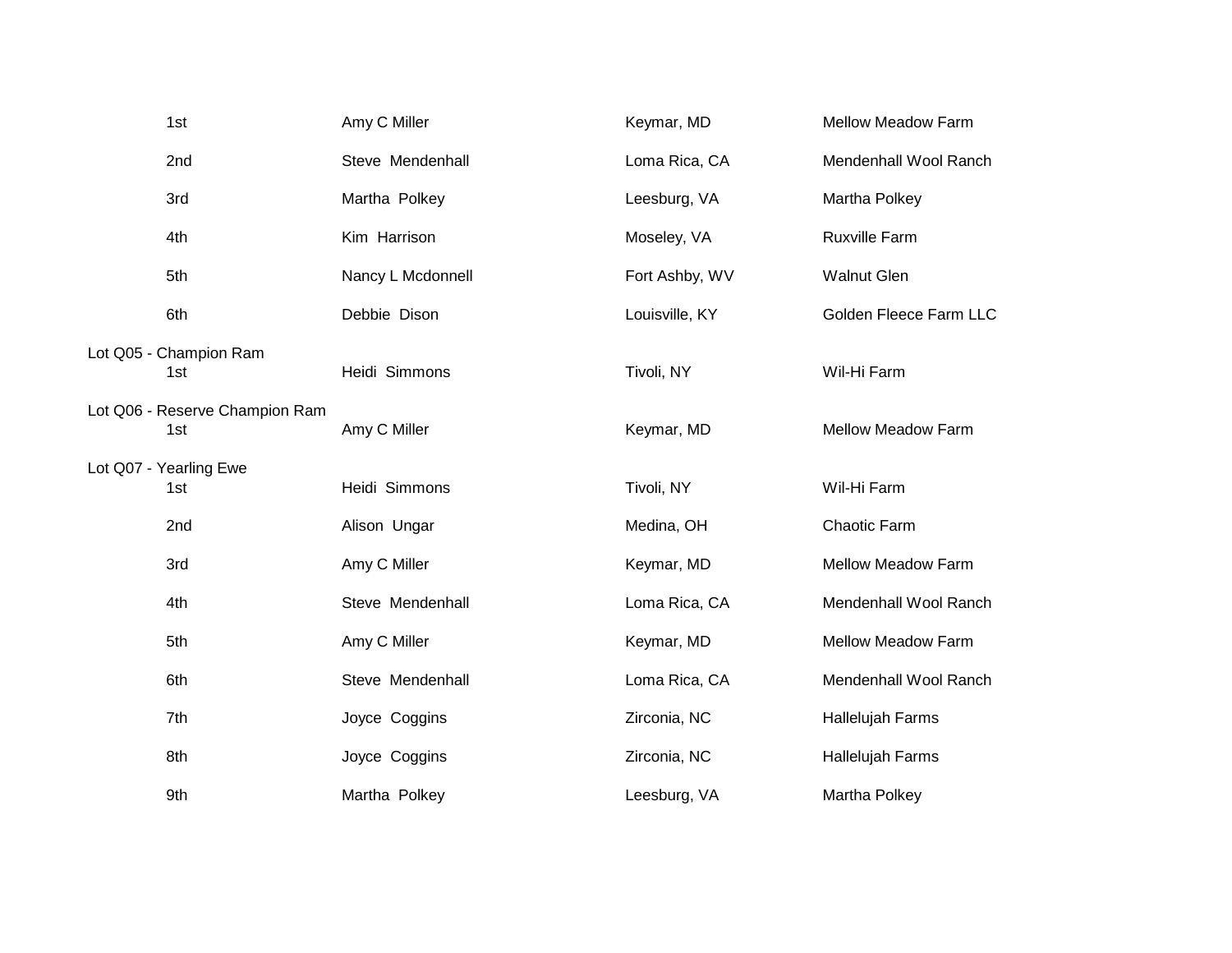| | | | |
|---|---|---|---|
| 1st | Amy C Miller | Keymar, MD | Mellow Meadow Farm |
| 2nd | Steve Mendenhall | Loma Rica, CA | Mendenhall Wool Ranch |
| 3rd | Martha Polkey | Leesburg, VA | Martha Polkey |
| 4th | Kim Harrison | Moseley, VA | Ruxville Farm |
| 5th | Nancy L Mcdonnell | Fort Ashby, WV | Walnut Glen |
| 6th | Debbie Dison | Louisville, KY | Golden Fleece Farm LLC |

Lot Q05 - Champion Ram

| | | | |
|---|---|---|---|
| 1st | Heidi Simmons | Tivoli, NY | Wil-Hi Farm |

Lot Q06 - Reserve Champion Ram

| | | | |
|---|---|---|---|
| 1st | Amy C Miller | Keymar, MD | Mellow Meadow Farm |

Lot Q07 - Yearling Ewe

| | | | |
|---|---|---|---|
| 1st | Heidi Simmons | Tivoli, NY | Wil-Hi Farm |
| 2nd | Alison Ungar | Medina, OH | Chaotic Farm |
| 3rd | Amy C Miller | Keymar, MD | Mellow Meadow Farm |
| 4th | Steve Mendenhall | Loma Rica, CA | Mendenhall Wool Ranch |
| 5th | Amy C Miller | Keymar, MD | Mellow Meadow Farm |
| 6th | Steve Mendenhall | Loma Rica, CA | Mendenhall Wool Ranch |
| 7th | Joyce Coggins | Zirconia, NC | Hallelujah Farms |
| 8th | Joyce Coggins | Zirconia, NC | Hallelujah Farms |
| 9th | Martha Polkey | Leesburg, VA | Martha Polkey |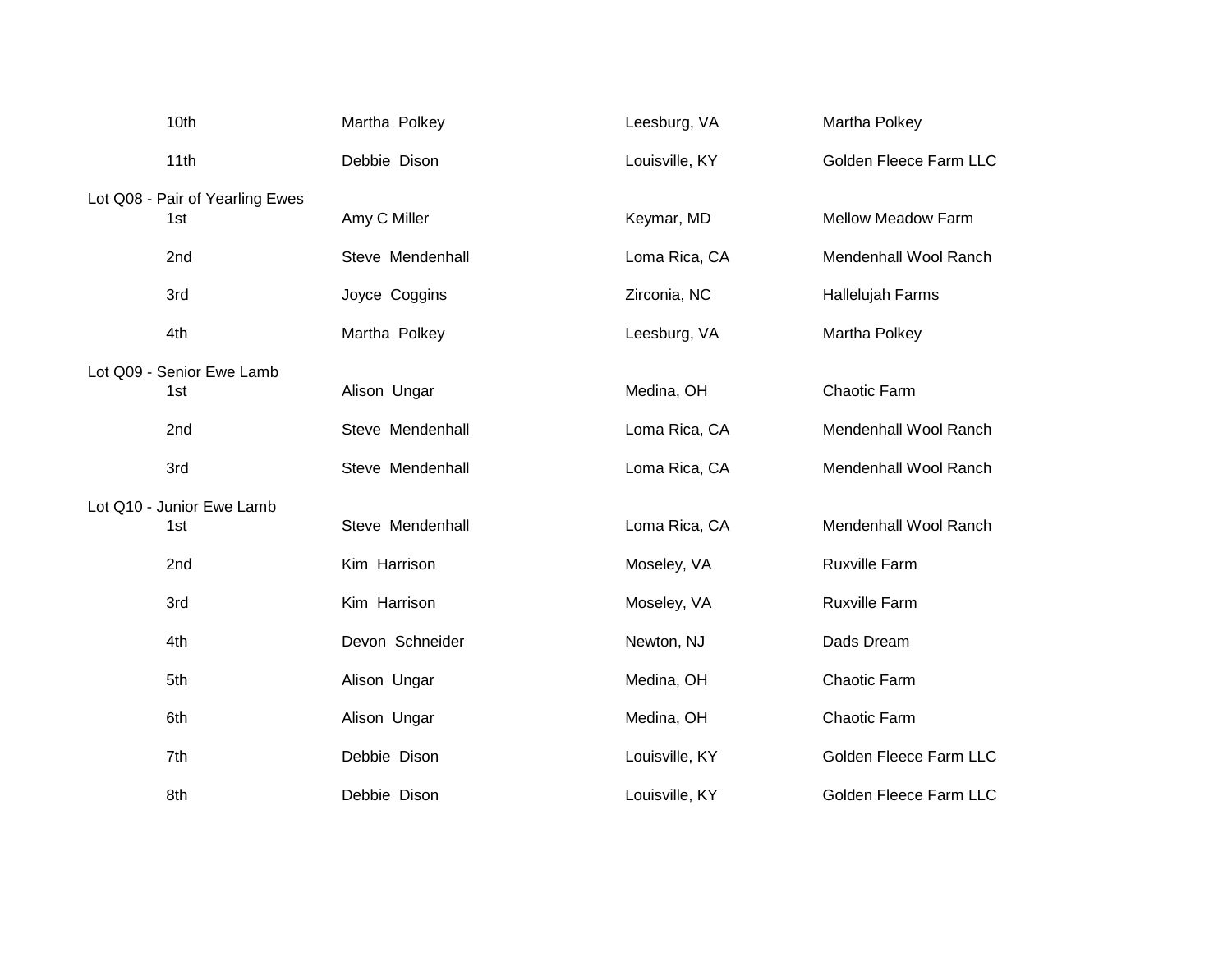| | | | |
|---|---|---|---|
| 10th | Martha Polkey | Leesburg, VA | Martha Polkey |
| 11th | Debbie Dison | Louisville, KY | Golden Fleece Farm LLC |

Lot Q08 - Pair of Yearling Ewes

| | | | |
|---|---|---|---|
| 1st | Amy C Miller | Keymar, MD | Mellow Meadow Farm |
| 2nd | Steve Mendenhall | Loma Rica, CA | Mendenhall Wool Ranch |
| 3rd | Joyce Coggins | Zirconia, NC | Hallelujah Farms |
| 4th | Martha Polkey | Leesburg, VA | Martha Polkey |

Lot Q09 - Senior Ewe Lamb

| | | | |
|---|---|---|---|
| 1st | Alison Ungar | Medina, OH | Chaotic Farm |
| 2nd | Steve Mendenhall | Loma Rica, CA | Mendenhall Wool Ranch |
| 3rd | Steve Mendenhall | Loma Rica, CA | Mendenhall Wool Ranch |

Lot Q10 - Junior Ewe Lamb

| | | | |
|---|---|---|---|
| 1st | Steve Mendenhall | Loma Rica, CA | Mendenhall Wool Ranch |
| 2nd | Kim Harrison | Moseley, VA | Ruxville Farm |
| 3rd | Kim Harrison | Moseley, VA | Ruxville Farm |
| 4th | Devon Schneider | Newton, NJ | Dads Dream |
| 5th | Alison Ungar | Medina, OH | Chaotic Farm |
| 6th | Alison Ungar | Medina, OH | Chaotic Farm |
| 7th | Debbie Dison | Louisville, KY | Golden Fleece Farm LLC |
| 8th | Debbie Dison | Louisville, KY | Golden Fleece Farm LLC |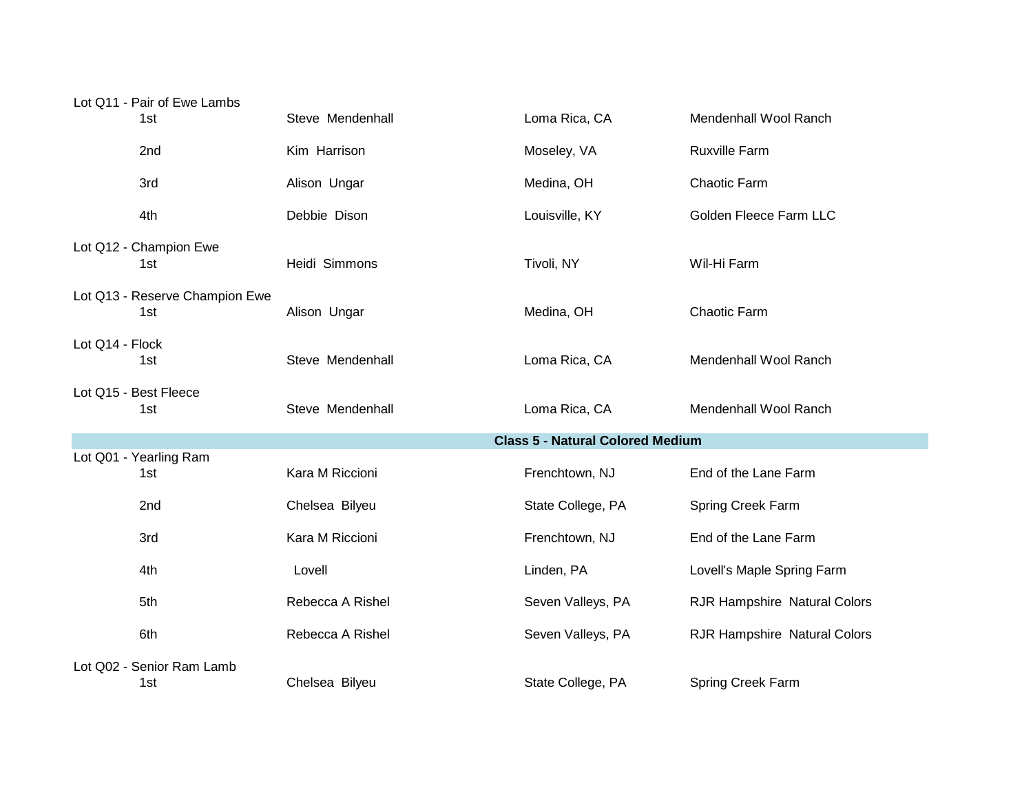Lot Q11 - Pair of Ewe Lambs

| Place | Name | Location | Farm |
|---|---|---|---|
| 1st | Steve Mendenhall | Loma Rica, CA | Mendenhall Wool Ranch |
| 2nd | Kim Harrison | Moseley, VA | Ruxville Farm |
| 3rd | Alison Ungar | Medina, OH | Chaotic Farm |
| 4th | Debbie Dison | Louisville, KY | Golden Fleece Farm LLC |

Lot Q12 - Champion Ewe

| Place | Name | Location | Farm |
|---|---|---|---|
| 1st | Heidi Simmons | Tivoli, NY | Wil-Hi Farm |

Lot Q13 - Reserve Champion Ewe

| Place | Name | Location | Farm |
|---|---|---|---|
| 1st | Alison Ungar | Medina, OH | Chaotic Farm |

Lot Q14 - Flock

| Place | Name | Location | Farm |
|---|---|---|---|
| 1st | Steve Mendenhall | Loma Rica, CA | Mendenhall Wool Ranch |

Lot Q15 - Best Fleece

| Place | Name | Location | Farm |
|---|---|---|---|
| 1st | Steve Mendenhall | Loma Rica, CA | Mendenhall Wool Ranch |

## Class 5 - Natural Colored Medium

Lot Q01 - Yearling Ram

| Place | Name | Location | Farm |
|---|---|---|---|
| 1st | Kara M Riccioni | Frenchtown, NJ | End of the Lane Farm |
| 2nd | Chelsea Bilyeu | State College, PA | Spring Creek Farm |
| 3rd | Kara M Riccioni | Frenchtown, NJ | End of the Lane Farm |
| 4th | Lovell | Linden, PA | Lovell's Maple Spring Farm |
| 5th | Rebecca A Rishel | Seven Valleys, PA | RJR Hampshire Natural Colors |
| 6th | Rebecca A Rishel | Seven Valleys, PA | RJR Hampshire Natural Colors |

Lot Q02 - Senior Ram Lamb

| Place | Name | Location | Farm |
|---|---|---|---|
| 1st | Chelsea Bilyeu | State College, PA | Spring Creek Farm |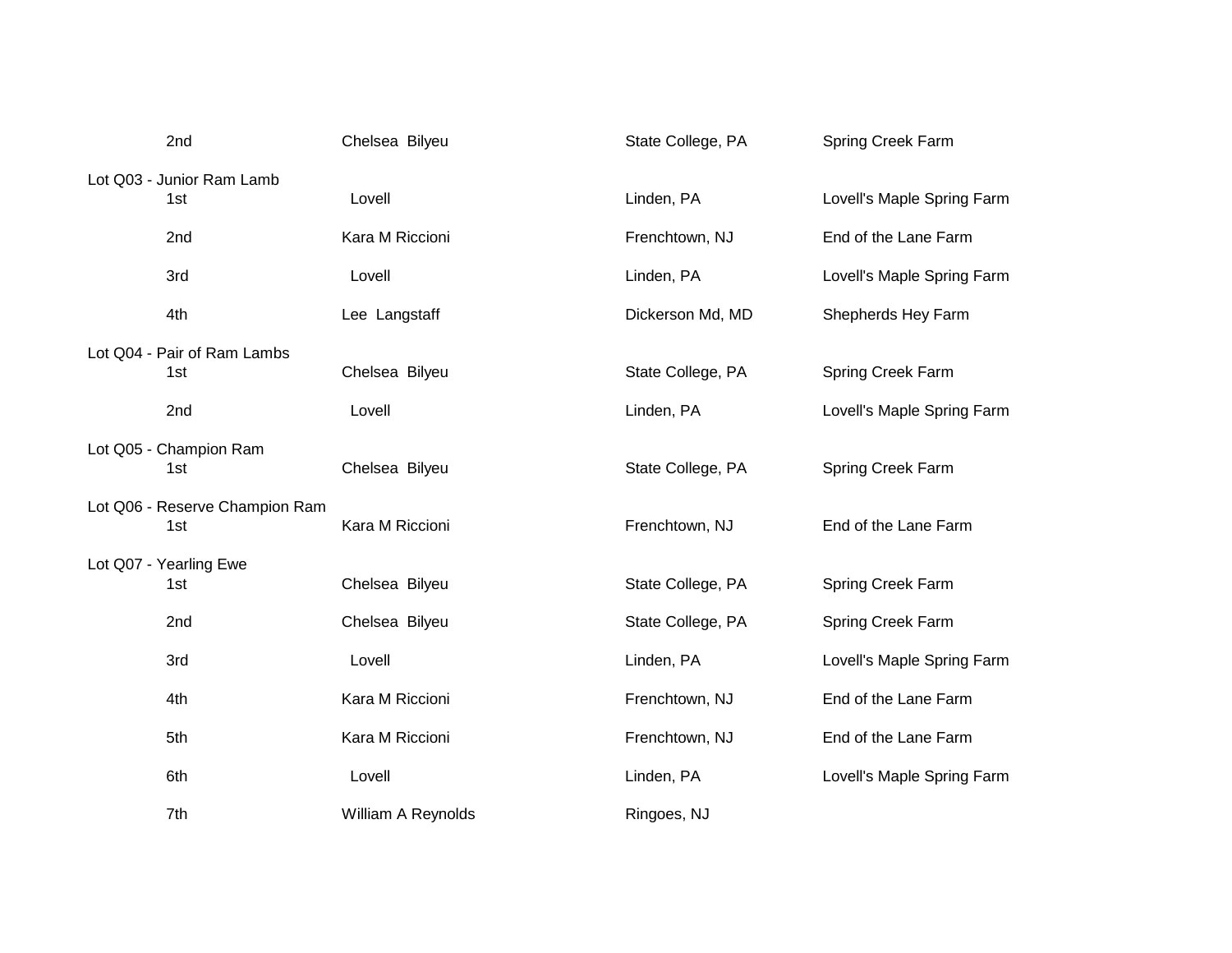| | | | |
|---|---|---|---|
| 2nd | Chelsea Bilyeu | State College, PA | Spring Creek Farm |

Lot Q03 - Junior Ram Lamb

| | | | |
|---|---|---|---|
| 1st | Lovell | Linden, PA | Lovell's Maple Spring Farm |
| 2nd | Kara M Riccioni | Frenchtown, NJ | End of the Lane Farm |
| 3rd | Lovell | Linden, PA | Lovell's Maple Spring Farm |
| 4th | Lee Langstaff | Dickerson Md, MD | Shepherds Hey Farm |

Lot Q04 - Pair of Ram Lambs

| | | | |
|---|---|---|---|
| 1st | Chelsea Bilyeu | State College, PA | Spring Creek Farm |
| 2nd | Lovell | Linden, PA | Lovell's Maple Spring Farm |

Lot Q05 - Champion Ram

| | | | |
|---|---|---|---|
| 1st | Chelsea Bilyeu | State College, PA | Spring Creek Farm |

Lot Q06 - Reserve Champion Ram

| | | | |
|---|---|---|---|
| 1st | Kara M Riccioni | Frenchtown, NJ | End of the Lane Farm |

Lot Q07 - Yearling Ewe

| | | | |
|---|---|---|---|
| 1st | Chelsea Bilyeu | State College, PA | Spring Creek Farm |
| 2nd | Chelsea Bilyeu | State College, PA | Spring Creek Farm |
| 3rd | Lovell | Linden, PA | Lovell's Maple Spring Farm |
| 4th | Kara M Riccioni | Frenchtown, NJ | End of the Lane Farm |
| 5th | Kara M Riccioni | Frenchtown, NJ | End of the Lane Farm |
| 6th | Lovell | Linden, PA | Lovell's Maple Spring Farm |
| 7th | William A Reynolds | Ringoes, NJ | |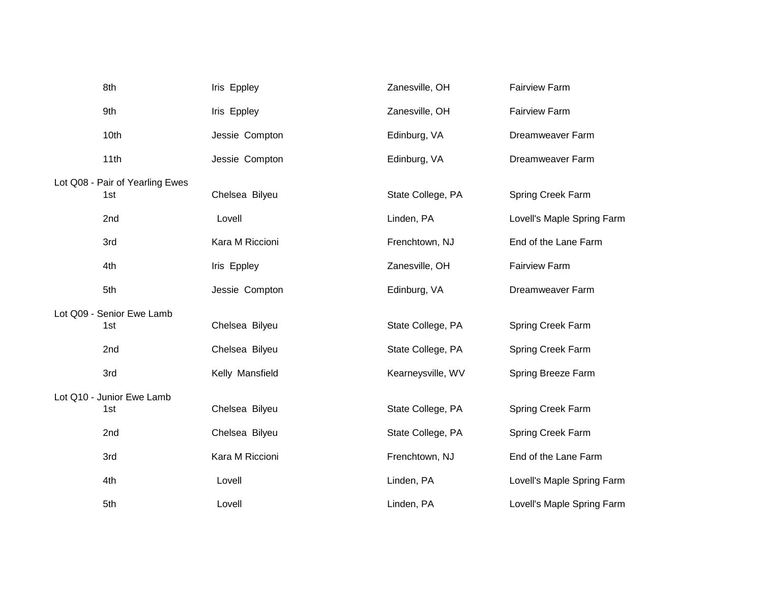| | | | |
|---|---|---|---|
| 8th | Iris Eppley | Zanesville, OH | Fairview Farm |
| 9th | Iris Eppley | Zanesville, OH | Fairview Farm |
| 10th | Jessie Compton | Edinburg, VA | Dreamweaver Farm |
| 11th | Jessie Compton | Edinburg, VA | Dreamweaver Farm |

Lot Q08 - Pair of Yearling Ewes

| | | | |
|---|---|---|---|
| 1st | Chelsea Bilyeu | State College, PA | Spring Creek Farm |
| 2nd | Lovell | Linden, PA | Lovell's Maple Spring Farm |
| 3rd | Kara M Riccioni | Frenchtown, NJ | End of the Lane Farm |
| 4th | Iris Eppley | Zanesville, OH | Fairview Farm |
| 5th | Jessie Compton | Edinburg, VA | Dreamweaver Farm |

Lot Q09 - Senior Ewe Lamb

| | | | |
|---|---|---|---|
| 1st | Chelsea Bilyeu | State College, PA | Spring Creek Farm |
| 2nd | Chelsea Bilyeu | State College, PA | Spring Creek Farm |
| 3rd | Kelly Mansfield | Kearneysville, WV | Spring Breeze Farm |

Lot Q10 - Junior Ewe Lamb

| | | | |
|---|---|---|---|
| 1st | Chelsea Bilyeu | State College, PA | Spring Creek Farm |
| 2nd | Chelsea Bilyeu | State College, PA | Spring Creek Farm |
| 3rd | Kara M Riccioni | Frenchtown, NJ | End of the Lane Farm |
| 4th | Lovell | Linden, PA | Lovell's Maple Spring Farm |
| 5th | Lovell | Linden, PA | Lovell's Maple Spring Farm |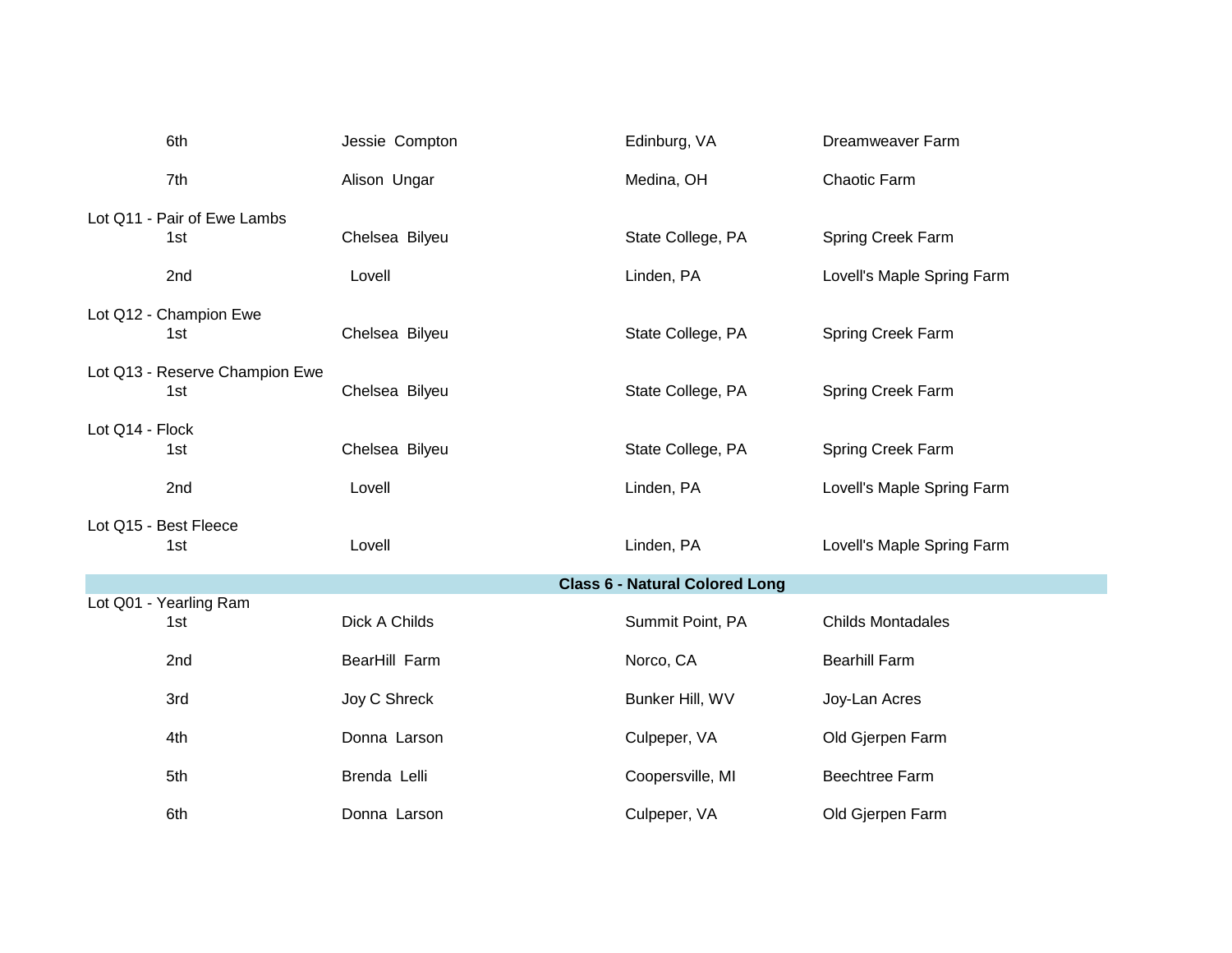| | | | |
|---|---|---|---|
| 6th | Jessie Compton | Edinburg, VA | Dreamweaver Farm |
| 7th | Alison Ungar | Medina, OH | Chaotic Farm |

**Lot Q11 - Pair of Ewe Lambs**

| | | | |
|---|---|---|---|
| 1st | Chelsea Bilyeu | State College, PA | Spring Creek Farm |
| 2nd | Lovell | Linden, PA | Lovell's Maple Spring Farm |

**Lot Q12 - Champion Ewe**

| | | | |
|---|---|---|---|
| 1st | Chelsea Bilyeu | State College, PA | Spring Creek Farm |

**Lot Q13 - Reserve Champion Ewe**

| | | | |
|---|---|---|---|
| 1st | Chelsea Bilyeu | State College, PA | Spring Creek Farm |

**Lot Q14 - Flock**

| | | | |
|---|---|---|---|
| 1st | Chelsea Bilyeu | State College, PA | Spring Creek Farm |
| 2nd | Lovell | Linden, PA | Lovell's Maple Spring Farm |

**Lot Q15 - Best Fleece**

| | | | |
|---|---|---|---|
| 1st | Lovell | Linden, PA | Lovell's Maple Spring Farm |

## Class 6 - Natural Colored Long

**Lot Q01 - Yearling Ram**

| | | | |
|---|---|---|---|
| 1st | Dick A Childs | Summit Point, PA | Childs Montadales |
| 2nd | BearHill Farm | Norco, CA | Bearhill Farm |
| 3rd | Joy C Shreck | Bunker Hill, WV | Joy-Lan Acres |
| 4th | Donna Larson | Culpeper, VA | Old Gjerpen Farm |
| 5th | Brenda Lelli | Coopersville, MI | Beechtree Farm |
| 6th | Donna Larson | Culpeper, VA | Old Gjerpen Farm |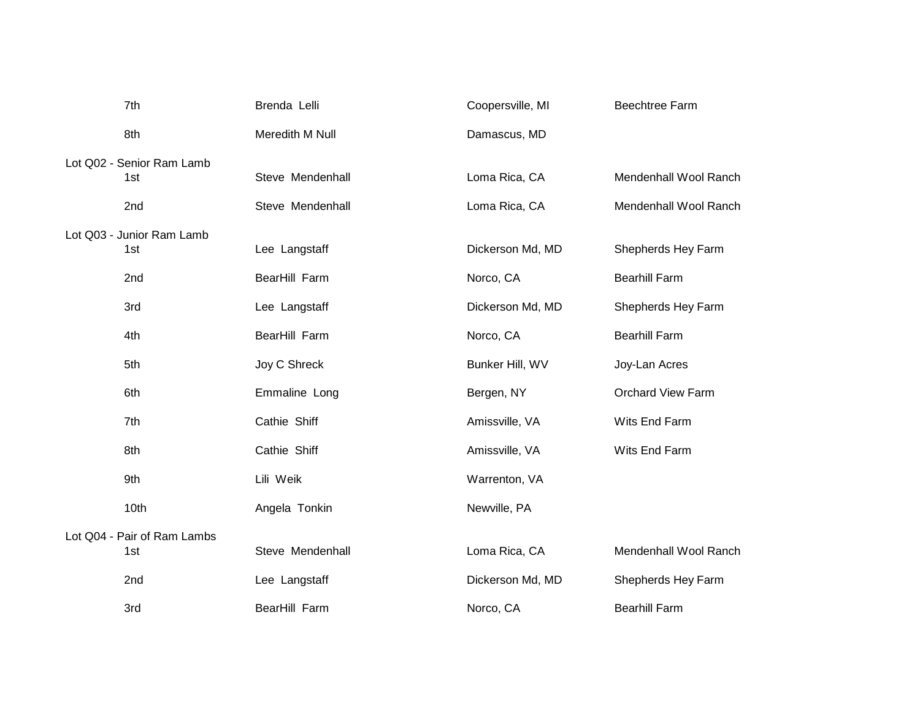| | | | |
|---|---|---|---|
| 7th | Brenda Lelli | Coopersville, MI | Beechtree Farm |
| 8th | Meredith M Null | Damascus, MD | |

Lot Q02 - Senior Ram Lamb

| | | | |
|---|---|---|---|
| 1st | Steve Mendenhall | Loma Rica, CA | Mendenhall Wool Ranch |
| 2nd | Steve Mendenhall | Loma Rica, CA | Mendenhall Wool Ranch |

Lot Q03 - Junior Ram Lamb

| | | | |
|---|---|---|---|
| 1st | Lee Langstaff | Dickerson Md, MD | Shepherds Hey Farm |
| 2nd | BearHill Farm | Norco, CA | Bearhill Farm |
| 3rd | Lee Langstaff | Dickerson Md, MD | Shepherds Hey Farm |
| 4th | BearHill Farm | Norco, CA | Bearhill Farm |
| 5th | Joy C Shreck | Bunker Hill, WV | Joy-Lan Acres |
| 6th | Emmaline Long | Bergen, NY | Orchard View Farm |
| 7th | Cathie Shiff | Amissville, VA | Wits End Farm |
| 8th | Cathie Shiff | Amissville, VA | Wits End Farm |
| 9th | Lili Weik | Warrenton, VA | |
| 10th | Angela Tonkin | Newville, PA | |

Lot Q04 - Pair of Ram Lambs

| | | | |
|---|---|---|---|
| 1st | Steve Mendenhall | Loma Rica, CA | Mendenhall Wool Ranch |
| 2nd | Lee Langstaff | Dickerson Md, MD | Shepherds Hey Farm |
| 3rd | BearHill Farm | Norco, CA | Bearhill Farm |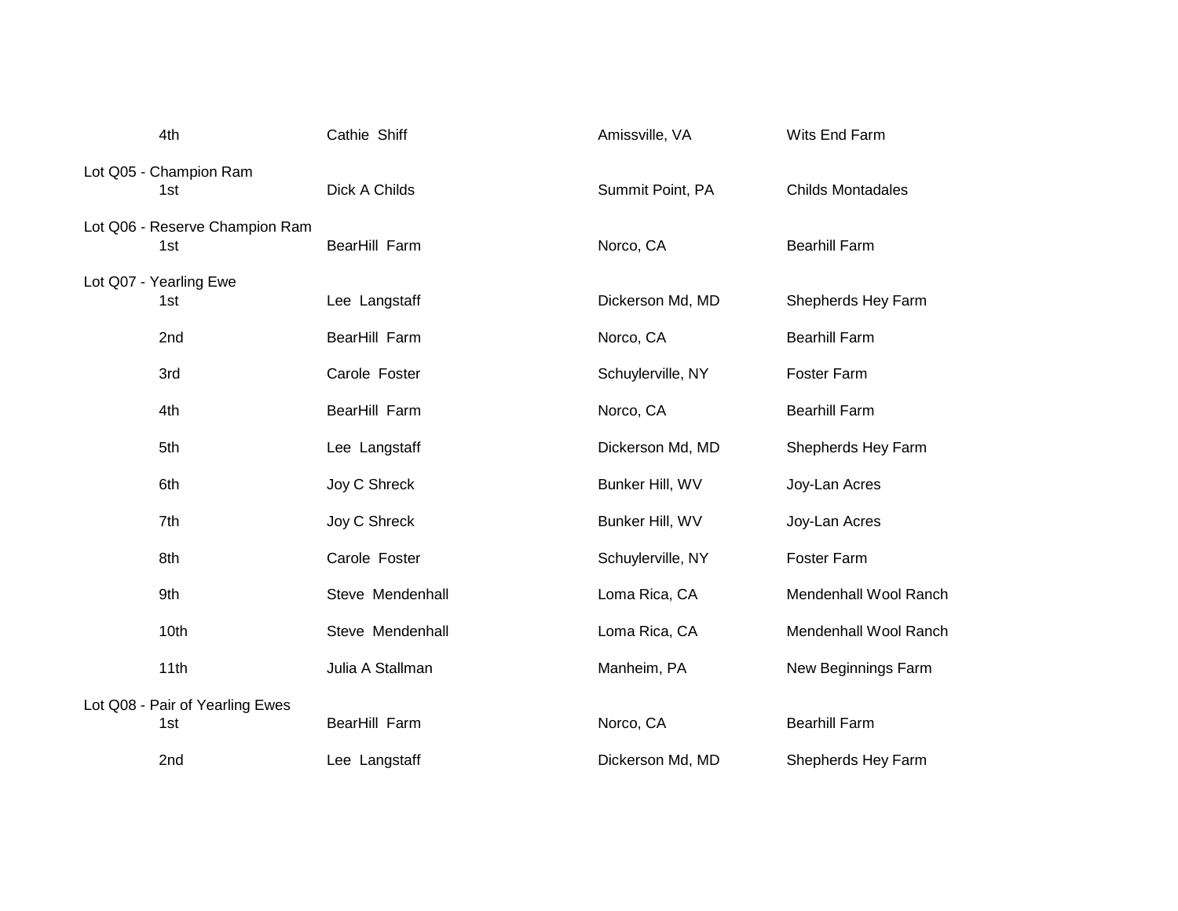| | | | |
|---|---|---|---|
| 4th | Cathie Shiff | Amissville, VA | Wits End Farm |

Lot Q05 - Champion Ram

| | | | |
|---|---|---|---|
| 1st | Dick A Childs | Summit Point, PA | Childs Montadales |

Lot Q06 - Reserve Champion Ram

| | | | |
|---|---|---|---|
| 1st | BearHill Farm | Norco, CA | Bearhill Farm |

Lot Q07 - Yearling Ewe

| | | | |
|---|---|---|---|
| 1st | Lee Langstaff | Dickerson Md, MD | Shepherds Hey Farm |
| 2nd | BearHill Farm | Norco, CA | Bearhill Farm |
| 3rd | Carole Foster | Schuylerville, NY | Foster Farm |
| 4th | BearHill Farm | Norco, CA | Bearhill Farm |
| 5th | Lee Langstaff | Dickerson Md, MD | Shepherds Hey Farm |
| 6th | Joy C Shreck | Bunker Hill, WV | Joy-Lan Acres |
| 7th | Joy C Shreck | Bunker Hill, WV | Joy-Lan Acres |
| 8th | Carole Foster | Schuylerville, NY | Foster Farm |
| 9th | Steve Mendenhall | Loma Rica, CA | Mendenhall Wool Ranch |
| 10th | Steve Mendenhall | Loma Rica, CA | Mendenhall Wool Ranch |
| 11th | Julia A Stallman | Manheim, PA | New Beginnings Farm |

Lot Q08 - Pair of Yearling Ewes

| | | | |
|---|---|---|---|
| 1st | BearHill Farm | Norco, CA | Bearhill Farm |
| 2nd | Lee Langstaff | Dickerson Md, MD | Shepherds Hey Farm |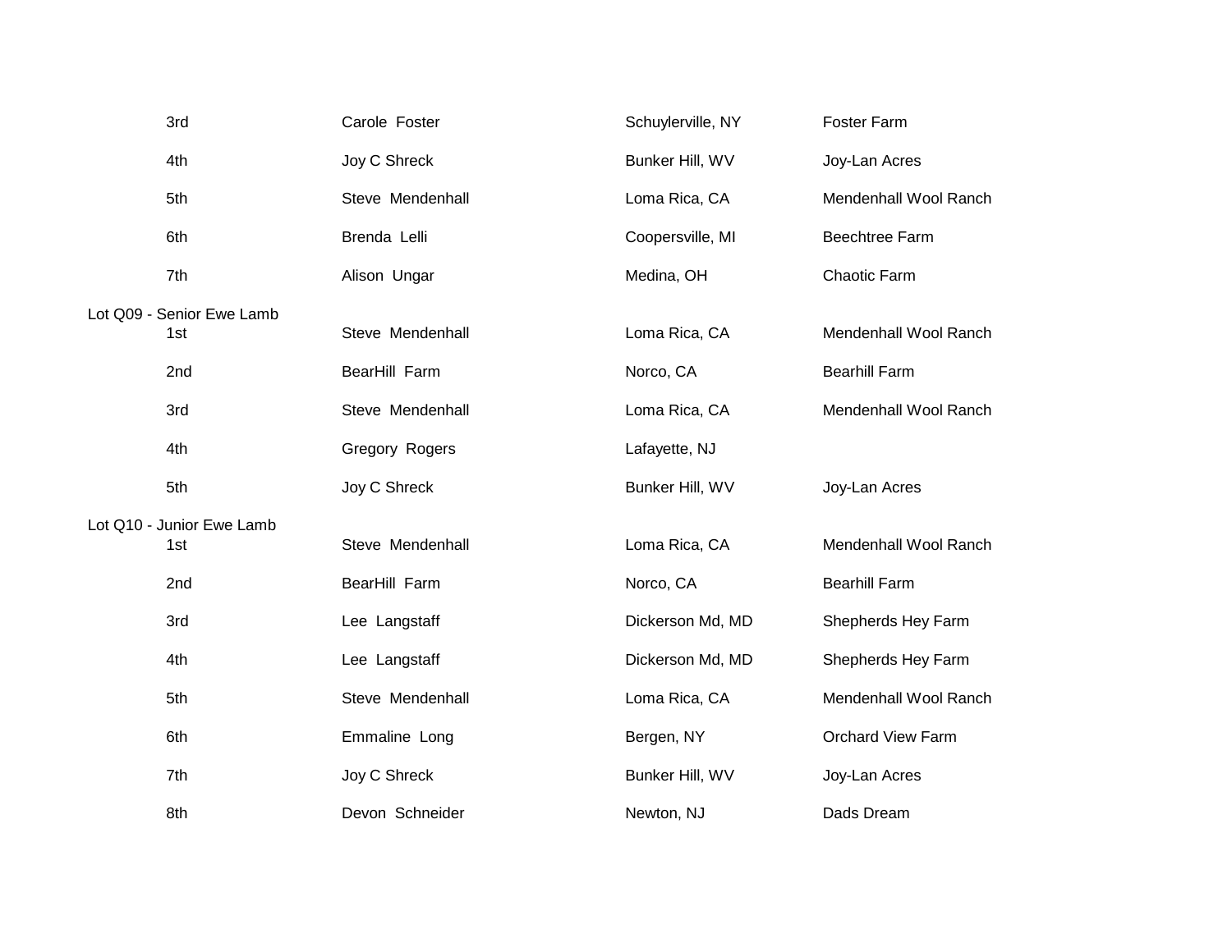| Place | Name | Location | Farm |
|---|---|---|---|
| 3rd | Carole  Foster | Schuylerville, NY | Foster Farm |
| 4th | Joy C Shreck | Bunker Hill, WV | Joy-Lan Acres |
| 5th | Steve  Mendenhall | Loma Rica, CA | Mendenhall Wool Ranch |
| 6th | Brenda  Lelli | Coopersville, MI | Beechtree Farm |
| 7th | Alison  Ungar | Medina, OH | Chaotic Farm |

Lot Q09 - Senior Ewe Lamb

| Place | Name | Location | Farm |
|---|---|---|---|
| 1st | Steve  Mendenhall | Loma Rica, CA | Mendenhall Wool Ranch |
| 2nd | BearHill  Farm | Norco, CA | Bearhill Farm |
| 3rd | Steve  Mendenhall | Loma Rica, CA | Mendenhall Wool Ranch |
| 4th | Gregory  Rogers | Lafayette, NJ | |
| 5th | Joy C Shreck | Bunker Hill, WV | Joy-Lan Acres |

Lot Q10 - Junior Ewe Lamb

| Place | Name | Location | Farm |
|---|---|---|---|
| 1st | Steve  Mendenhall | Loma Rica, CA | Mendenhall Wool Ranch |
| 2nd | BearHill  Farm | Norco, CA | Bearhill Farm |
| 3rd | Lee  Langstaff | Dickerson Md, MD | Shepherds Hey Farm |
| 4th | Lee  Langstaff | Dickerson Md, MD | Shepherds Hey Farm |
| 5th | Steve  Mendenhall | Loma Rica, CA | Mendenhall Wool Ranch |
| 6th | Emmaline  Long | Bergen, NY | Orchard View Farm |
| 7th | Joy C Shreck | Bunker Hill, WV | Joy-Lan Acres |
| 8th | Devon  Schneider | Newton, NJ | Dads Dream |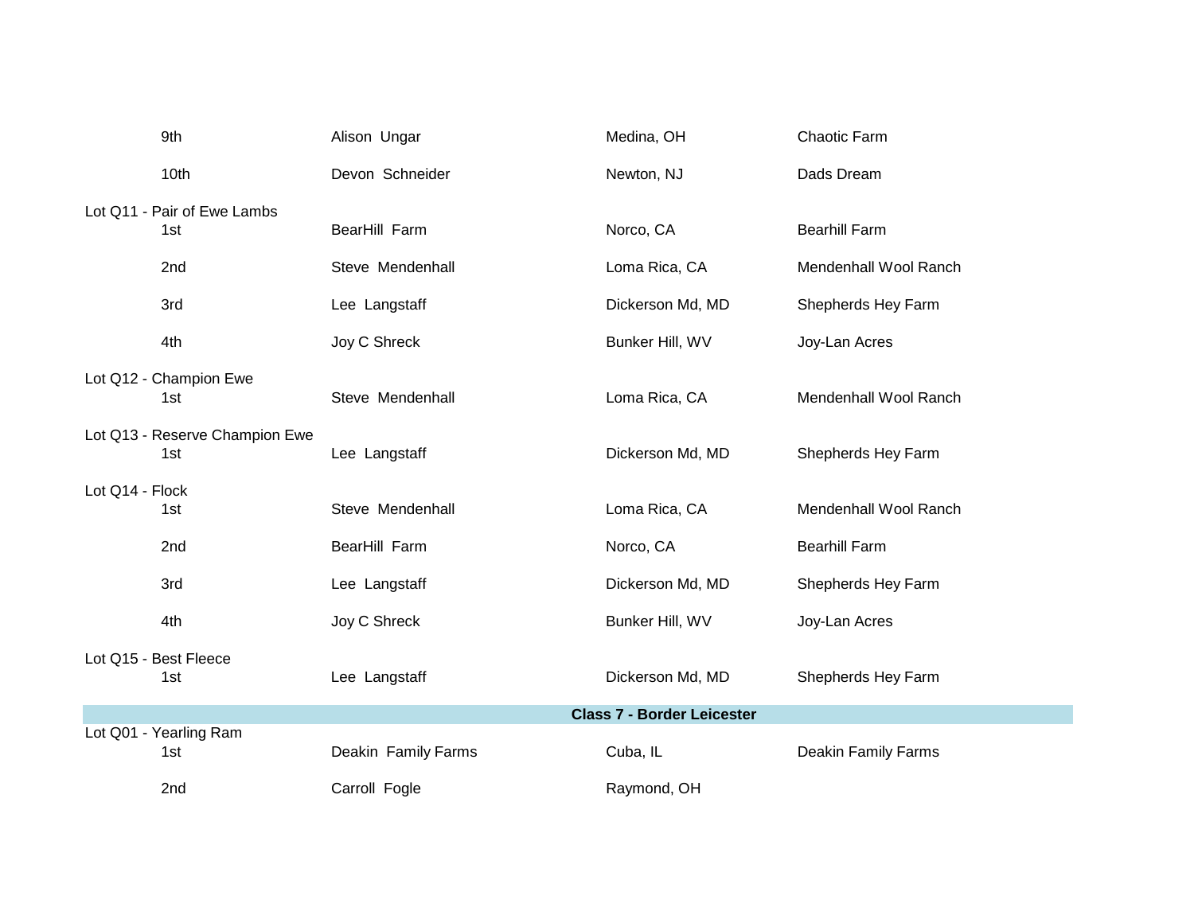| | | | |
|---|---|---|---|
| 9th | Alison Ungar | Medina, OH | Chaotic Farm |
| 10th | Devon Schneider | Newton, NJ | Dads Dream |

**Lot Q11 - Pair of Ewe Lambs**

| | | | |
|---|---|---|---|
| 1st | BearHill Farm | Norco, CA | Bearhill Farm |
| 2nd | Steve Mendenhall | Loma Rica, CA | Mendenhall Wool Ranch |
| 3rd | Lee Langstaff | Dickerson Md, MD | Shepherds Hey Farm |
| 4th | Joy C Shreck | Bunker Hill, WV | Joy-Lan Acres |

**Lot Q12 - Champion Ewe**

| | | | |
|---|---|---|---|
| 1st | Steve Mendenhall | Loma Rica, CA | Mendenhall Wool Ranch |

**Lot Q13 - Reserve Champion Ewe**

| | | | |
|---|---|---|---|
| 1st | Lee Langstaff | Dickerson Md, MD | Shepherds Hey Farm |

**Lot Q14 - Flock**

| | | | |
|---|---|---|---|
| 1st | Steve Mendenhall | Loma Rica, CA | Mendenhall Wool Ranch |
| 2nd | BearHill Farm | Norco, CA | Bearhill Farm |
| 3rd | Lee Langstaff | Dickerson Md, MD | Shepherds Hey Farm |
| 4th | Joy C Shreck | Bunker Hill, WV | Joy-Lan Acres |

**Lot Q15 - Best Fleece**

| | | | |
|---|---|---|---|
| 1st | Lee Langstaff | Dickerson Md, MD | Shepherds Hey Farm |

## Class 7 - Border Leicester

**Lot Q01 - Yearling Ram**

| | | | |
|---|---|---|---|
| 1st | Deakin Family Farms | Cuba, IL | Deakin Family Farms |
| 2nd | Carroll Fogle | Raymond, OH | |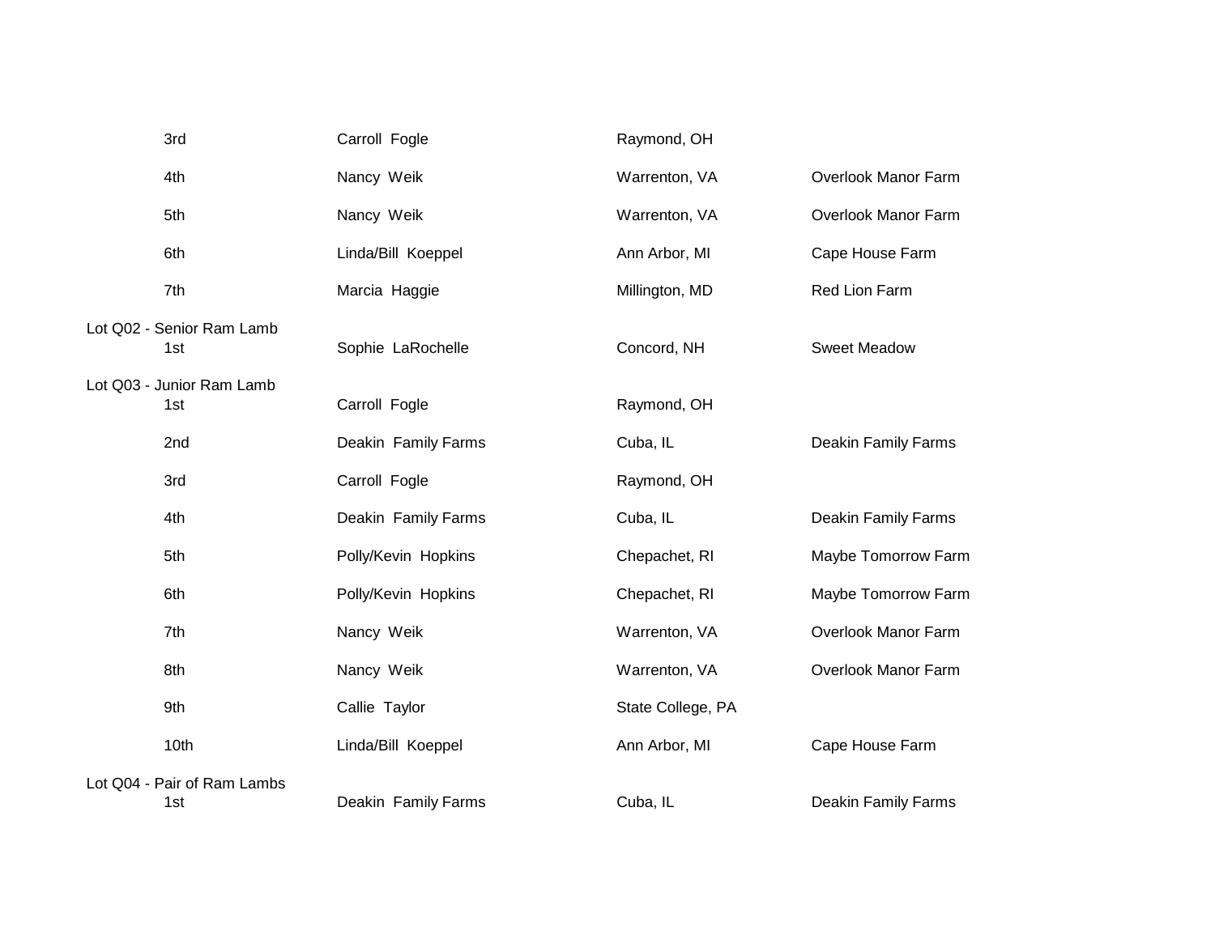| | | | |
|---|---|---|---|
| 3rd | Carroll Fogle | Raymond, OH | |
| 4th | Nancy Weik | Warrenton, VA | Overlook Manor Farm |
| 5th | Nancy Weik | Warrenton, VA | Overlook Manor Farm |
| 6th | Linda/Bill Koeppel | Ann Arbor, MI | Cape House Farm |
| 7th | Marcia Haggie | Millington, MD | Red Lion Farm |

Lot Q02 - Senior Ram Lamb

| | | | |
|---|---|---|---|
| 1st | Sophie LaRochelle | Concord, NH | Sweet Meadow |

Lot Q03 - Junior Ram Lamb

| | | | |
|---|---|---|---|
| 1st | Carroll Fogle | Raymond, OH | |
| 2nd | Deakin Family Farms | Cuba, IL | Deakin Family Farms |
| 3rd | Carroll Fogle | Raymond, OH | |
| 4th | Deakin Family Farms | Cuba, IL | Deakin Family Farms |
| 5th | Polly/Kevin Hopkins | Chepachet, RI | Maybe Tomorrow Farm |
| 6th | Polly/Kevin Hopkins | Chepachet, RI | Maybe Tomorrow Farm |
| 7th | Nancy Weik | Warrenton, VA | Overlook Manor Farm |
| 8th | Nancy Weik | Warrenton, VA | Overlook Manor Farm |
| 9th | Callie Taylor | State College, PA | |
| 10th | Linda/Bill Koeppel | Ann Arbor, MI | Cape House Farm |

Lot Q04 - Pair of Ram Lambs

| | | | |
|---|---|---|---|
| 1st | Deakin Family Farms | Cuba, IL | Deakin Family Farms |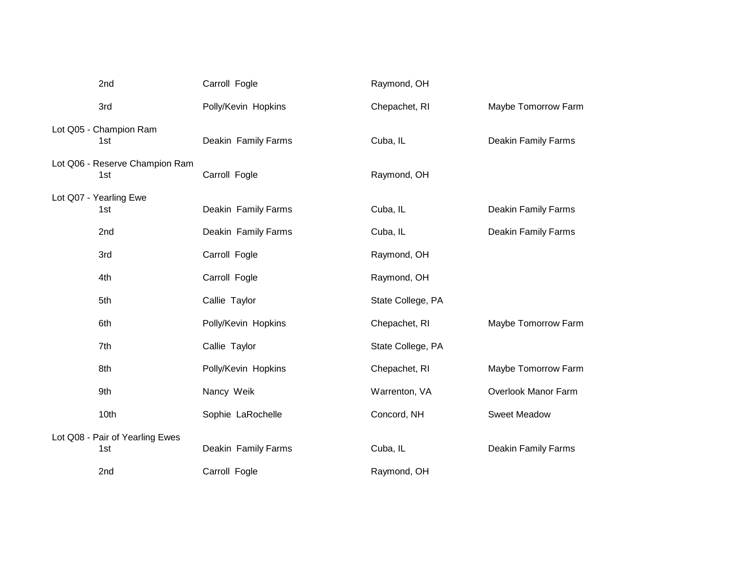| | | | |
|---|---|---|---|
| 2nd | Carroll Fogle | Raymond, OH | |
| 3rd | Polly/Kevin Hopkins | Chepachet, RI | Maybe Tomorrow Farm |

Lot Q05 - Champion Ram

| | | | |
|---|---|---|---|
| 1st | Deakin Family Farms | Cuba, IL | Deakin Family Farms |

Lot Q06 - Reserve Champion Ram

| | | | |
|---|---|---|---|
| 1st | Carroll Fogle | Raymond, OH | |

Lot Q07 - Yearling Ewe

| | | | |
|---|---|---|---|
| 1st | Deakin Family Farms | Cuba, IL | Deakin Family Farms |
| 2nd | Deakin Family Farms | Cuba, IL | Deakin Family Farms |
| 3rd | Carroll Fogle | Raymond, OH | |
| 4th | Carroll Fogle | Raymond, OH | |
| 5th | Callie Taylor | State College, PA | |
| 6th | Polly/Kevin Hopkins | Chepachet, RI | Maybe Tomorrow Farm |
| 7th | Callie Taylor | State College, PA | |
| 8th | Polly/Kevin Hopkins | Chepachet, RI | Maybe Tomorrow Farm |
| 9th | Nancy Weik | Warrenton, VA | Overlook Manor Farm |
| 10th | Sophie LaRochelle | Concord, NH | Sweet Meadow |

Lot Q08 - Pair of Yearling Ewes

| | | | |
|---|---|---|---|
| 1st | Deakin Family Farms | Cuba, IL | Deakin Family Farms |
| 2nd | Carroll Fogle | Raymond, OH | |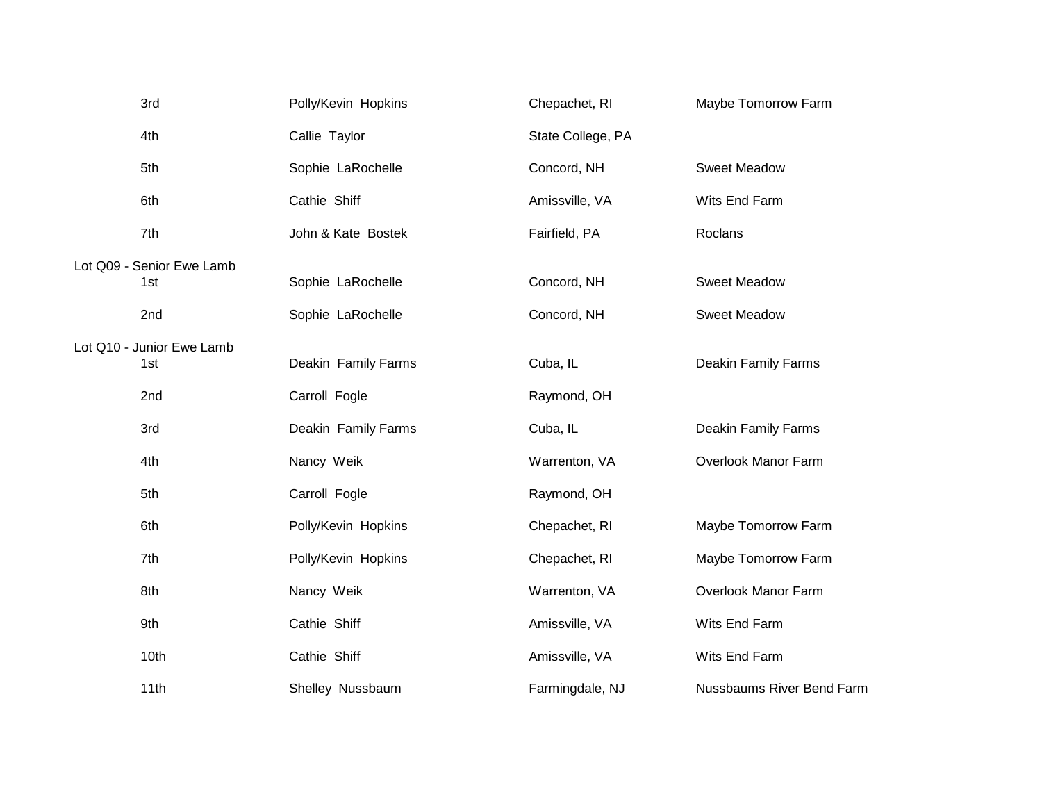| | | | |
|---|---|---|---|
| 3rd | Polly/Kevin Hopkins | Chepachet, RI | Maybe Tomorrow Farm |
| 4th | Callie Taylor | State College, PA | |
| 5th | Sophie LaRochelle | Concord, NH | Sweet Meadow |
| 6th | Cathie Shiff | Amissville, VA | Wits End Farm |
| 7th | John & Kate Bostek | Fairfield, PA | Roclans |

Lot Q09 - Senior Ewe Lamb

| | | | |
|---|---|---|---|
| 1st | Sophie LaRochelle | Concord, NH | Sweet Meadow |
| 2nd | Sophie LaRochelle | Concord, NH | Sweet Meadow |

Lot Q10 - Junior Ewe Lamb

| | | | |
|---|---|---|---|
| 1st | Deakin Family Farms | Cuba, IL | Deakin Family Farms |
| 2nd | Carroll Fogle | Raymond, OH | |
| 3rd | Deakin Family Farms | Cuba, IL | Deakin Family Farms |
| 4th | Nancy Weik | Warrenton, VA | Overlook Manor Farm |
| 5th | Carroll Fogle | Raymond, OH | |
| 6th | Polly/Kevin Hopkins | Chepachet, RI | Maybe Tomorrow Farm |
| 7th | Polly/Kevin Hopkins | Chepachet, RI | Maybe Tomorrow Farm |
| 8th | Nancy Weik | Warrenton, VA | Overlook Manor Farm |
| 9th | Cathie Shiff | Amissville, VA | Wits End Farm |
| 10th | Cathie Shiff | Amissville, VA | Wits End Farm |
| 11th | Shelley Nussbaum | Farmingdale, NJ | Nussbaums River Bend Farm |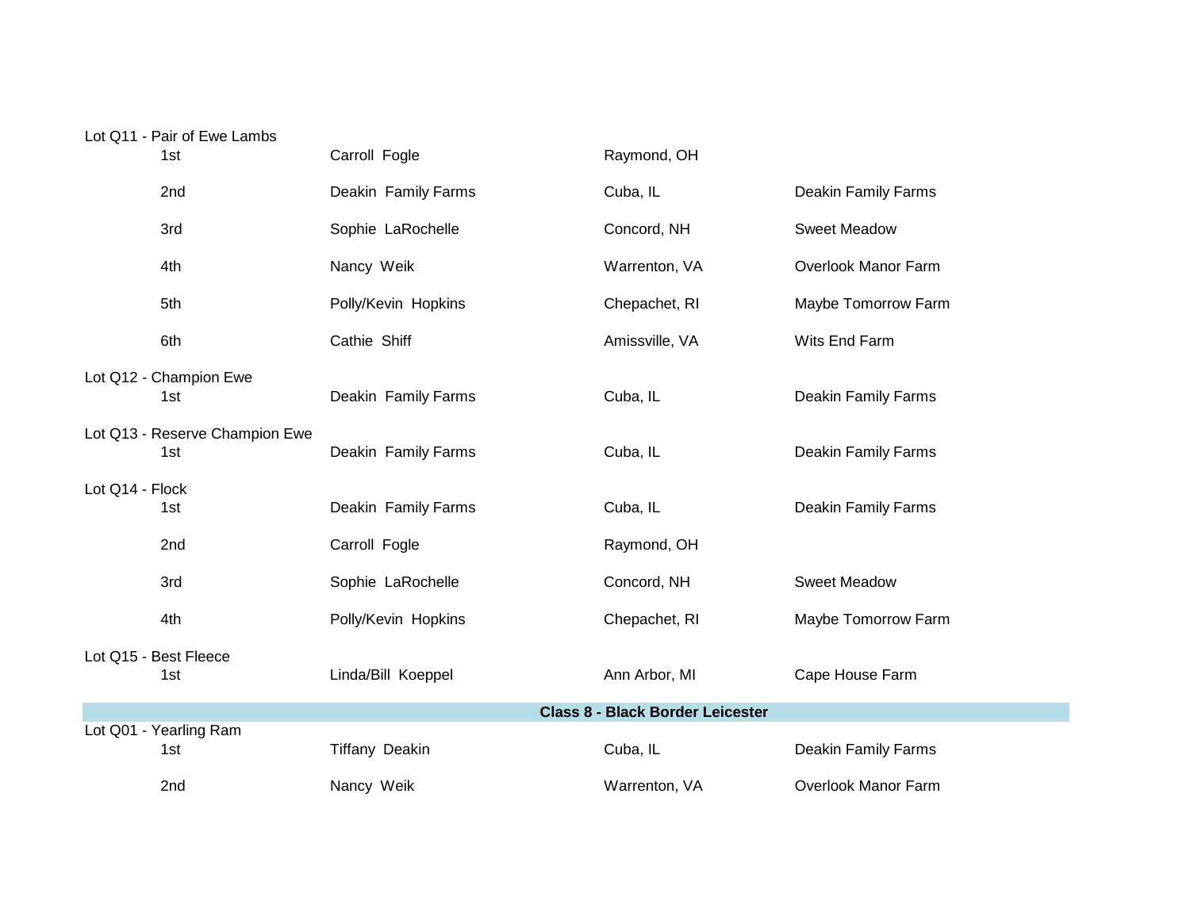Lot Q11 - Pair of Ewe Lambs

| Place | Name | Location | Farm |
|---|---|---|---|
| 1st | Carroll Fogle | Raymond, OH | |
| 2nd | Deakin Family Farms | Cuba, IL | Deakin Family Farms |
| 3rd | Sophie LaRochelle | Concord, NH | Sweet Meadow |
| 4th | Nancy Weik | Warrenton, VA | Overlook Manor Farm |
| 5th | Polly/Kevin Hopkins | Chepachet, RI | Maybe Tomorrow Farm |
| 6th | Cathie Shiff | Amissville, VA | Wits End Farm |

Lot Q12 - Champion Ewe

| Place | Name | Location | Farm |
|---|---|---|---|
| 1st | Deakin Family Farms | Cuba, IL | Deakin Family Farms |

Lot Q13 - Reserve Champion Ewe

| Place | Name | Location | Farm |
|---|---|---|---|
| 1st | Deakin Family Farms | Cuba, IL | Deakin Family Farms |

Lot Q14 - Flock

| Place | Name | Location | Farm |
|---|---|---|---|
| 1st | Deakin Family Farms | Cuba, IL | Deakin Family Farms |
| 2nd | Carroll Fogle | Raymond, OH | |
| 3rd | Sophie LaRochelle | Concord, NH | Sweet Meadow |
| 4th | Polly/Kevin Hopkins | Chepachet, RI | Maybe Tomorrow Farm |

Lot Q15 - Best Fleece

| Place | Name | Location | Farm |
|---|---|---|---|
| 1st | Linda/Bill Koeppel | Ann Arbor, MI | Cape House Farm |

## Class 8 - Black Border Leicester

Lot Q01 - Yearling Ram

| Place | Name | Location | Farm |
|---|---|---|---|
| 1st | Tiffany Deakin | Cuba, IL | Deakin Family Farms |
| 2nd | Nancy Weik | Warrenton, VA | Overlook Manor Farm |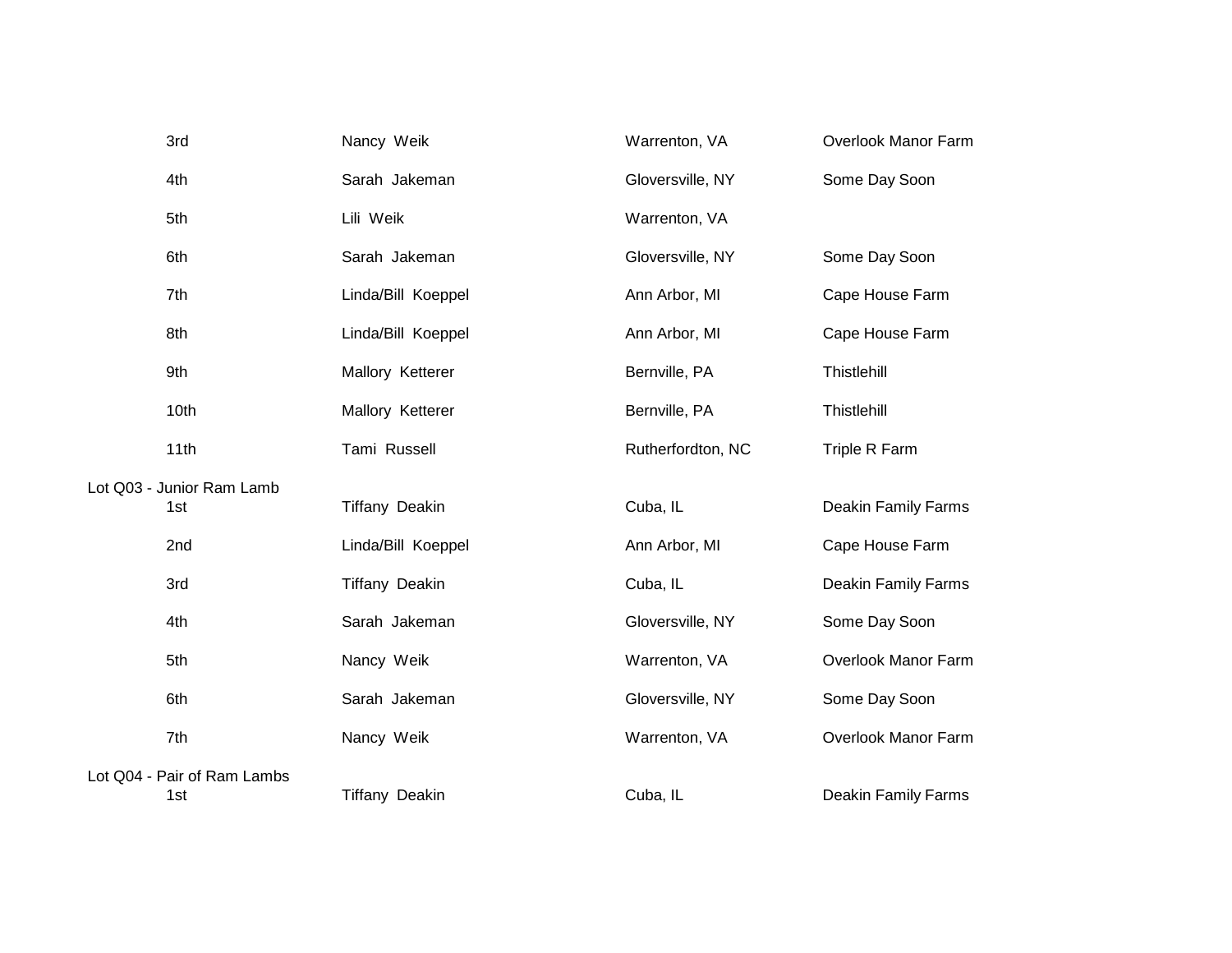| | | | |
|---|---|---|---|
| 3rd | Nancy Weik | Warrenton, VA | Overlook Manor Farm |
| 4th | Sarah Jakeman | Gloversville, NY | Some Day Soon |
| 5th | Lili Weik | Warrenton, VA | |
| 6th | Sarah Jakeman | Gloversville, NY | Some Day Soon |
| 7th | Linda/Bill Koeppel | Ann Arbor, MI | Cape House Farm |
| 8th | Linda/Bill Koeppel | Ann Arbor, MI | Cape House Farm |
| 9th | Mallory Ketterer | Bernville, PA | Thistlehill |
| 10th | Mallory Ketterer | Bernville, PA | Thistlehill |
| 11th | Tami Russell | Rutherfordton, NC | Triple R Farm |

Lot Q03 - Junior Ram Lamb

| | | | |
|---|---|---|---|
| 1st | Tiffany Deakin | Cuba, IL | Deakin Family Farms |
| 2nd | Linda/Bill Koeppel | Ann Arbor, MI | Cape House Farm |
| 3rd | Tiffany Deakin | Cuba, IL | Deakin Family Farms |
| 4th | Sarah Jakeman | Gloversville, NY | Some Day Soon |
| 5th | Nancy Weik | Warrenton, VA | Overlook Manor Farm |
| 6th | Sarah Jakeman | Gloversville, NY | Some Day Soon |
| 7th | Nancy Weik | Warrenton, VA | Overlook Manor Farm |

Lot Q04 - Pair of Ram Lambs

| | | | |
|---|---|---|---|
| 1st | Tiffany Deakin | Cuba, IL | Deakin Family Farms |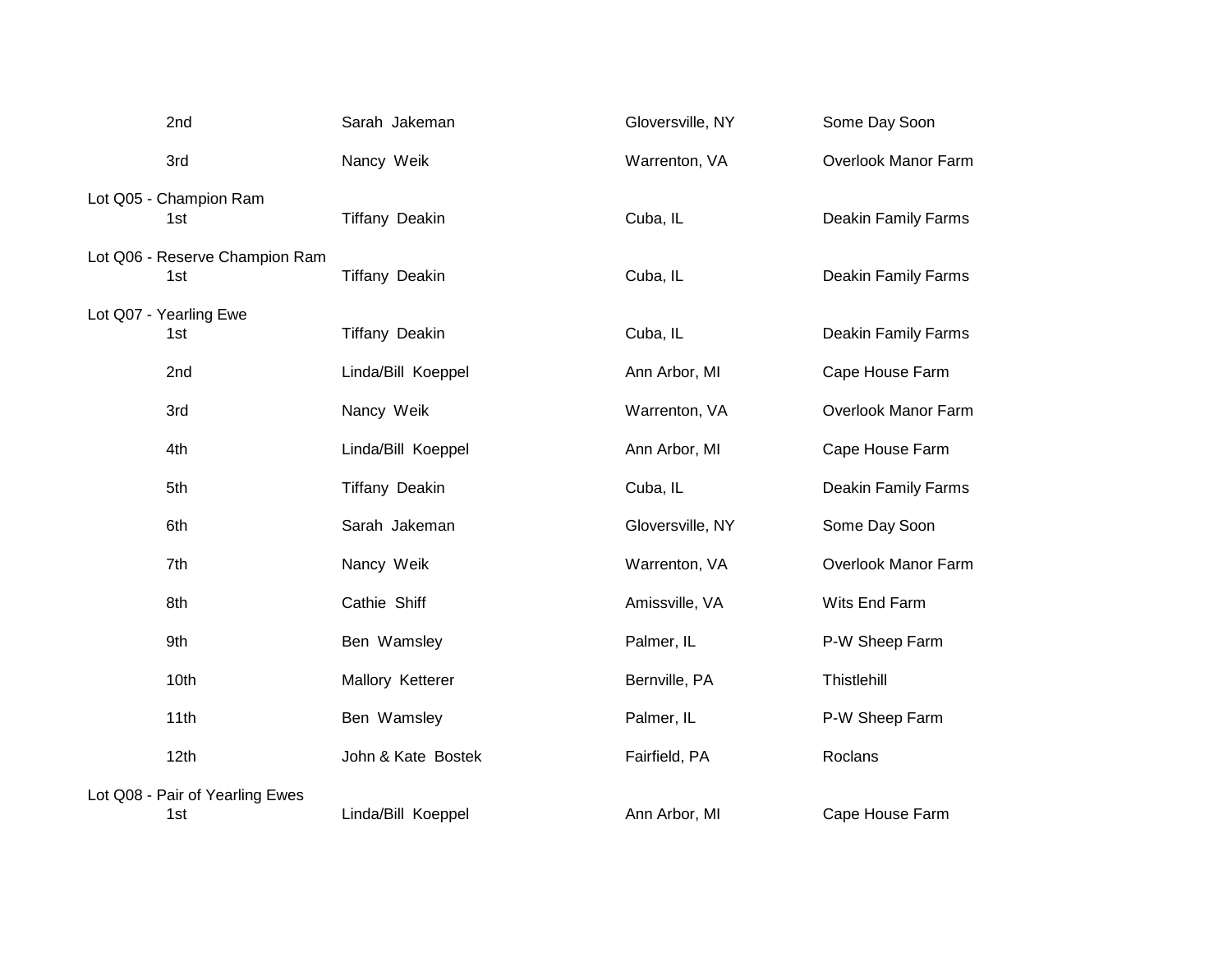| | | | |
|---|---|---|---|
| 2nd | Sarah Jakeman | Gloversville, NY | Some Day Soon |
| 3rd | Nancy Weik | Warrenton, VA | Overlook Manor Farm |

Lot Q05 - Champion Ram

| | | | |
|---|---|---|---|
| 1st | Tiffany Deakin | Cuba, IL | Deakin Family Farms |

Lot Q06 - Reserve Champion Ram

| | | | |
|---|---|---|---|
| 1st | Tiffany Deakin | Cuba, IL | Deakin Family Farms |

Lot Q07 - Yearling Ewe

| | | | |
|---|---|---|---|
| 1st | Tiffany Deakin | Cuba, IL | Deakin Family Farms |
| 2nd | Linda/Bill Koeppel | Ann Arbor, MI | Cape House Farm |
| 3rd | Nancy Weik | Warrenton, VA | Overlook Manor Farm |
| 4th | Linda/Bill Koeppel | Ann Arbor, MI | Cape House Farm |
| 5th | Tiffany Deakin | Cuba, IL | Deakin Family Farms |
| 6th | Sarah Jakeman | Gloversville, NY | Some Day Soon |
| 7th | Nancy Weik | Warrenton, VA | Overlook Manor Farm |
| 8th | Cathie Shiff | Amissville, VA | Wits End Farm |
| 9th | Ben Wamsley | Palmer, IL | P-W Sheep Farm |
| 10th | Mallory Ketterer | Bernville, PA | Thistlehill |
| 11th | Ben Wamsley | Palmer, IL | P-W Sheep Farm |
| 12th | John & Kate Bostek | Fairfield, PA | Roclans |

Lot Q08 - Pair of Yearling Ewes

| | | | |
|---|---|---|---|
| 1st | Linda/Bill Koeppel | Ann Arbor, MI | Cape House Farm |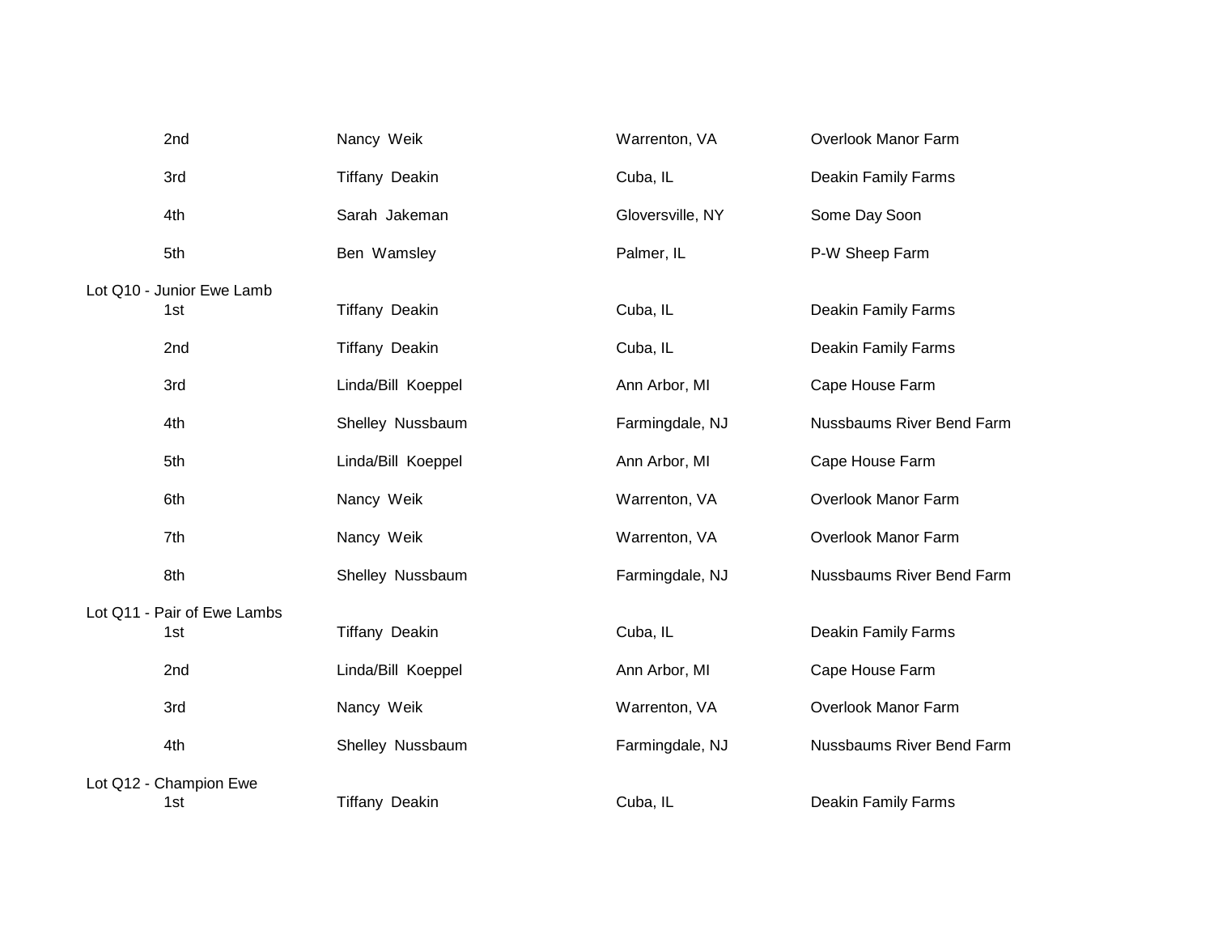| Place | Name | Location | Farm |
|---|---|---|---|
| 2nd | Nancy Weik | Warrenton, VA | Overlook Manor Farm |
| 3rd | Tiffany Deakin | Cuba, IL | Deakin Family Farms |
| 4th | Sarah Jakeman | Gloversville, NY | Some Day Soon |
| 5th | Ben Wamsley | Palmer, IL | P-W Sheep Farm |

Lot Q10 - Junior Ewe Lamb

| Place | Name | Location | Farm |
|---|---|---|---|
| 1st | Tiffany Deakin | Cuba, IL | Deakin Family Farms |
| 2nd | Tiffany Deakin | Cuba, IL | Deakin Family Farms |
| 3rd | Linda/Bill Koeppel | Ann Arbor, MI | Cape House Farm |
| 4th | Shelley Nussbaum | Farmingdale, NJ | Nussbaums River Bend Farm |
| 5th | Linda/Bill Koeppel | Ann Arbor, MI | Cape House Farm |
| 6th | Nancy Weik | Warrenton, VA | Overlook Manor Farm |
| 7th | Nancy Weik | Warrenton, VA | Overlook Manor Farm |
| 8th | Shelley Nussbaum | Farmingdale, NJ | Nussbaums River Bend Farm |

Lot Q11 - Pair of Ewe Lambs

| Place | Name | Location | Farm |
|---|---|---|---|
| 1st | Tiffany Deakin | Cuba, IL | Deakin Family Farms |
| 2nd | Linda/Bill Koeppel | Ann Arbor, MI | Cape House Farm |
| 3rd | Nancy Weik | Warrenton, VA | Overlook Manor Farm |
| 4th | Shelley Nussbaum | Farmingdale, NJ | Nussbaums River Bend Farm |

Lot Q12 - Champion Ewe

| Place | Name | Location | Farm |
|---|---|---|---|
| 1st | Tiffany Deakin | Cuba, IL | Deakin Family Farms |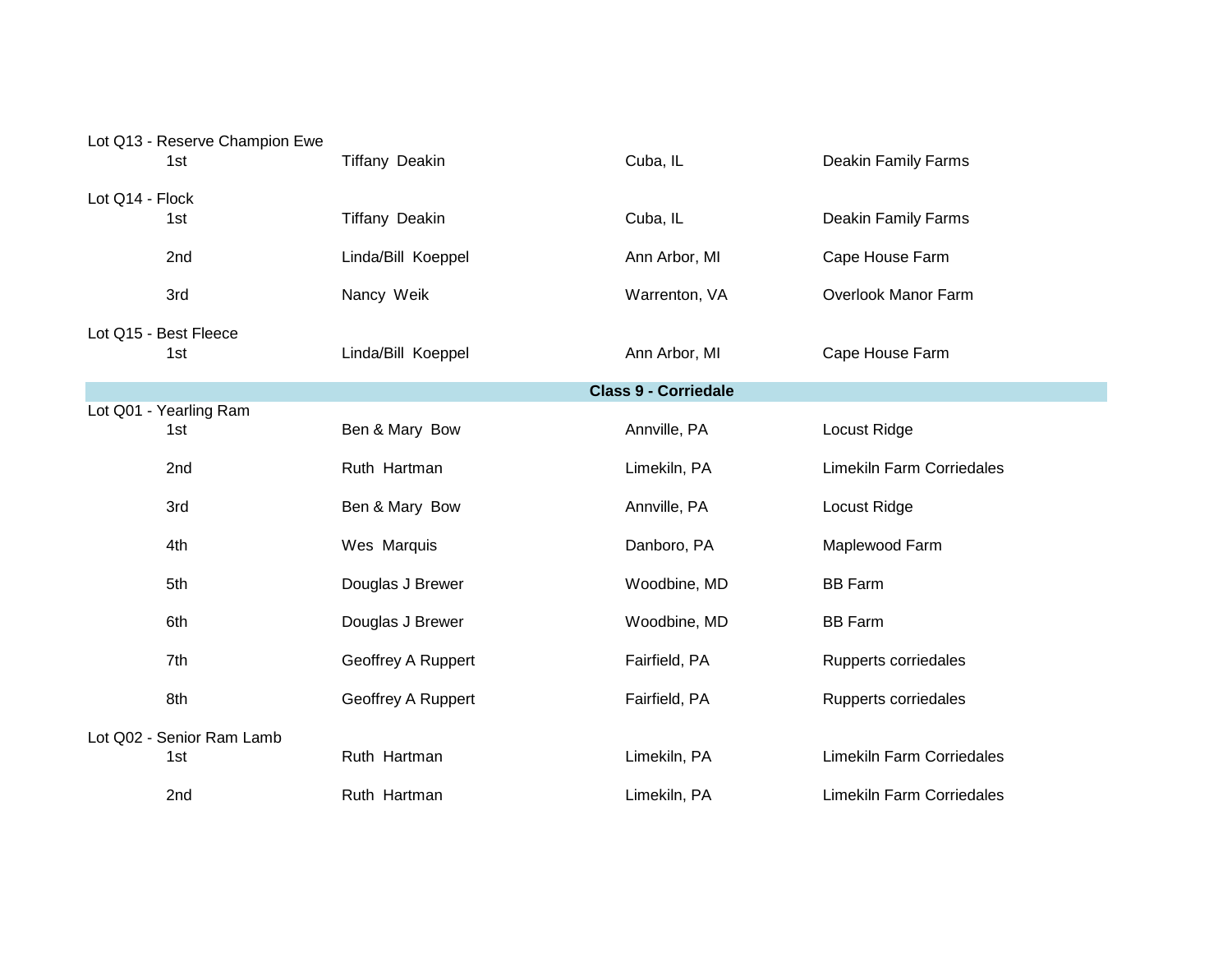Lot Q13 - Reserve Champion Ewe

| | | | |
|---|---|---|---|
| 1st | Tiffany Deakin | Cuba, IL | Deakin Family Farms |

Lot Q14 - Flock

| | | | |
|---|---|---|---|
| 1st | Tiffany Deakin | Cuba, IL | Deakin Family Farms |
| 2nd | Linda/Bill Koeppel | Ann Arbor, MI | Cape House Farm |
| 3rd | Nancy Weik | Warrenton, VA | Overlook Manor Farm |

Lot Q15 - Best Fleece

| | | | |
|---|---|---|---|
| 1st | Linda/Bill Koeppel | Ann Arbor, MI | Cape House Farm |

## Class 9 - Corriedale

Lot Q01 - Yearling Ram

| | | | |
|---|---|---|---|
| 1st | Ben & Mary Bow | Annville, PA | Locust Ridge |
| 2nd | Ruth Hartman | Limekiln, PA | Limekiln Farm Corriedales |
| 3rd | Ben & Mary Bow | Annville, PA | Locust Ridge |
| 4th | Wes Marquis | Danboro, PA | Maplewood Farm |
| 5th | Douglas J Brewer | Woodbine, MD | BB Farm |
| 6th | Douglas J Brewer | Woodbine, MD | BB Farm |
| 7th | Geoffrey A Ruppert | Fairfield, PA | Rupperts corriedales |
| 8th | Geoffrey A Ruppert | Fairfield, PA | Rupperts corriedales |

Lot Q02 - Senior Ram Lamb

| | | | |
|---|---|---|---|
| 1st | Ruth Hartman | Limekiln, PA | Limekiln Farm Corriedales |
| 2nd | Ruth Hartman | Limekiln, PA | Limekiln Farm Corriedales |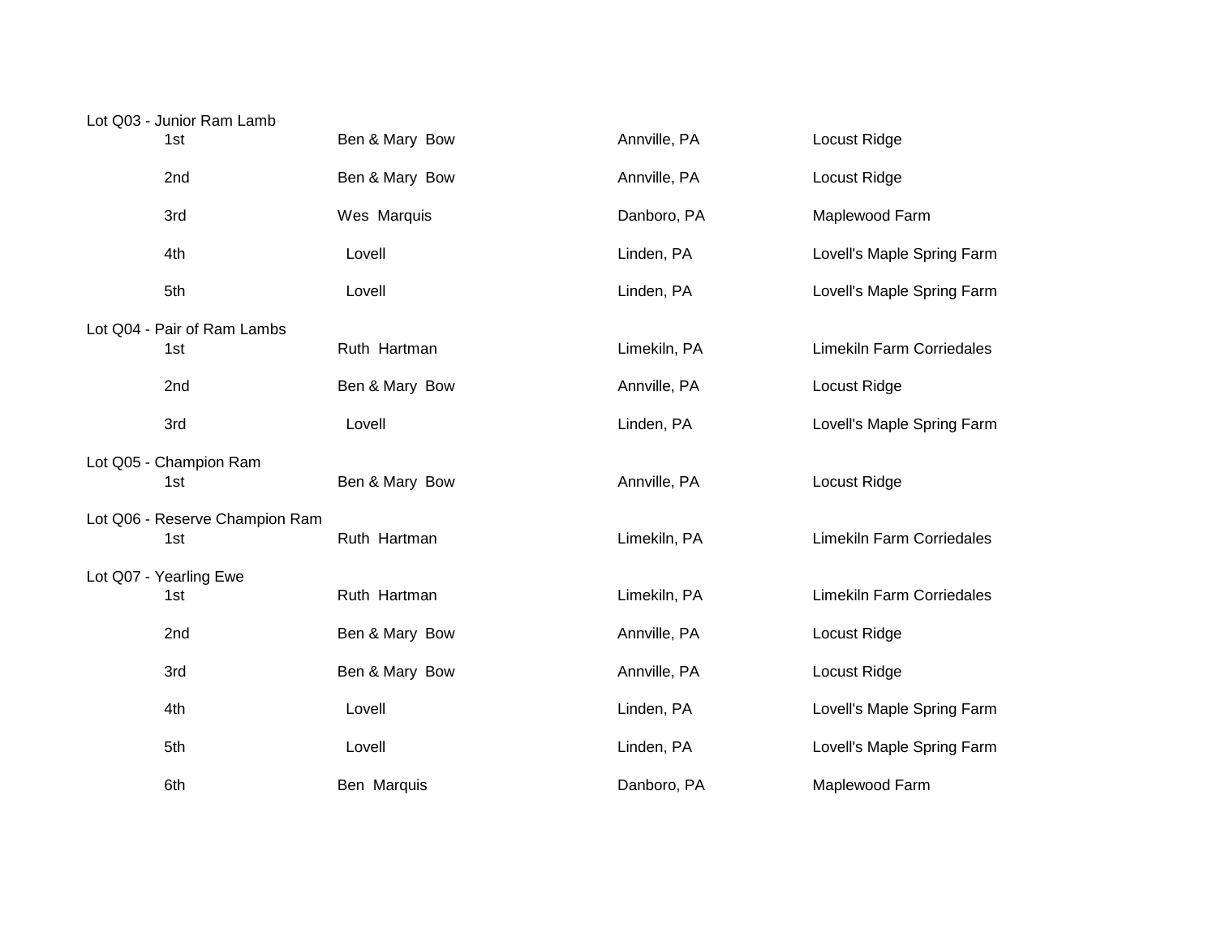Lot Q03 - Junior Ram Lamb

| Place | Exhibitor | Location | Farm |
|---|---|---|---|
| 1st | Ben & Mary Bow | Annville, PA | Locust Ridge |
| 2nd | Ben & Mary Bow | Annville, PA | Locust Ridge |
| 3rd | Wes Marquis | Danboro, PA | Maplewood Farm |
| 4th | Lovell | Linden, PA | Lovell's Maple Spring Farm |
| 5th | Lovell | Linden, PA | Lovell's Maple Spring Farm |

Lot Q04 - Pair of Ram Lambs

| Place | Exhibitor | Location | Farm |
|---|---|---|---|
| 1st | Ruth Hartman | Limekiln, PA | Limekiln Farm Corriedales |
| 2nd | Ben & Mary Bow | Annville, PA | Locust Ridge |
| 3rd | Lovell | Linden, PA | Lovell's Maple Spring Farm |

Lot Q05 - Champion Ram

| Place | Exhibitor | Location | Farm |
|---|---|---|---|
| 1st | Ben & Mary Bow | Annville, PA | Locust Ridge |

Lot Q06 - Reserve Champion Ram

| Place | Exhibitor | Location | Farm |
|---|---|---|---|
| 1st | Ruth Hartman | Limekiln, PA | Limekiln Farm Corriedales |

Lot Q07 - Yearling Ewe

| Place | Exhibitor | Location | Farm |
|---|---|---|---|
| 1st | Ruth Hartman | Limekiln, PA | Limekiln Farm Corriedales |
| 2nd | Ben & Mary Bow | Annville, PA | Locust Ridge |
| 3rd | Ben & Mary Bow | Annville, PA | Locust Ridge |
| 4th | Lovell | Linden, PA | Lovell's Maple Spring Farm |
| 5th | Lovell | Linden, PA | Lovell's Maple Spring Farm |
| 6th | Ben Marquis | Danboro, PA | Maplewood Farm |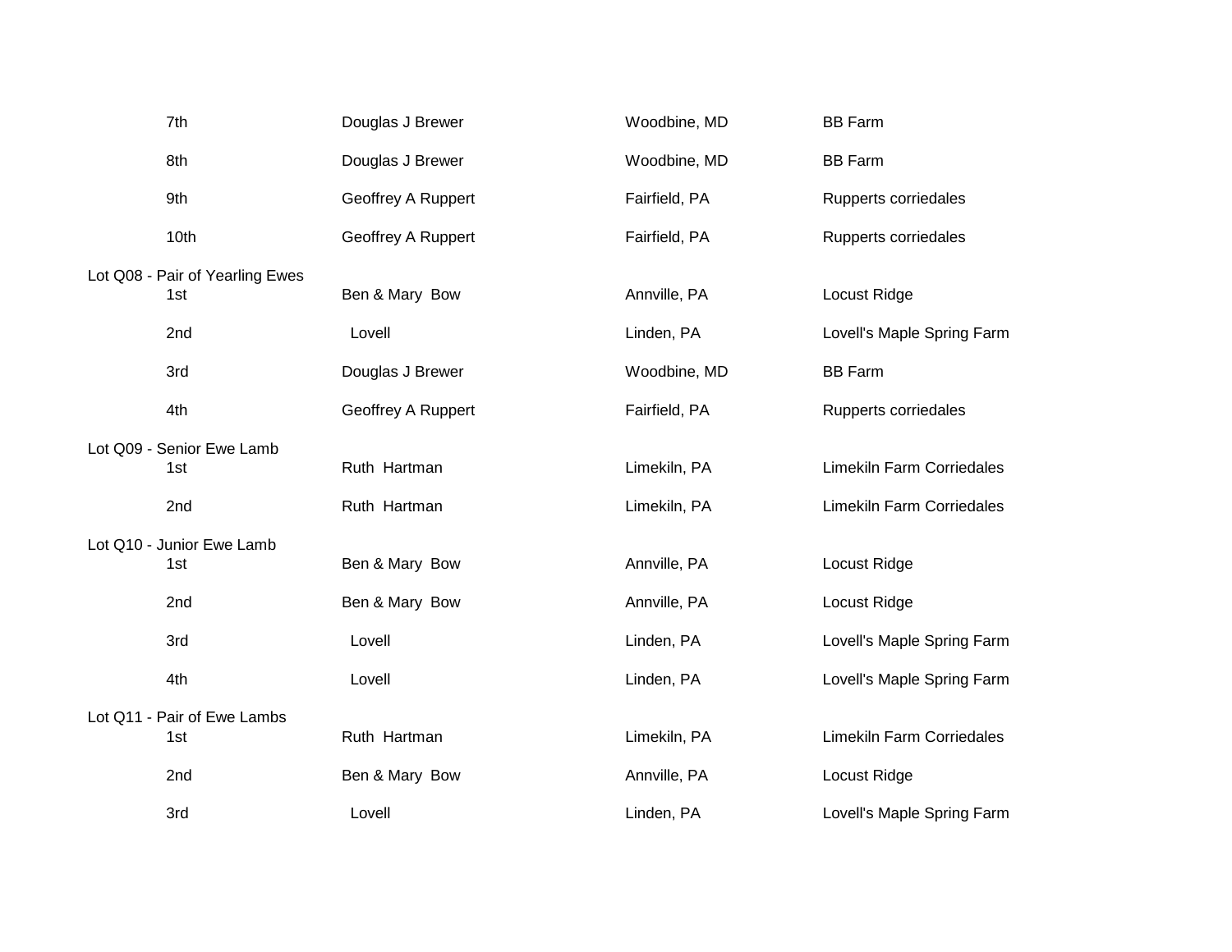| | | | |
|---|---|---|---|
| 7th | Douglas J Brewer | Woodbine, MD | BB Farm |
| 8th | Douglas J Brewer | Woodbine, MD | BB Farm |
| 9th | Geoffrey A Ruppert | Fairfield, PA | Rupperts corriedales |
| 10th | Geoffrey A Ruppert | Fairfield, PA | Rupperts corriedales |

Lot Q08 - Pair of Yearling Ewes

| | | | |
|---|---|---|---|
| 1st | Ben & Mary Bow | Annville, PA | Locust Ridge |
| 2nd | Lovell | Linden, PA | Lovell's Maple Spring Farm |
| 3rd | Douglas J Brewer | Woodbine, MD | BB Farm |
| 4th | Geoffrey A Ruppert | Fairfield, PA | Rupperts corriedales |

Lot Q09 - Senior Ewe Lamb

| | | | |
|---|---|---|---|
| 1st | Ruth Hartman | Limekiln, PA | Limekiln Farm Corriedales |
| 2nd | Ruth Hartman | Limekiln, PA | Limekiln Farm Corriedales |

Lot Q10 - Junior Ewe Lamb

| | | | |
|---|---|---|---|
| 1st | Ben & Mary Bow | Annville, PA | Locust Ridge |
| 2nd | Ben & Mary Bow | Annville, PA | Locust Ridge |
| 3rd | Lovell | Linden, PA | Lovell's Maple Spring Farm |
| 4th | Lovell | Linden, PA | Lovell's Maple Spring Farm |

Lot Q11 - Pair of Ewe Lambs

| | | | |
|---|---|---|---|
| 1st | Ruth Hartman | Limekiln, PA | Limekiln Farm Corriedales |
| 2nd | Ben & Mary Bow | Annville, PA | Locust Ridge |
| 3rd | Lovell | Linden, PA | Lovell's Maple Spring Farm |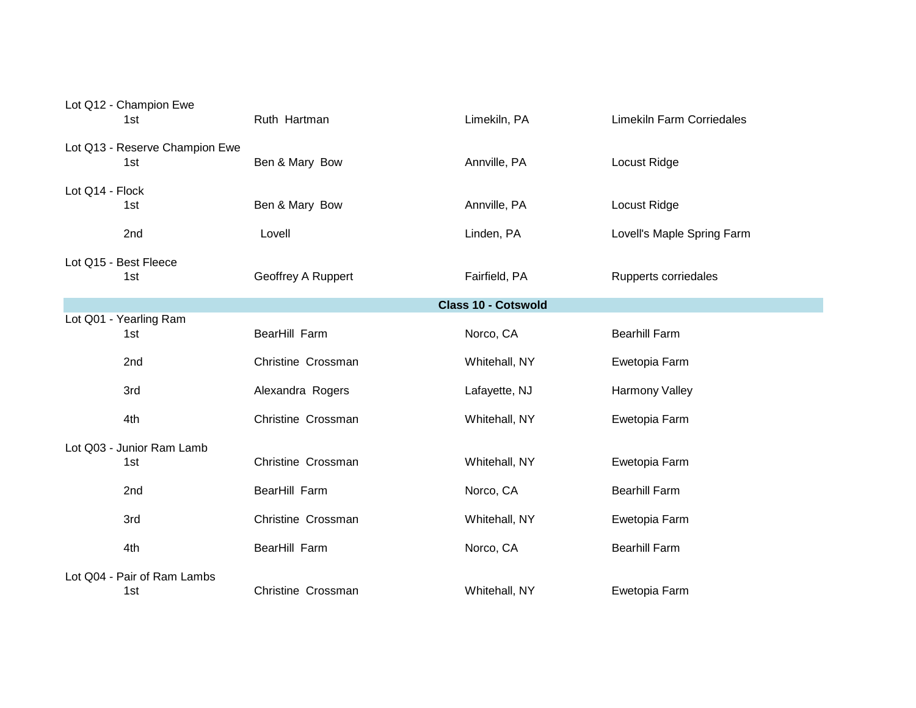Lot Q12 - Champion Ewe

| | | | |
|---|---|---|---|
| 1st | Ruth Hartman | Limekiln, PA | Limekiln Farm Corriedales |

Lot Q13 - Reserve Champion Ewe

| | | | |
|---|---|---|---|
| 1st | Ben & Mary Bow | Annville, PA | Locust Ridge |

Lot Q14 - Flock

| | | | |
|---|---|---|---|
| 1st | Ben & Mary Bow | Annville, PA | Locust Ridge |
| 2nd | Lovell | Linden, PA | Lovell's Maple Spring Farm |

Lot Q15 - Best Fleece

| | | | |
|---|---|---|---|
| 1st | Geoffrey A Ruppert | Fairfield, PA | Rupperts corriedales |

**Class 10 - Cotswold**

Lot Q01 - Yearling Ram

| | | | |
|---|---|---|---|
| 1st | BearHill Farm | Norco, CA | Bearhill Farm |
| 2nd | Christine Crossman | Whitehall, NY | Ewetopia Farm |
| 3rd | Alexandra Rogers | Lafayette, NJ | Harmony Valley |
| 4th | Christine Crossman | Whitehall, NY | Ewetopia Farm |

Lot Q03 - Junior Ram Lamb

| | | | |
|---|---|---|---|
| 1st | Christine Crossman | Whitehall, NY | Ewetopia Farm |
| 2nd | BearHill Farm | Norco, CA | Bearhill Farm |
| 3rd | Christine Crossman | Whitehall, NY | Ewetopia Farm |
| 4th | BearHill Farm | Norco, CA | Bearhill Farm |

Lot Q04 - Pair of Ram Lambs

| | | | |
|---|---|---|---|
| 1st | Christine Crossman | Whitehall, NY | Ewetopia Farm |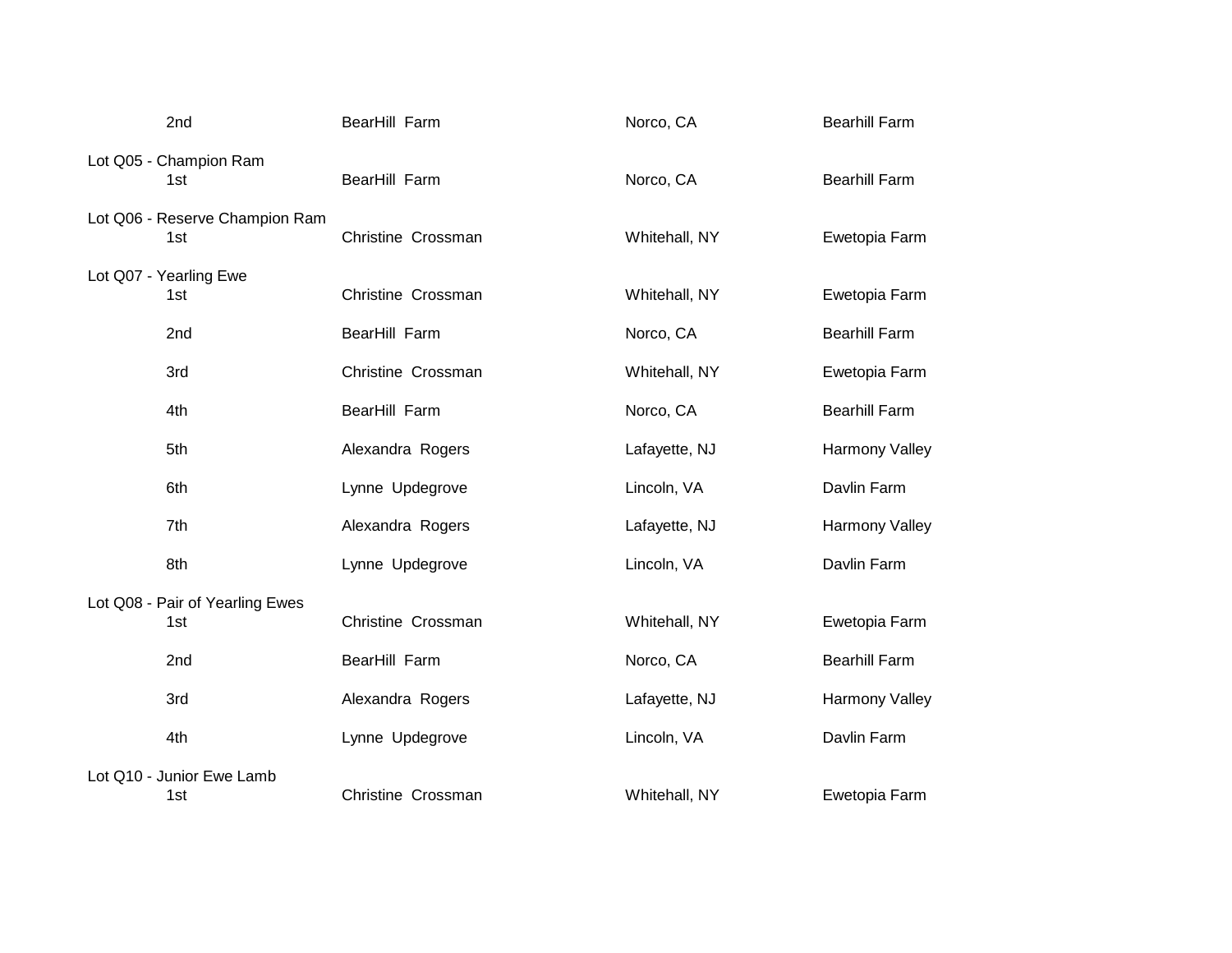| | | | |
|---|---|---|---|
| 2nd | BearHill Farm | Norco, CA | Bearhill Farm |

Lot Q05 - Champion Ram

| | | | |
|---|---|---|---|
| 1st | BearHill Farm | Norco, CA | Bearhill Farm |

Lot Q06 - Reserve Champion Ram

| | | | |
|---|---|---|---|
| 1st | Christine Crossman | Whitehall, NY | Ewetopia Farm |

Lot Q07 - Yearling Ewe

| | | | |
|---|---|---|---|
| 1st | Christine Crossman | Whitehall, NY | Ewetopia Farm |
| 2nd | BearHill Farm | Norco, CA | Bearhill Farm |
| 3rd | Christine Crossman | Whitehall, NY | Ewetopia Farm |
| 4th | BearHill Farm | Norco, CA | Bearhill Farm |
| 5th | Alexandra Rogers | Lafayette, NJ | Harmony Valley |
| 6th | Lynne Updegrove | Lincoln, VA | Davlin Farm |
| 7th | Alexandra Rogers | Lafayette, NJ | Harmony Valley |
| 8th | Lynne Updegrove | Lincoln, VA | Davlin Farm |

Lot Q08 - Pair of Yearling Ewes

| | | | |
|---|---|---|---|
| 1st | Christine Crossman | Whitehall, NY | Ewetopia Farm |
| 2nd | BearHill Farm | Norco, CA | Bearhill Farm |
| 3rd | Alexandra Rogers | Lafayette, NJ | Harmony Valley |
| 4th | Lynne Updegrove | Lincoln, VA | Davlin Farm |

Lot Q10 - Junior Ewe Lamb

| | | | |
|---|---|---|---|
| 1st | Christine Crossman | Whitehall, NY | Ewetopia Farm |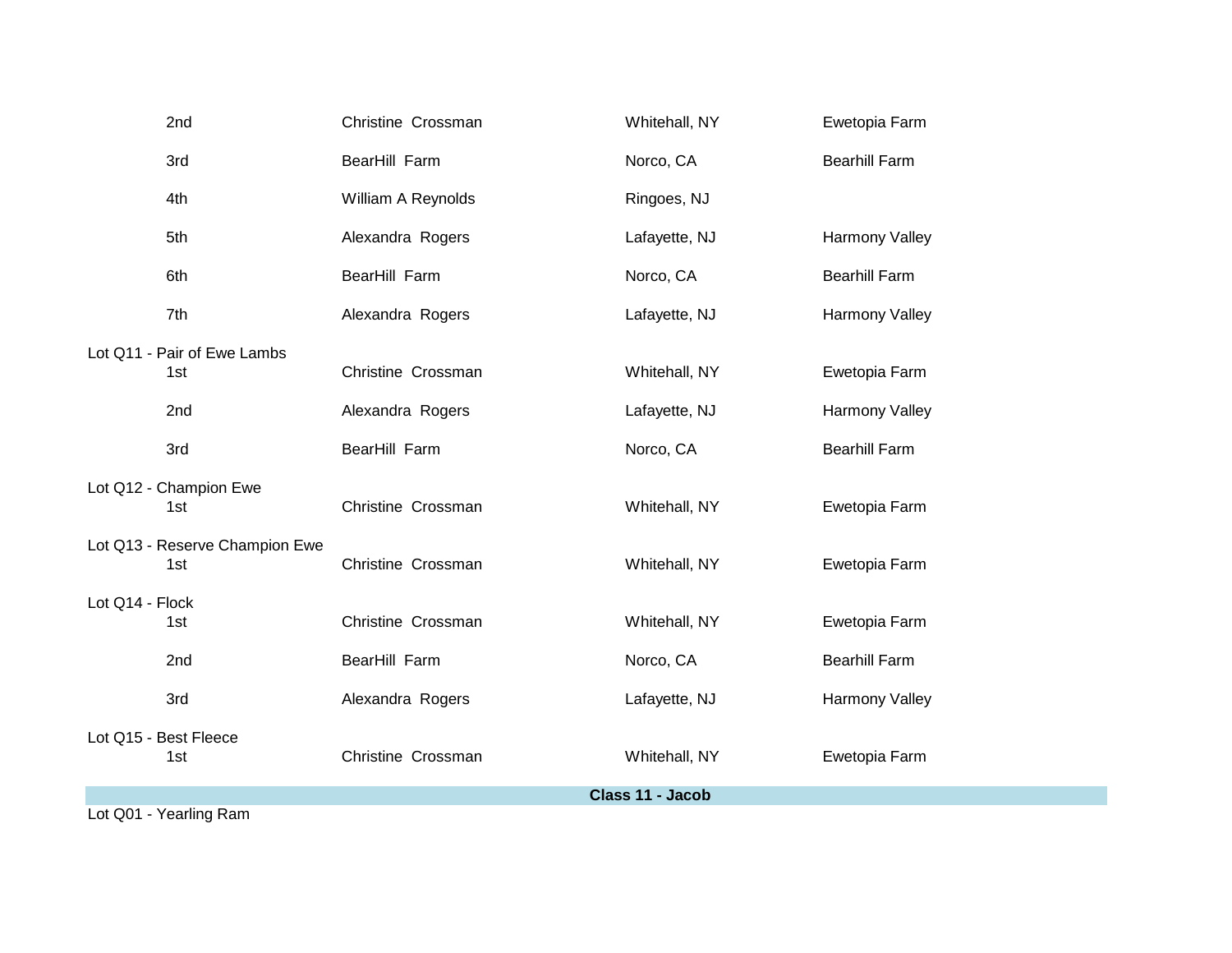| | | | |
|---|---|---|---|
| 2nd | Christine Crossman | Whitehall, NY | Ewetopia Farm |
| 3rd | BearHill Farm | Norco, CA | Bearhill Farm |
| 4th | William A Reynolds | Ringoes, NJ | |
| 5th | Alexandra Rogers | Lafayette, NJ | Harmony Valley |
| 6th | BearHill Farm | Norco, CA | Bearhill Farm |
| 7th | Alexandra Rogers | Lafayette, NJ | Harmony Valley |

Lot Q11 - Pair of Ewe Lambs

| | | | |
|---|---|---|---|
| 1st | Christine Crossman | Whitehall, NY | Ewetopia Farm |
| 2nd | Alexandra Rogers | Lafayette, NJ | Harmony Valley |
| 3rd | BearHill Farm | Norco, CA | Bearhill Farm |

Lot Q12 - Champion Ewe

| | | | |
|---|---|---|---|
| 1st | Christine Crossman | Whitehall, NY | Ewetopia Farm |

Lot Q13 - Reserve Champion Ewe

| | | | |
|---|---|---|---|
| 1st | Christine Crossman | Whitehall, NY | Ewetopia Farm |

Lot Q14 - Flock

| | | | |
|---|---|---|---|
| 1st | Christine Crossman | Whitehall, NY | Ewetopia Farm |
| 2nd | BearHill Farm | Norco, CA | Bearhill Farm |
| 3rd | Alexandra Rogers | Lafayette, NJ | Harmony Valley |

Lot Q15 - Best Fleece

| | | | |
|---|---|---|---|
| 1st | Christine Crossman | Whitehall, NY | Ewetopia Farm |

## Class 11 - Jacob

Lot Q01 - Yearling Ram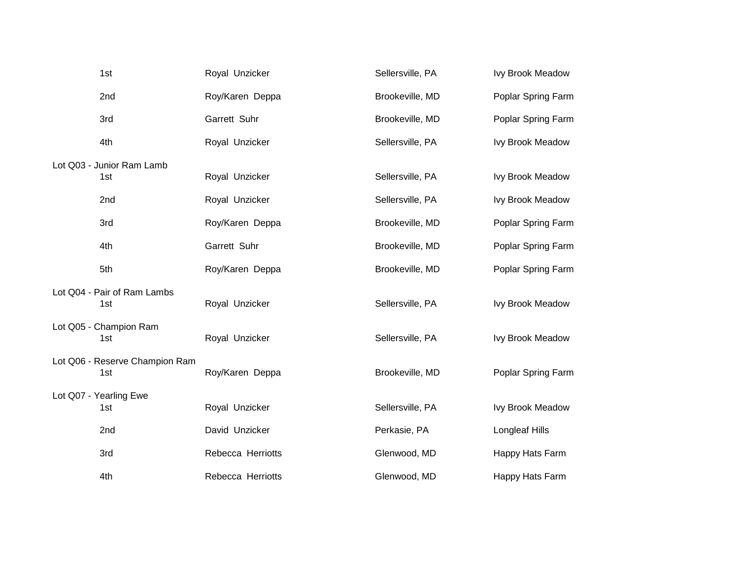| | | | |
|---|---|---|---|
| 1st | Royal Unzicker | Sellersville, PA | Ivy Brook Meadow |
| 2nd | Roy/Karen Deppa | Brookeville, MD | Poplar Spring Farm |
| 3rd | Garrett Suhr | Brookeville, MD | Poplar Spring Farm |
| 4th | Royal Unzicker | Sellersville, PA | Ivy Brook Meadow |

Lot Q03 - Junior Ram Lamb

| | | | |
|---|---|---|---|
| 1st | Royal Unzicker | Sellersville, PA | Ivy Brook Meadow |
| 2nd | Royal Unzicker | Sellersville, PA | Ivy Brook Meadow |
| 3rd | Roy/Karen Deppa | Brookeville, MD | Poplar Spring Farm |
| 4th | Garrett Suhr | Brookeville, MD | Poplar Spring Farm |
| 5th | Roy/Karen Deppa | Brookeville, MD | Poplar Spring Farm |

Lot Q04 - Pair of Ram Lambs

| | | | |
|---|---|---|---|
| 1st | Royal Unzicker | Sellersville, PA | Ivy Brook Meadow |

Lot Q05 - Champion Ram

| | | | |
|---|---|---|---|
| 1st | Royal Unzicker | Sellersville, PA | Ivy Brook Meadow |

Lot Q06 - Reserve Champion Ram

| | | | |
|---|---|---|---|
| 1st | Roy/Karen Deppa | Brookeville, MD | Poplar Spring Farm |

Lot Q07 - Yearling Ewe

| | | | |
|---|---|---|---|
| 1st | Royal Unzicker | Sellersville, PA | Ivy Brook Meadow |
| 2nd | David Unzicker | Perkasie, PA | Longleaf Hills |
| 3rd | Rebecca Herriotts | Glenwood, MD | Happy Hats Farm |
| 4th | Rebecca Herriotts | Glenwood, MD | Happy Hats Farm |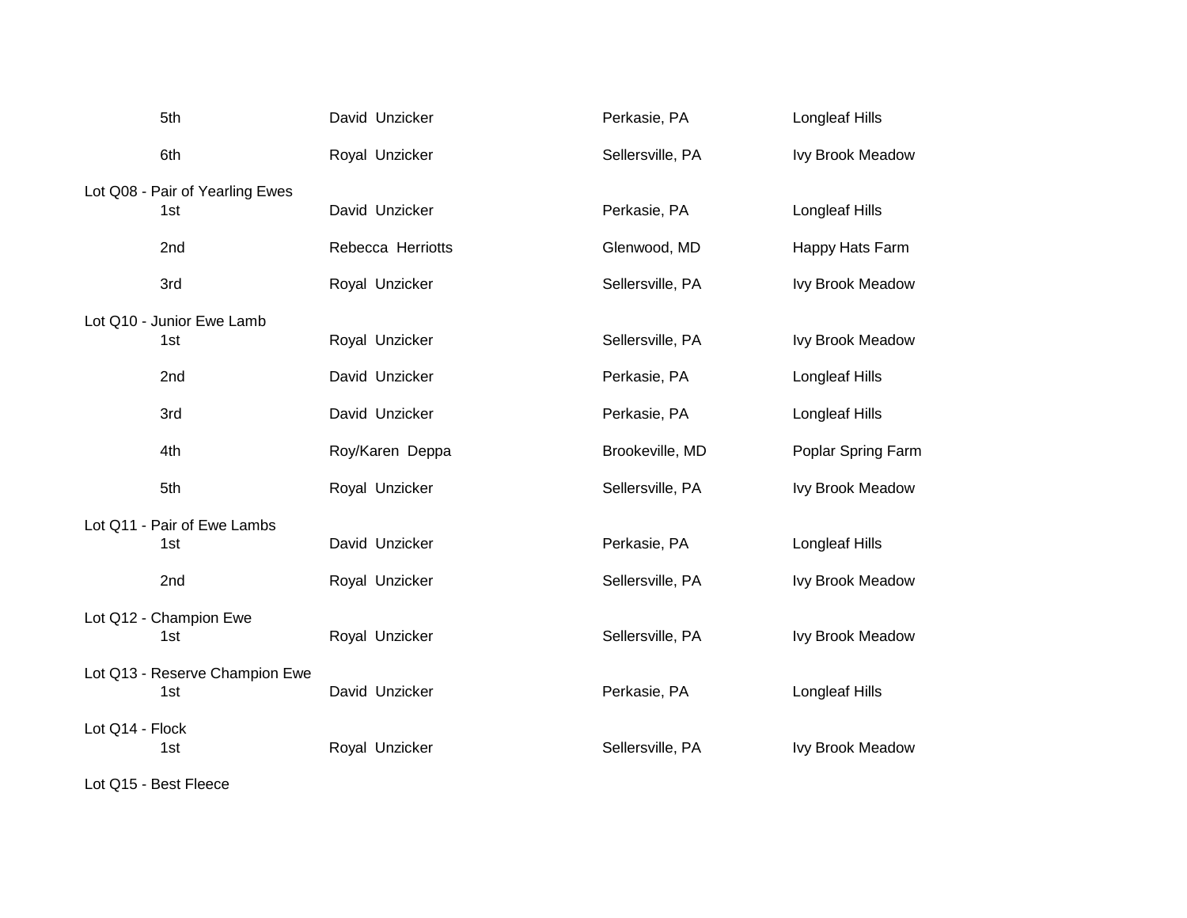| Place | Exhibitor | Location | Farm |
|---|---|---|---|
| 5th | David Unzicker | Perkasie, PA | Longleaf Hills |
| 6th | Royal Unzicker | Sellersville, PA | Ivy Brook Meadow |

Lot Q08 - Pair of Yearling Ewes

| Place | Exhibitor | Location | Farm |
|---|---|---|---|
| 1st | David Unzicker | Perkasie, PA | Longleaf Hills |
| 2nd | Rebecca Herriotts | Glenwood, MD | Happy Hats Farm |
| 3rd | Royal Unzicker | Sellersville, PA | Ivy Brook Meadow |

Lot Q10 - Junior Ewe Lamb

| Place | Exhibitor | Location | Farm |
|---|---|---|---|
| 1st | Royal Unzicker | Sellersville, PA | Ivy Brook Meadow |
| 2nd | David Unzicker | Perkasie, PA | Longleaf Hills |
| 3rd | David Unzicker | Perkasie, PA | Longleaf Hills |
| 4th | Roy/Karen Deppa | Brookeville, MD | Poplar Spring Farm |
| 5th | Royal Unzicker | Sellersville, PA | Ivy Brook Meadow |

Lot Q11 - Pair of Ewe Lambs

| Place | Exhibitor | Location | Farm |
|---|---|---|---|
| 1st | David Unzicker | Perkasie, PA | Longleaf Hills |
| 2nd | Royal Unzicker | Sellersville, PA | Ivy Brook Meadow |

Lot Q12 - Champion Ewe

| Place | Exhibitor | Location | Farm |
|---|---|---|---|
| 1st | Royal Unzicker | Sellersville, PA | Ivy Brook Meadow |

Lot Q13 - Reserve Champion Ewe

| Place | Exhibitor | Location | Farm |
|---|---|---|---|
| 1st | David Unzicker | Perkasie, PA | Longleaf Hills |

Lot Q14 - Flock

| Place | Exhibitor | Location | Farm |
|---|---|---|---|
| 1st | Royal Unzicker | Sellersville, PA | Ivy Brook Meadow |

Lot Q15 - Best Fleece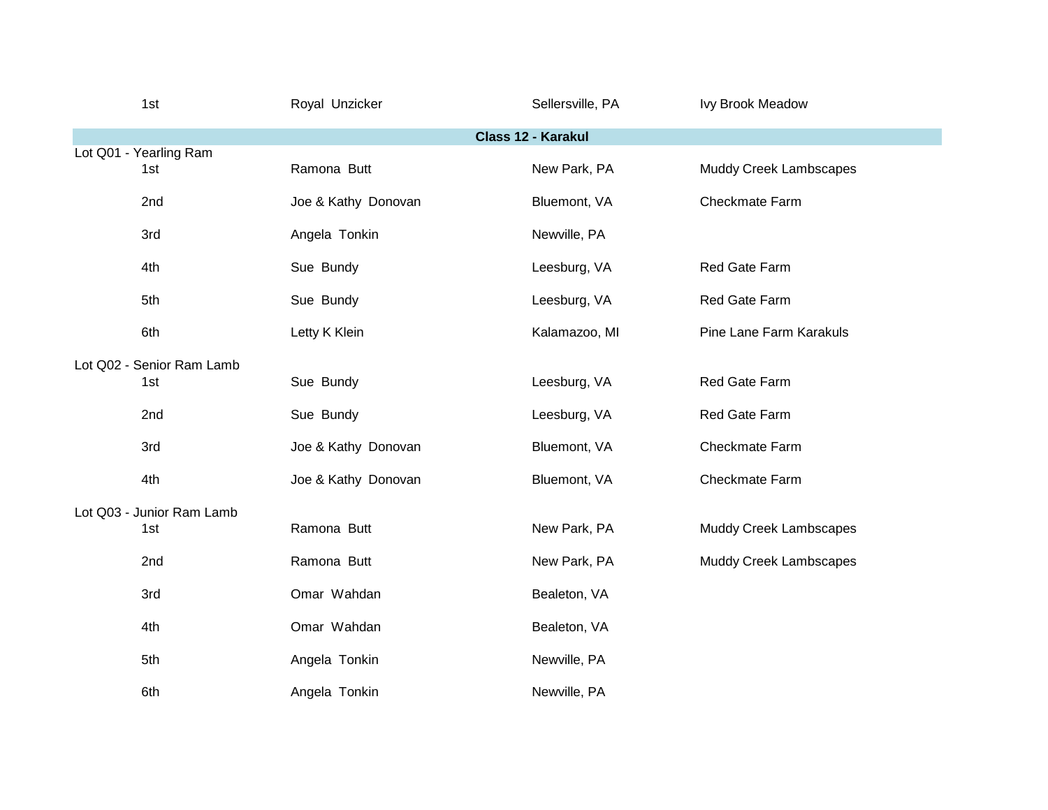| 1st | Royal Unzicker | Sellersville, PA | Ivy Brook Meadow |
|---|---|---|---|

## Class 12 - Karakul

Lot Q01 - Yearling Ram

| Place | Exhibitor | Location | Farm |
|---|---|---|---|
| 1st | Ramona Butt | New Park, PA | Muddy Creek Lambscapes |
| 2nd | Joe & Kathy Donovan | Bluemont, VA | Checkmate Farm |
| 3rd | Angela Tonkin | Newville, PA | |
| 4th | Sue Bundy | Leesburg, VA | Red Gate Farm |
| 5th | Sue Bundy | Leesburg, VA | Red Gate Farm |
| 6th | Letty K Klein | Kalamazoo, MI | Pine Lane Farm Karakuls |

Lot Q02 - Senior Ram Lamb

| Place | Exhibitor | Location | Farm |
|---|---|---|---|
| 1st | Sue Bundy | Leesburg, VA | Red Gate Farm |
| 2nd | Sue Bundy | Leesburg, VA | Red Gate Farm |
| 3rd | Joe & Kathy Donovan | Bluemont, VA | Checkmate Farm |
| 4th | Joe & Kathy Donovan | Bluemont, VA | Checkmate Farm |

Lot Q03 - Junior Ram Lamb

| Place | Exhibitor | Location | Farm |
|---|---|---|---|
| 1st | Ramona Butt | New Park, PA | Muddy Creek Lambscapes |
| 2nd | Ramona Butt | New Park, PA | Muddy Creek Lambscapes |
| 3rd | Omar Wahdan | Bealeton, VA | |
| 4th | Omar Wahdan | Bealeton, VA | |
| 5th | Angela Tonkin | Newville, PA | |
| 6th | Angela Tonkin | Newville, PA | |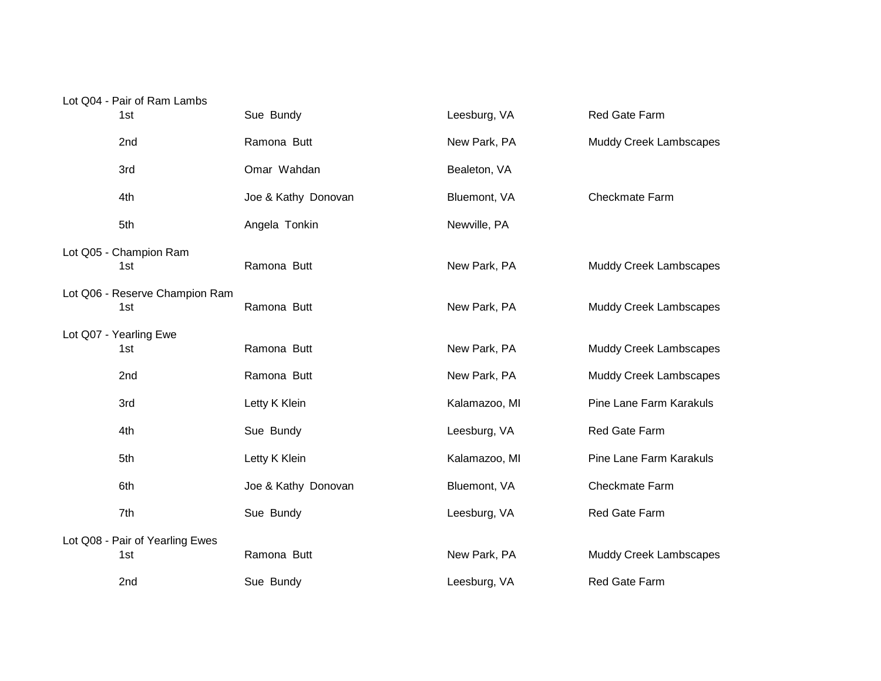Lot Q04 - Pair of Ram Lambs

| | | | |
|---|---|---|---|
| 1st | Sue Bundy | Leesburg, VA | Red Gate Farm |
| 2nd | Ramona Butt | New Park, PA | Muddy Creek Lambscapes |
| 3rd | Omar Wahdan | Bealeton, VA | |
| 4th | Joe & Kathy Donovan | Bluemont, VA | Checkmate Farm |
| 5th | Angela Tonkin | Newville, PA | |

Lot Q05 - Champion Ram

| | | | |
|---|---|---|---|
| 1st | Ramona Butt | New Park, PA | Muddy Creek Lambscapes |

Lot Q06 - Reserve Champion Ram

| | | | |
|---|---|---|---|
| 1st | Ramona Butt | New Park, PA | Muddy Creek Lambscapes |

Lot Q07 - Yearling Ewe

| | | | |
|---|---|---|---|
| 1st | Ramona Butt | New Park, PA | Muddy Creek Lambscapes |
| 2nd | Ramona Butt | New Park, PA | Muddy Creek Lambscapes |
| 3rd | Letty K Klein | Kalamazoo, MI | Pine Lane Farm Karakuls |
| 4th | Sue Bundy | Leesburg, VA | Red Gate Farm |
| 5th | Letty K Klein | Kalamazoo, MI | Pine Lane Farm Karakuls |
| 6th | Joe & Kathy Donovan | Bluemont, VA | Checkmate Farm |
| 7th | Sue Bundy | Leesburg, VA | Red Gate Farm |

Lot Q08 - Pair of Yearling Ewes

| | | | |
|---|---|---|---|
| 1st | Ramona Butt | New Park, PA | Muddy Creek Lambscapes |
| 2nd | Sue Bundy | Leesburg, VA | Red Gate Farm |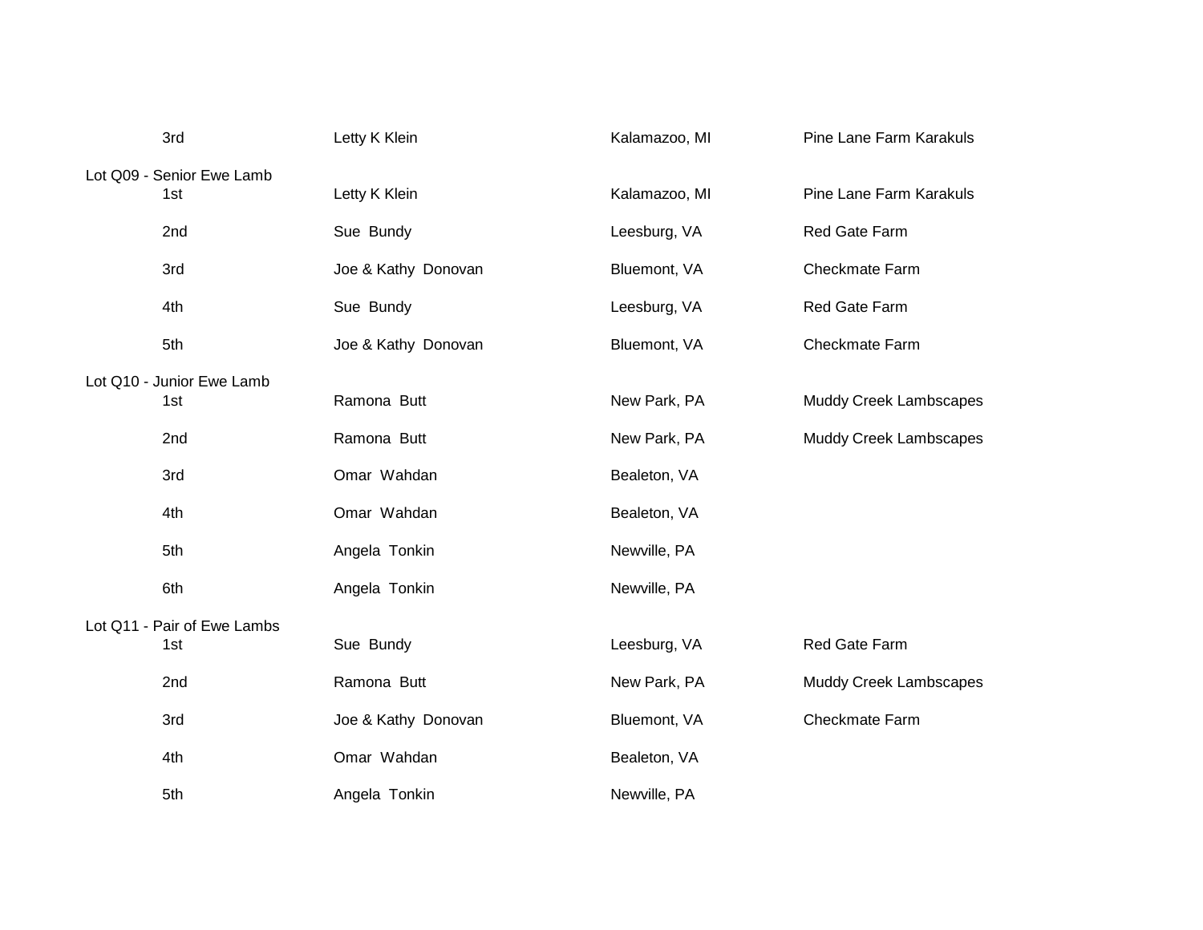| | | | |
|---|---|---|---|
| 3rd | Letty K Klein | Kalamazoo, MI | Pine Lane Farm Karakuls |

**Lot Q09 - Senior Ewe Lamb**

| | | | |
|---|---|---|---|
| 1st | Letty K Klein | Kalamazoo, MI | Pine Lane Farm Karakuls |
| 2nd | Sue Bundy | Leesburg, VA | Red Gate Farm |
| 3rd | Joe & Kathy Donovan | Bluemont, VA | Checkmate Farm |
| 4th | Sue Bundy | Leesburg, VA | Red Gate Farm |
| 5th | Joe & Kathy Donovan | Bluemont, VA | Checkmate Farm |

**Lot Q10 - Junior Ewe Lamb**

| | | | |
|---|---|---|---|
| 1st | Ramona Butt | New Park, PA | Muddy Creek Lambscapes |
| 2nd | Ramona Butt | New Park, PA | Muddy Creek Lambscapes |
| 3rd | Omar Wahdan | Bealeton, VA | |
| 4th | Omar Wahdan | Bealeton, VA | |
| 5th | Angela Tonkin | Newville, PA | |
| 6th | Angela Tonkin | Newville, PA | |

**Lot Q11 - Pair of Ewe Lambs**

| | | | |
|---|---|---|---|
| 1st | Sue Bundy | Leesburg, VA | Red Gate Farm |
| 2nd | Ramona Butt | New Park, PA | Muddy Creek Lambscapes |
| 3rd | Joe & Kathy Donovan | Bluemont, VA | Checkmate Farm |
| 4th | Omar Wahdan | Bealeton, VA | |
| 5th | Angela Tonkin | Newville, PA | |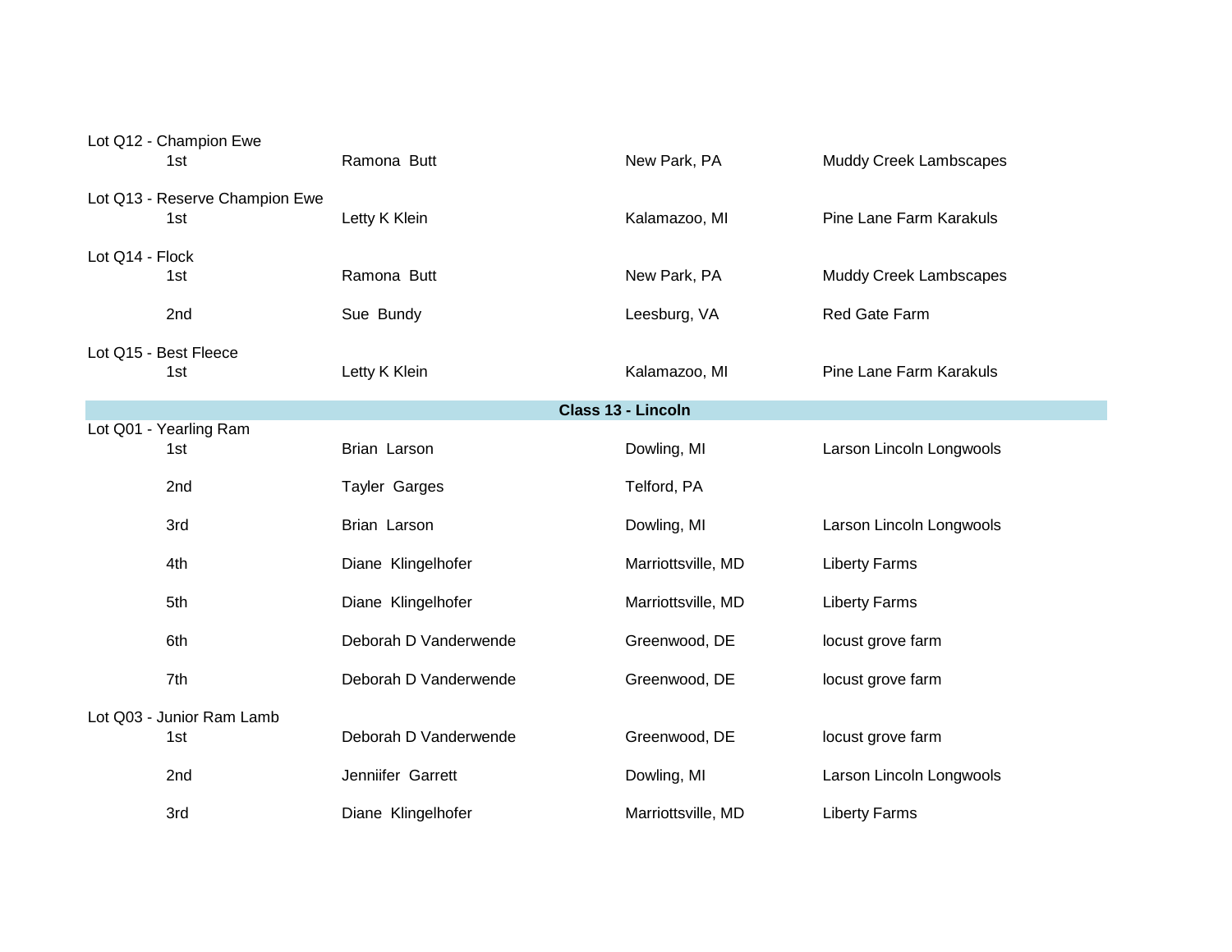Lot Q12 - Champion Ewe

| | | | |
|---|---|---|---|
| 1st | Ramona  Butt | New Park, PA | Muddy Creek Lambscapes |

Lot Q13 - Reserve Champion Ewe

| | | | |
|---|---|---|---|
| 1st | Letty K Klein | Kalamazoo, MI | Pine Lane Farm Karakuls |

Lot Q14 - Flock

| | | | |
|---|---|---|---|
| 1st | Ramona  Butt | New Park, PA | Muddy Creek Lambscapes |
| 2nd | Sue  Bundy | Leesburg, VA | Red Gate Farm |

Lot Q15 - Best Fleece

| | | | |
|---|---|---|---|
| 1st | Letty K Klein | Kalamazoo, MI | Pine Lane Farm Karakuls |

## Class 13 - Lincoln

Lot Q01 - Yearling Ram

| | | | |
|---|---|---|---|
| 1st | Brian  Larson | Dowling, MI | Larson Lincoln Longwools |
| 2nd | Tayler  Garges | Telford, PA | |
| 3rd | Brian  Larson | Dowling, MI | Larson Lincoln Longwools |
| 4th | Diane  Klingelhofer | Marriottsville, MD | Liberty Farms |
| 5th | Diane  Klingelhofer | Marriottsville, MD | Liberty Farms |
| 6th | Deborah D Vanderwende | Greenwood, DE | locust grove farm |
| 7th | Deborah D Vanderwende | Greenwood, DE | locust grove farm |

Lot Q03 - Junior Ram Lamb

| | | | |
|---|---|---|---|
| 1st | Deborah D Vanderwende | Greenwood, DE | locust grove farm |
| 2nd | Jenniifer  Garrett | Dowling, MI | Larson Lincoln Longwools |
| 3rd | Diane  Klingelhofer | Marriottsville, MD | Liberty Farms |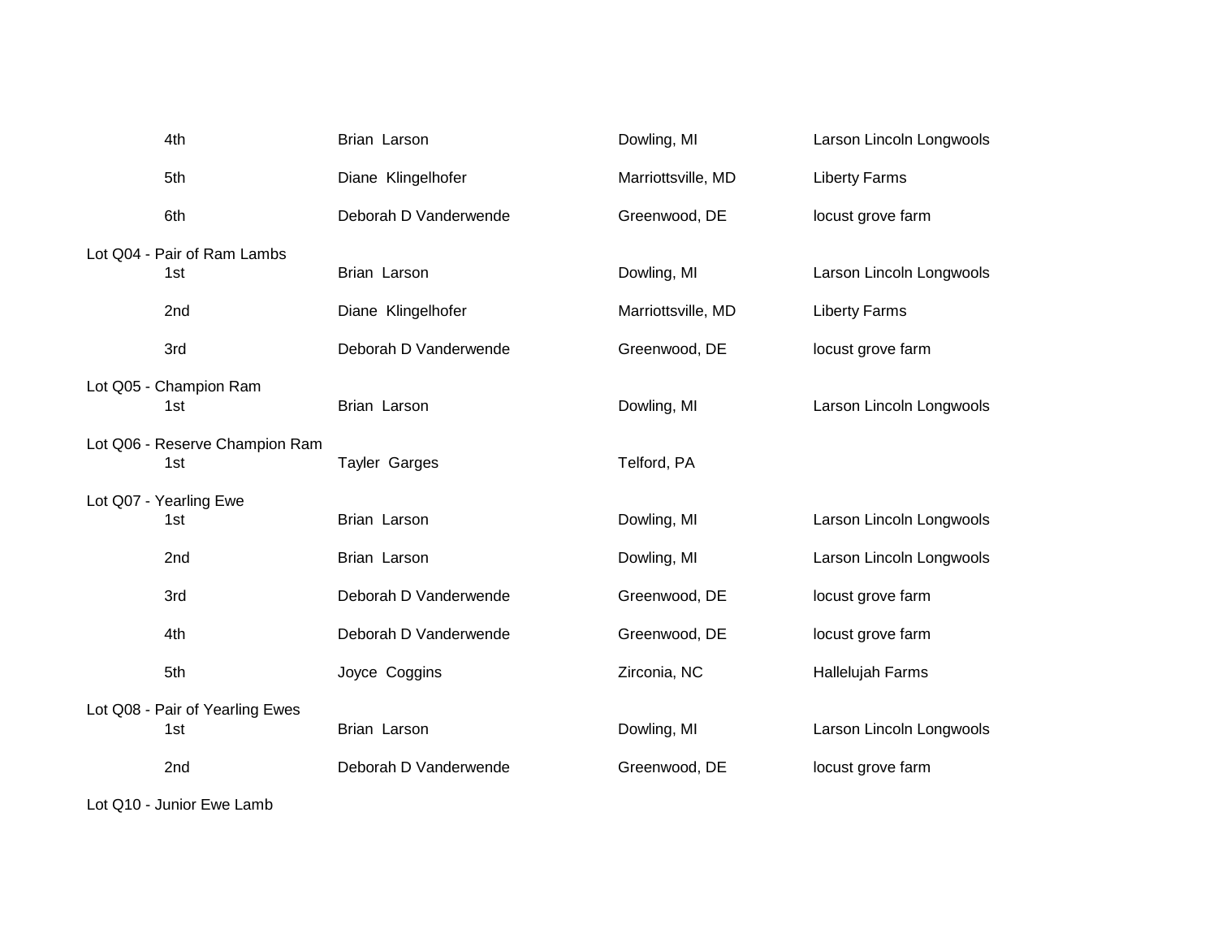| | | | |
|---|---|---|---|
| 4th | Brian Larson | Dowling, MI | Larson Lincoln Longwools |
| 5th | Diane Klingelhofer | Marriottsville, MD | Liberty Farms |
| 6th | Deborah D Vanderwende | Greenwood, DE | locust grove farm |

Lot Q04 - Pair of Ram Lambs

| | | | |
|---|---|---|---|
| 1st | Brian Larson | Dowling, MI | Larson Lincoln Longwools |
| 2nd | Diane Klingelhofer | Marriottsville, MD | Liberty Farms |
| 3rd | Deborah D Vanderwende | Greenwood, DE | locust grove farm |

Lot Q05 - Champion Ram

| | | | |
|---|---|---|---|
| 1st | Brian Larson | Dowling, MI | Larson Lincoln Longwools |

Lot Q06 - Reserve Champion Ram

| | | | |
|---|---|---|---|
| 1st | Tayler Garges | Telford, PA | |

Lot Q07 - Yearling Ewe

| | | | |
|---|---|---|---|
| 1st | Brian Larson | Dowling, MI | Larson Lincoln Longwools |
| 2nd | Brian Larson | Dowling, MI | Larson Lincoln Longwools |
| 3rd | Deborah D Vanderwende | Greenwood, DE | locust grove farm |
| 4th | Deborah D Vanderwende | Greenwood, DE | locust grove farm |
| 5th | Joyce Coggins | Zirconia, NC | Hallelujah Farms |

Lot Q08 - Pair of Yearling Ewes

| | | | |
|---|---|---|---|
| 1st | Brian Larson | Dowling, MI | Larson Lincoln Longwools |
| 2nd | Deborah D Vanderwende | Greenwood, DE | locust grove farm |

Lot Q10 - Junior Ewe Lamb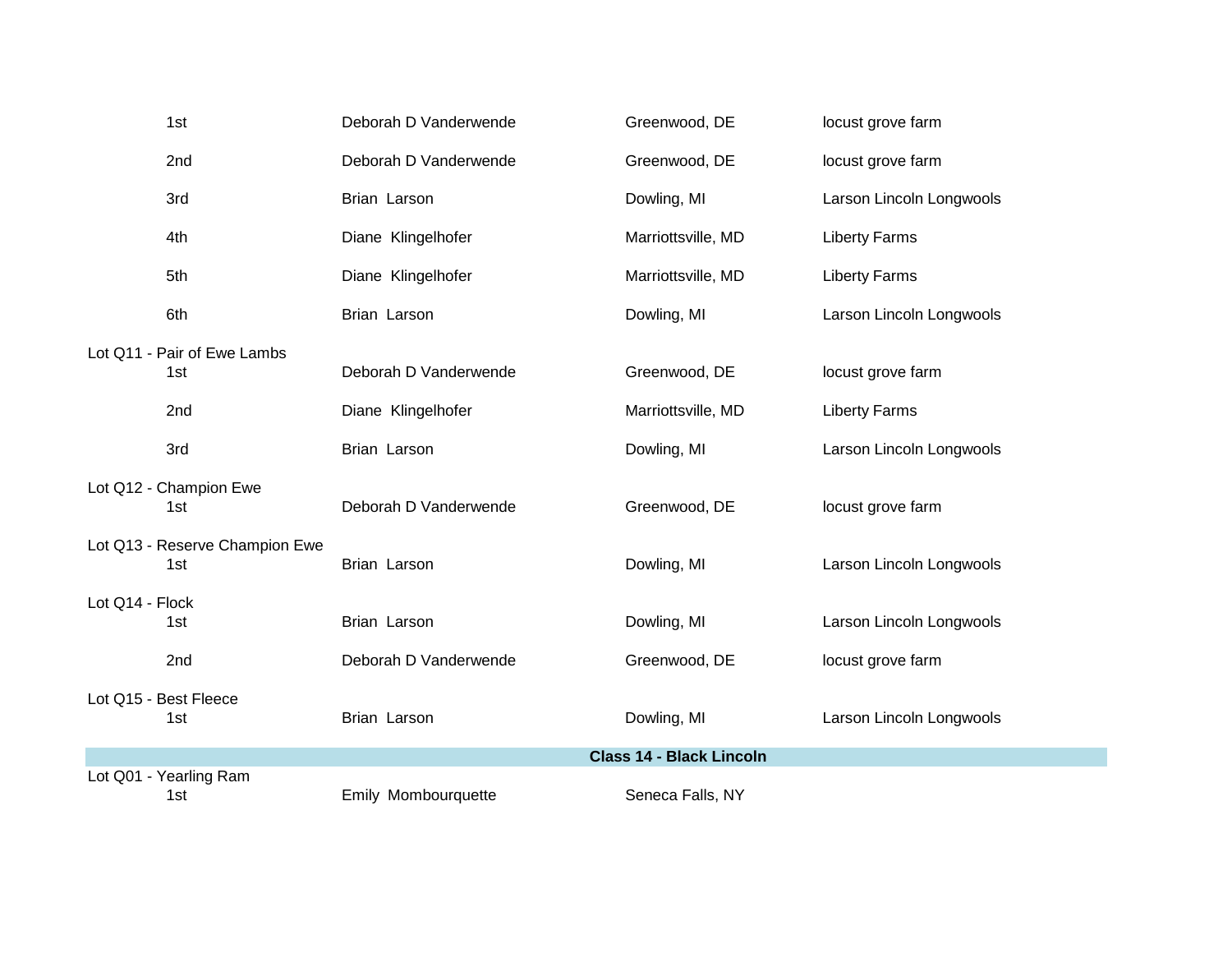| Place | Exhibitor | Location | Farm |
|---|---|---|---|
| 1st | Deborah D Vanderwende | Greenwood, DE | locust grove farm |
| 2nd | Deborah D Vanderwende | Greenwood, DE | locust grove farm |
| 3rd | Brian Larson | Dowling, MI | Larson Lincoln Longwools |
| 4th | Diane Klingelhofer | Marriottsville, MD | Liberty Farms |
| 5th | Diane Klingelhofer | Marriottsville, MD | Liberty Farms |
| 6th | Brian Larson | Dowling, MI | Larson Lincoln Longwools |

Lot Q11 - Pair of Ewe Lambs

| Place | Exhibitor | Location | Farm |
|---|---|---|---|
| 1st | Deborah D Vanderwende | Greenwood, DE | locust grove farm |
| 2nd | Diane Klingelhofer | Marriottsville, MD | Liberty Farms |
| 3rd | Brian Larson | Dowling, MI | Larson Lincoln Longwools |

Lot Q12 - Champion Ewe

| Place | Exhibitor | Location | Farm |
|---|---|---|---|
| 1st | Deborah D Vanderwende | Greenwood, DE | locust grove farm |

Lot Q13 - Reserve Champion Ewe

| Place | Exhibitor | Location | Farm |
|---|---|---|---|
| 1st | Brian Larson | Dowling, MI | Larson Lincoln Longwools |

Lot Q14 - Flock

| Place | Exhibitor | Location | Farm |
|---|---|---|---|
| 1st | Brian Larson | Dowling, MI | Larson Lincoln Longwools |
| 2nd | Deborah D Vanderwende | Greenwood, DE | locust grove farm |

Lot Q15 - Best Fleece

| Place | Exhibitor | Location | Farm |
|---|---|---|---|
| 1st | Brian Larson | Dowling, MI | Larson Lincoln Longwools |

## Class 14 - Black Lincoln

Lot Q01 - Yearling Ram

| Place | Exhibitor | Location | Farm |
|---|---|---|---|
| 1st | Emily Mombourquette | Seneca Falls, NY | |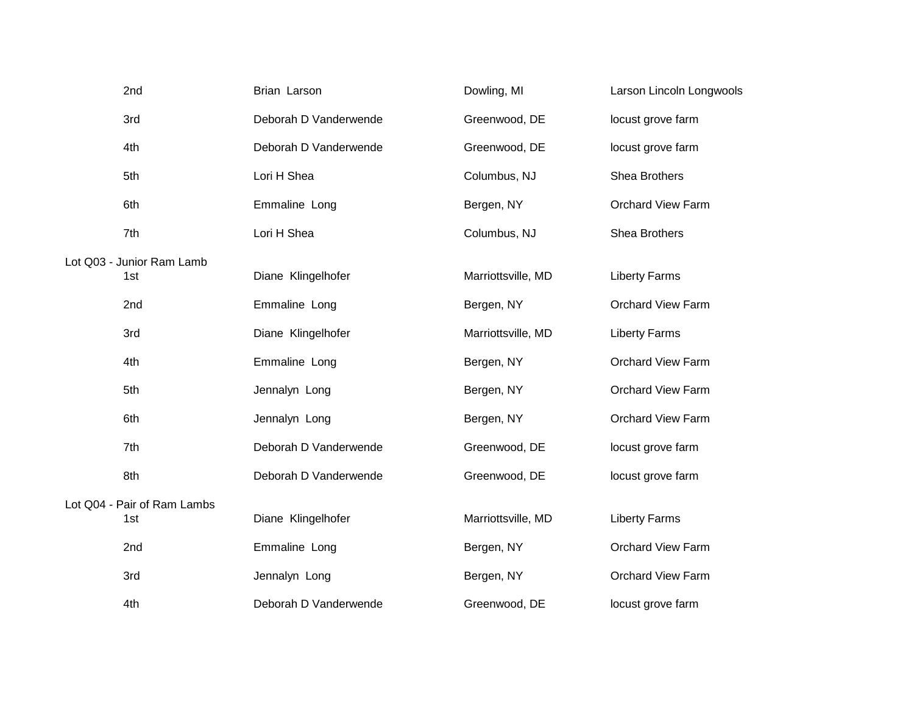| | | | |
|---|---|---|---|
| 2nd | Brian Larson | Dowling, MI | Larson Lincoln Longwools |
| 3rd | Deborah D Vanderwende | Greenwood, DE | locust grove farm |
| 4th | Deborah D Vanderwende | Greenwood, DE | locust grove farm |
| 5th | Lori H Shea | Columbus, NJ | Shea Brothers |
| 6th | Emmaline Long | Bergen, NY | Orchard View Farm |
| 7th | Lori H Shea | Columbus, NJ | Shea Brothers |

Lot Q03 - Junior Ram Lamb

| | | | |
|---|---|---|---|
| 1st | Diane Klingelhofer | Marriottsville, MD | Liberty Farms |
| 2nd | Emmaline Long | Bergen, NY | Orchard View Farm |
| 3rd | Diane Klingelhofer | Marriottsville, MD | Liberty Farms |
| 4th | Emmaline Long | Bergen, NY | Orchard View Farm |
| 5th | Jennalyn Long | Bergen, NY | Orchard View Farm |
| 6th | Jennalyn Long | Bergen, NY | Orchard View Farm |
| 7th | Deborah D Vanderwende | Greenwood, DE | locust grove farm |
| 8th | Deborah D Vanderwende | Greenwood, DE | locust grove farm |

Lot Q04 - Pair of Ram Lambs

| | | | |
|---|---|---|---|
| 1st | Diane Klingelhofer | Marriottsville, MD | Liberty Farms |
| 2nd | Emmaline Long | Bergen, NY | Orchard View Farm |
| 3rd | Jennalyn Long | Bergen, NY | Orchard View Farm |
| 4th | Deborah D Vanderwende | Greenwood, DE | locust grove farm |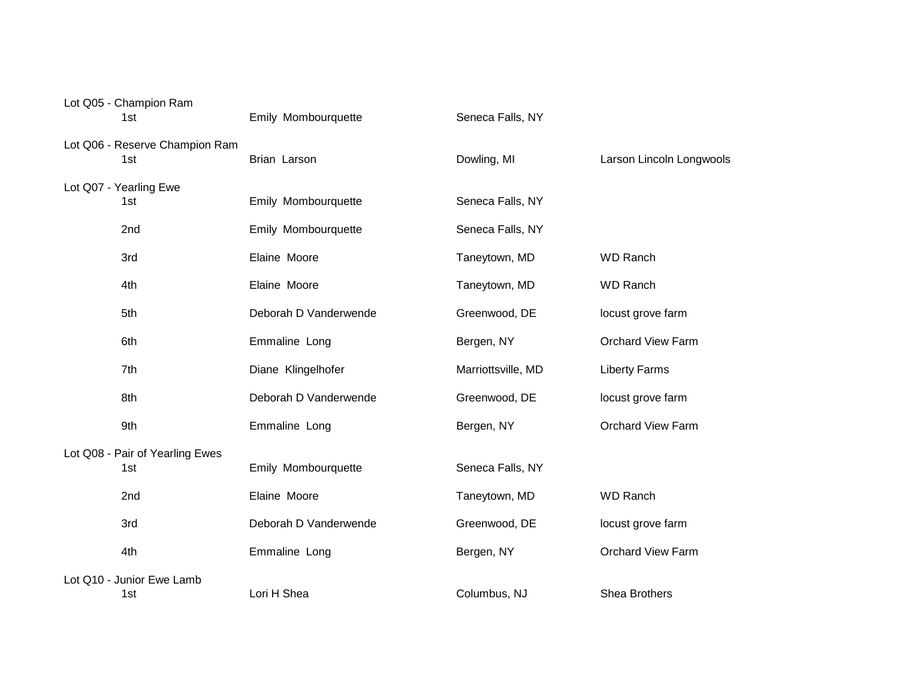Lot Q05 - Champion Ram

| | | | |
|---|---|---|---|
| 1st | Emily Mombourquette | Seneca Falls, NY | |

Lot Q06 - Reserve Champion Ram

| | | | |
|---|---|---|---|
| 1st | Brian Larson | Dowling, MI | Larson Lincoln Longwools |

Lot Q07 - Yearling Ewe

| | | | |
|---|---|---|---|
| 1st | Emily Mombourquette | Seneca Falls, NY | |
| 2nd | Emily Mombourquette | Seneca Falls, NY | |
| 3rd | Elaine Moore | Taneytown, MD | WD Ranch |
| 4th | Elaine Moore | Taneytown, MD | WD Ranch |
| 5th | Deborah D Vanderwende | Greenwood, DE | locust grove farm |
| 6th | Emmaline Long | Bergen, NY | Orchard View Farm |
| 7th | Diane Klingelhofer | Marriottsville, MD | Liberty Farms |
| 8th | Deborah D Vanderwende | Greenwood, DE | locust grove farm |
| 9th | Emmaline Long | Bergen, NY | Orchard View Farm |

Lot Q08 - Pair of Yearling Ewes

| | | | |
|---|---|---|---|
| 1st | Emily Mombourquette | Seneca Falls, NY | |
| 2nd | Elaine Moore | Taneytown, MD | WD Ranch |
| 3rd | Deborah D Vanderwende | Greenwood, DE | locust grove farm |
| 4th | Emmaline Long | Bergen, NY | Orchard View Farm |

Lot Q10 - Junior Ewe Lamb

| | | | |
|---|---|---|---|
| 1st | Lori H Shea | Columbus, NJ | Shea Brothers |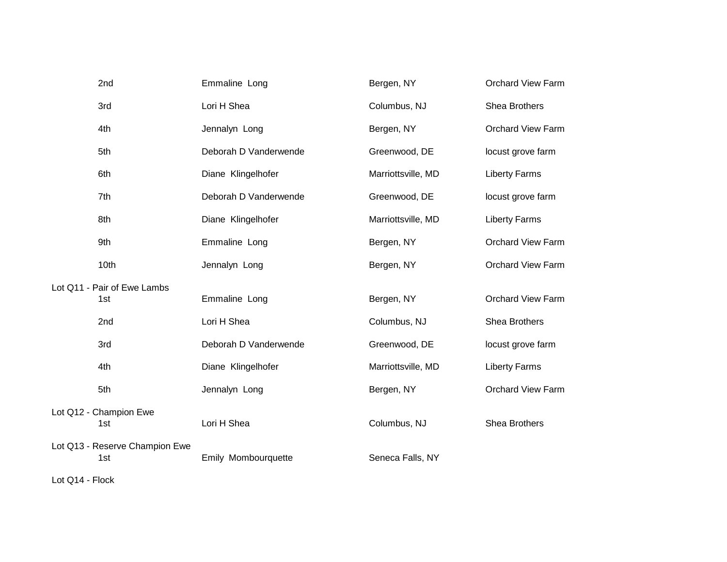| | | | |
|---|---|---|---|
| 2nd | Emmaline  Long | Bergen, NY | Orchard View Farm |
| 3rd | Lori H Shea | Columbus, NJ | Shea Brothers |
| 4th | Jennalyn  Long | Bergen, NY | Orchard View Farm |
| 5th | Deborah D Vanderwende | Greenwood, DE | locust grove farm |
| 6th | Diane  Klingelhofer | Marriottsville, MD | Liberty Farms |
| 7th | Deborah D Vanderwende | Greenwood, DE | locust grove farm |
| 8th | Diane  Klingelhofer | Marriottsville, MD | Liberty Farms |
| 9th | Emmaline  Long | Bergen, NY | Orchard View Farm |
| 10th | Jennalyn  Long | Bergen, NY | Orchard View Farm |

Lot Q11 - Pair of Ewe Lambs

| | | | |
|---|---|---|---|
| 1st | Emmaline  Long | Bergen, NY | Orchard View Farm |
| 2nd | Lori H Shea | Columbus, NJ | Shea Brothers |
| 3rd | Deborah D Vanderwende | Greenwood, DE | locust grove farm |
| 4th | Diane  Klingelhofer | Marriottsville, MD | Liberty Farms |
| 5th | Jennalyn  Long | Bergen, NY | Orchard View Farm |

Lot Q12 - Champion Ewe

| | | | |
|---|---|---|---|
| 1st | Lori H Shea | Columbus, NJ | Shea Brothers |

Lot Q13 - Reserve Champion Ewe

| | | | |
|---|---|---|---|
| 1st | Emily  Mombourquette | Seneca Falls, NY | |

Lot Q14 - Flock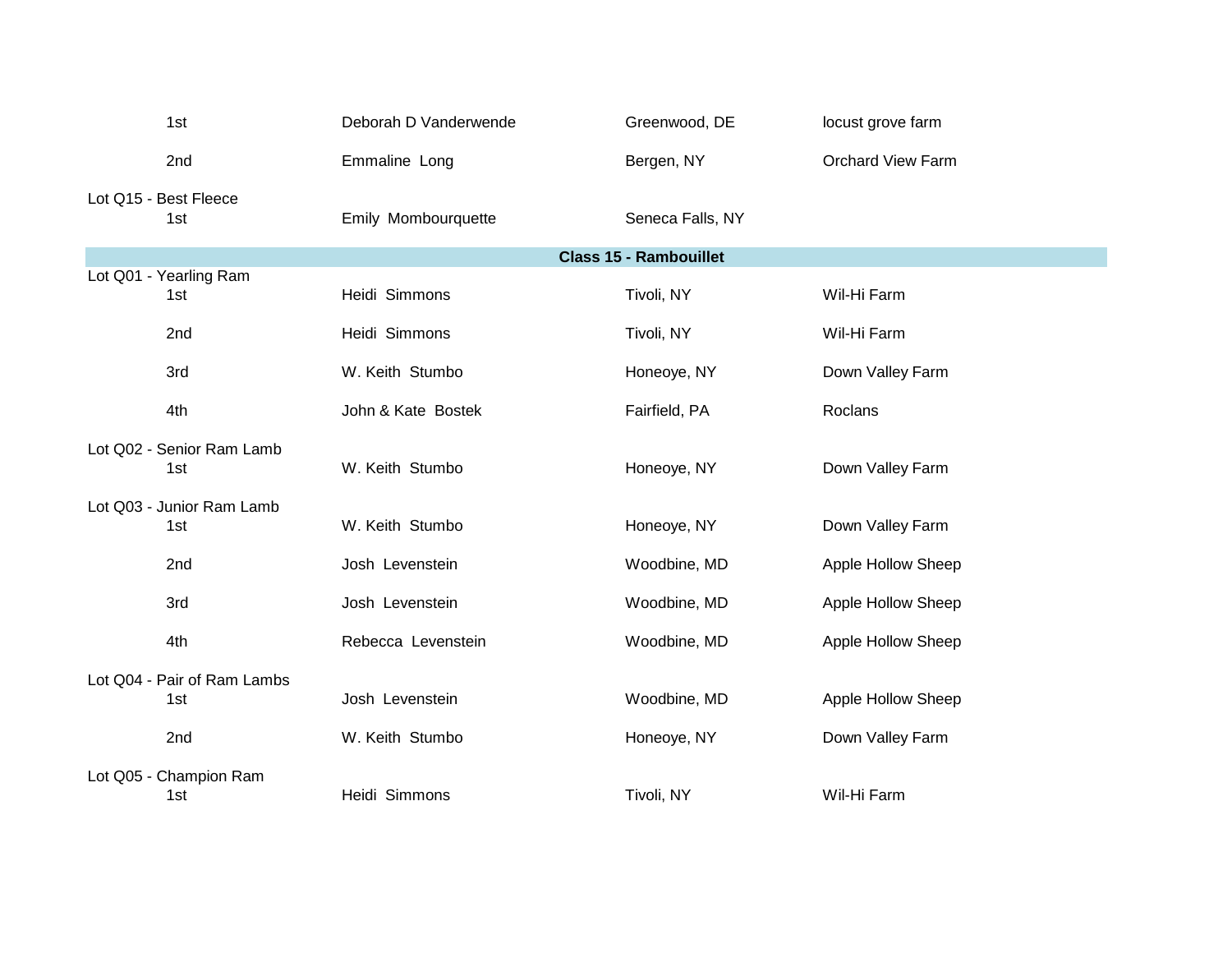| | | | |
|---|---|---|---|
| 1st | Deborah D Vanderwende | Greenwood, DE | locust grove farm |
| 2nd | Emmaline  Long | Bergen, NY | Orchard View Farm |

Lot Q15 - Best Fleece

| | | | |
|---|---|---|---|
| 1st | Emily  Mombourquette | Seneca Falls, NY | |

## Class 15 - Rambouillet

Lot Q01 - Yearling Ram

| | | | |
|---|---|---|---|
| 1st | Heidi  Simmons | Tivoli, NY | Wil-Hi Farm |
| 2nd | Heidi  Simmons | Tivoli, NY | Wil-Hi Farm |
| 3rd | W. Keith  Stumbo | Honeoye, NY | Down Valley Farm |
| 4th | John & Kate  Bostek | Fairfield, PA | Roclans |

Lot Q02 - Senior Ram Lamb

| | | | |
|---|---|---|---|
| 1st | W. Keith  Stumbo | Honeoye, NY | Down Valley Farm |

Lot Q03 - Junior Ram Lamb

| | | | |
|---|---|---|---|
| 1st | W. Keith  Stumbo | Honeoye, NY | Down Valley Farm |
| 2nd | Josh  Levenstein | Woodbine, MD | Apple Hollow Sheep |
| 3rd | Josh  Levenstein | Woodbine, MD | Apple Hollow Sheep |
| 4th | Rebecca  Levenstein | Woodbine, MD | Apple Hollow Sheep |

Lot Q04 - Pair of Ram Lambs

| | | | |
|---|---|---|---|
| 1st | Josh  Levenstein | Woodbine, MD | Apple Hollow Sheep |
| 2nd | W. Keith  Stumbo | Honeoye, NY | Down Valley Farm |

Lot Q05 - Champion Ram

| | | | |
|---|---|---|---|
| 1st | Heidi  Simmons | Tivoli, NY | Wil-Hi Farm |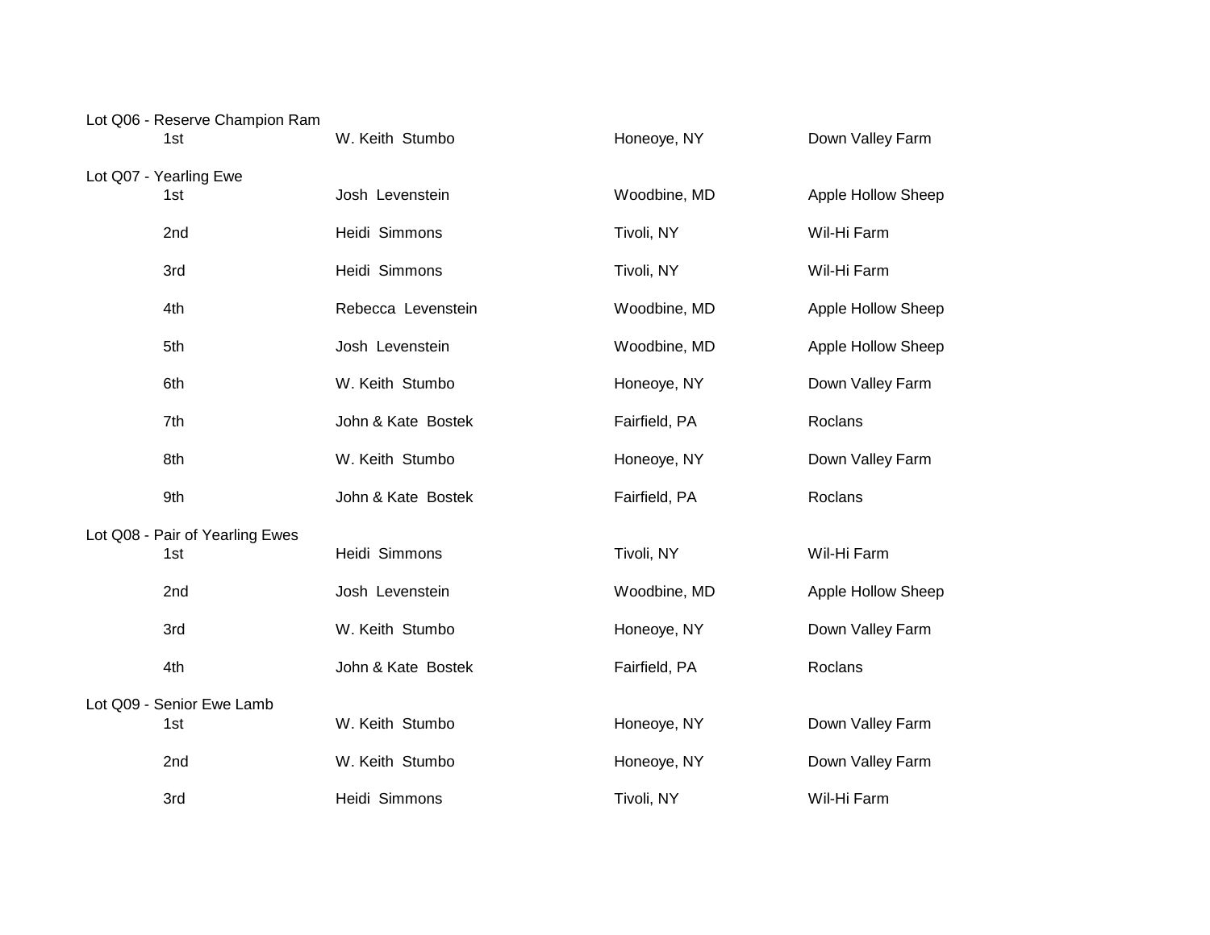Lot Q06 - Reserve Champion Ram

| | | | |
|---|---|---|---|
| 1st | W. Keith Stumbo | Honeoye, NY | Down Valley Farm |

Lot Q07 - Yearling Ewe

| | | | |
|---|---|---|---|
| 1st | Josh Levenstein | Woodbine, MD | Apple Hollow Sheep |
| 2nd | Heidi Simmons | Tivoli, NY | Wil-Hi Farm |
| 3rd | Heidi Simmons | Tivoli, NY | Wil-Hi Farm |
| 4th | Rebecca Levenstein | Woodbine, MD | Apple Hollow Sheep |
| 5th | Josh Levenstein | Woodbine, MD | Apple Hollow Sheep |
| 6th | W. Keith Stumbo | Honeoye, NY | Down Valley Farm |
| 7th | John & Kate Bostek | Fairfield, PA | Roclans |
| 8th | W. Keith Stumbo | Honeoye, NY | Down Valley Farm |
| 9th | John & Kate Bostek | Fairfield, PA | Roclans |

Lot Q08 - Pair of Yearling Ewes

| | | | |
|---|---|---|---|
| 1st | Heidi Simmons | Tivoli, NY | Wil-Hi Farm |
| 2nd | Josh Levenstein | Woodbine, MD | Apple Hollow Sheep |
| 3rd | W. Keith Stumbo | Honeoye, NY | Down Valley Farm |
| 4th | John & Kate Bostek | Fairfield, PA | Roclans |

Lot Q09 - Senior Ewe Lamb

| | | | |
|---|---|---|---|
| 1st | W. Keith Stumbo | Honeoye, NY | Down Valley Farm |
| 2nd | W. Keith Stumbo | Honeoye, NY | Down Valley Farm |
| 3rd | Heidi Simmons | Tivoli, NY | Wil-Hi Farm |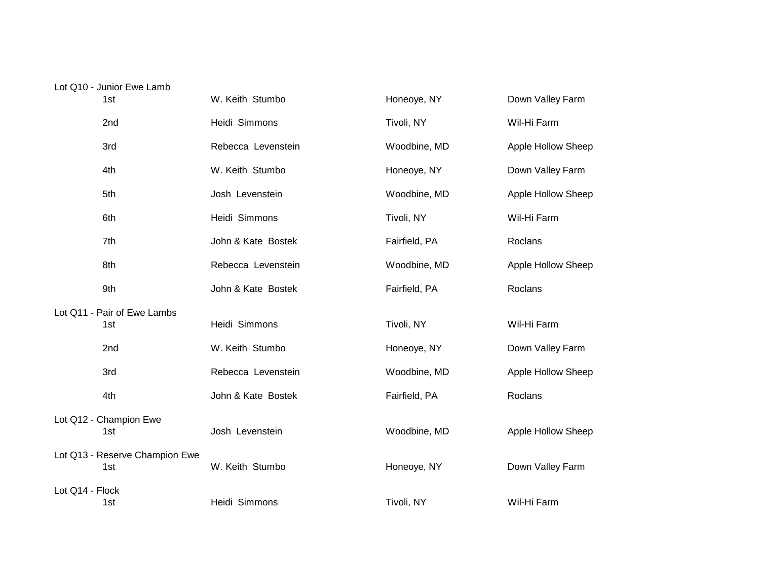Lot Q10 - Junior Ewe Lamb

| | | | |
|---|---|---|---|
| 1st | W. Keith Stumbo | Honeoye, NY | Down Valley Farm |
| 2nd | Heidi Simmons | Tivoli, NY | Wil-Hi Farm |
| 3rd | Rebecca Levenstein | Woodbine, MD | Apple Hollow Sheep |
| 4th | W. Keith Stumbo | Honeoye, NY | Down Valley Farm |
| 5th | Josh Levenstein | Woodbine, MD | Apple Hollow Sheep |
| 6th | Heidi Simmons | Tivoli, NY | Wil-Hi Farm |
| 7th | John & Kate Bostek | Fairfield, PA | Roclans |
| 8th | Rebecca Levenstein | Woodbine, MD | Apple Hollow Sheep |
| 9th | John & Kate Bostek | Fairfield, PA | Roclans |

Lot Q11 - Pair of Ewe Lambs

| | | | |
|---|---|---|---|
| 1st | Heidi Simmons | Tivoli, NY | Wil-Hi Farm |
| 2nd | W. Keith Stumbo | Honeoye, NY | Down Valley Farm |
| 3rd | Rebecca Levenstein | Woodbine, MD | Apple Hollow Sheep |
| 4th | John & Kate Bostek | Fairfield, PA | Roclans |

Lot Q12 - Champion Ewe

| | | | |
|---|---|---|---|
| 1st | Josh Levenstein | Woodbine, MD | Apple Hollow Sheep |

Lot Q13 - Reserve Champion Ewe

| | | | |
|---|---|---|---|
| 1st | W. Keith Stumbo | Honeoye, NY | Down Valley Farm |

Lot Q14 - Flock

| | | | |
|---|---|---|---|
| 1st | Heidi Simmons | Tivoli, NY | Wil-Hi Farm |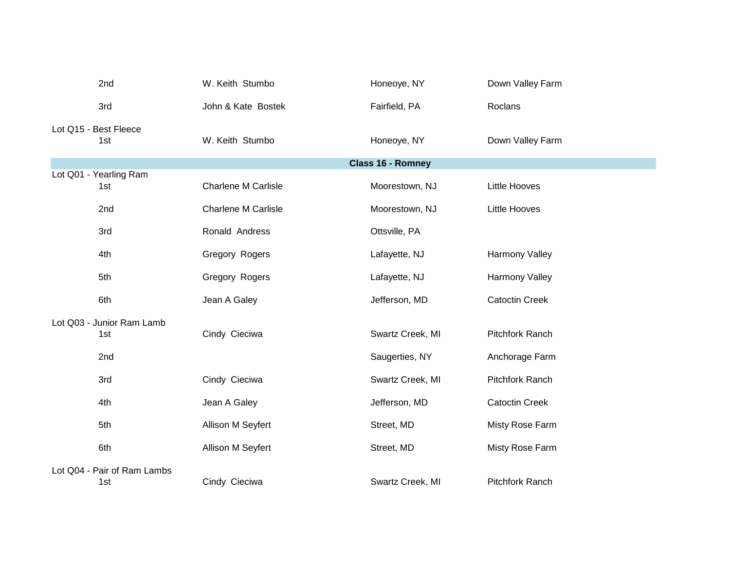| | | | |
|---|---|---|---|
| 2nd | W. Keith Stumbo | Honeoye, NY | Down Valley Farm |
| 3rd | John & Kate Bostek | Fairfield, PA | Roclans |

Lot Q15 - Best Fleece

| | | | |
|---|---|---|---|
| 1st | W. Keith Stumbo | Honeoye, NY | Down Valley Farm |

## Class 16 - Romney

Lot Q01 - Yearling Ram

| | | | |
|---|---|---|---|
| 1st | Charlene M Carlisle | Moorestown, NJ | Little Hooves |
| 2nd | Charlene M Carlisle | Moorestown, NJ | Little Hooves |
| 3rd | Ronald Andress | Ottsville, PA | |
| 4th | Gregory Rogers | Lafayette, NJ | Harmony Valley |
| 5th | Gregory Rogers | Lafayette, NJ | Harmony Valley |
| 6th | Jean A Galey | Jefferson, MD | Catoctin Creek |

Lot Q03 - Junior Ram Lamb

| | | | |
|---|---|---|---|
| 1st | Cindy Cieciwa | Swartz Creek, MI | Pitchfork Ranch |
| 2nd | | Saugerties, NY | Anchorage Farm |
| 3rd | Cindy Cieciwa | Swartz Creek, MI | Pitchfork Ranch |
| 4th | Jean A Galey | Jefferson, MD | Catoctin Creek |
| 5th | Allison M Seyfert | Street, MD | Misty Rose Farm |
| 6th | Allison M Seyfert | Street, MD | Misty Rose Farm |

Lot Q04 - Pair of Ram Lambs

| | | | |
|---|---|---|---|
| 1st | Cindy Cieciwa | Swartz Creek, MI | Pitchfork Ranch |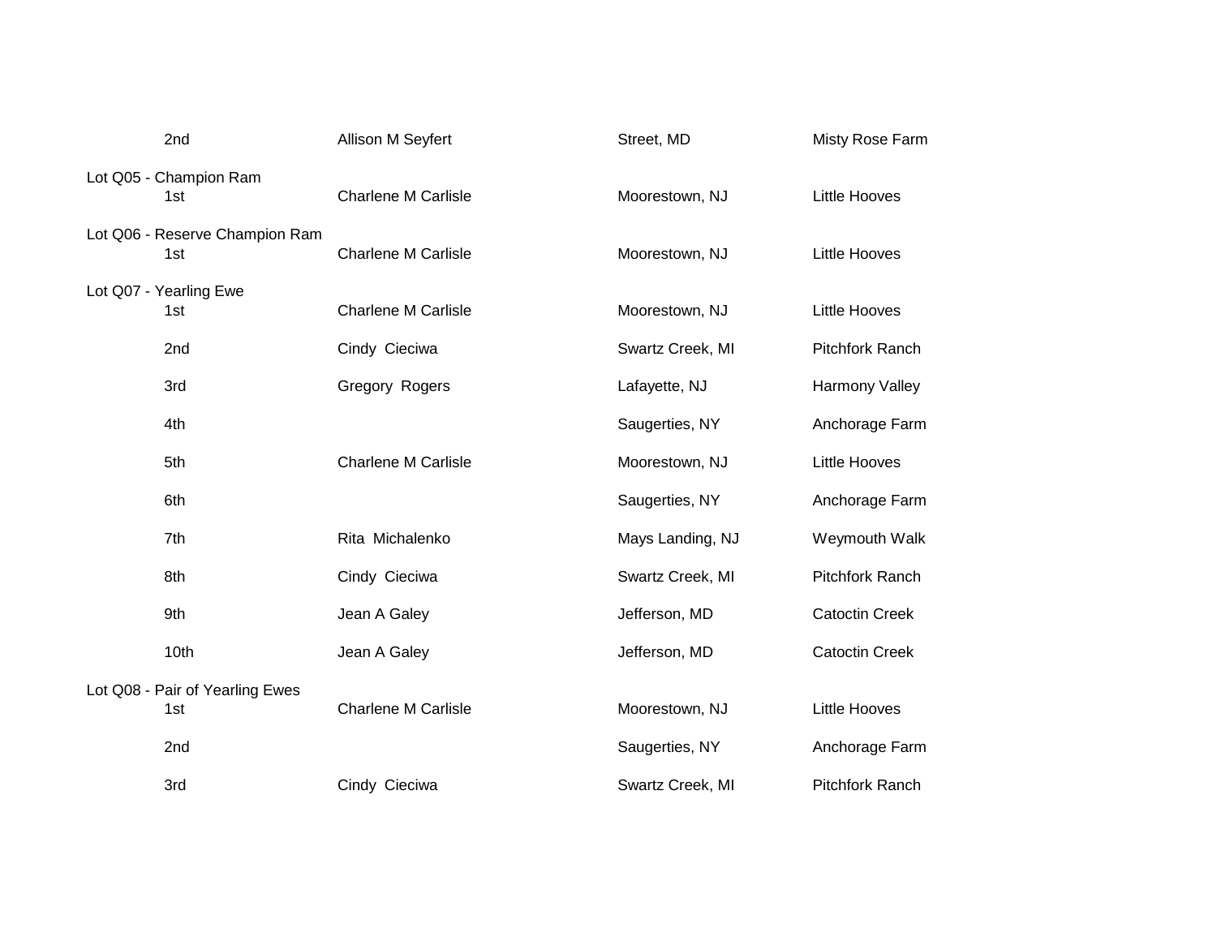| | | | |
|---|---|---|---|
| 2nd | Allison M Seyfert | Street, MD | Misty Rose Farm |

Lot Q05 - Champion Ram

| | | | |
|---|---|---|---|
| 1st | Charlene M Carlisle | Moorestown, NJ | Little Hooves |

Lot Q06 - Reserve Champion Ram

| | | | |
|---|---|---|---|
| 1st | Charlene M Carlisle | Moorestown, NJ | Little Hooves |

Lot Q07 - Yearling Ewe

| | | | |
|---|---|---|---|
| 1st | Charlene M Carlisle | Moorestown, NJ | Little Hooves |
| 2nd | Cindy Cieciwa | Swartz Creek, MI | Pitchfork Ranch |
| 3rd | Gregory Rogers | Lafayette, NJ | Harmony Valley |
| 4th | | Saugerties, NY | Anchorage Farm |
| 5th | Charlene M Carlisle | Moorestown, NJ | Little Hooves |
| 6th | | Saugerties, NY | Anchorage Farm |
| 7th | Rita Michalenko | Mays Landing, NJ | Weymouth Walk |
| 8th | Cindy Cieciwa | Swartz Creek, MI | Pitchfork Ranch |
| 9th | Jean A Galey | Jefferson, MD | Catoctin Creek |
| 10th | Jean A Galey | Jefferson, MD | Catoctin Creek |

Lot Q08 - Pair of Yearling Ewes

| | | | |
|---|---|---|---|
| 1st | Charlene M Carlisle | Moorestown, NJ | Little Hooves |
| 2nd | | Saugerties, NY | Anchorage Farm |
| 3rd | Cindy Cieciwa | Swartz Creek, MI | Pitchfork Ranch |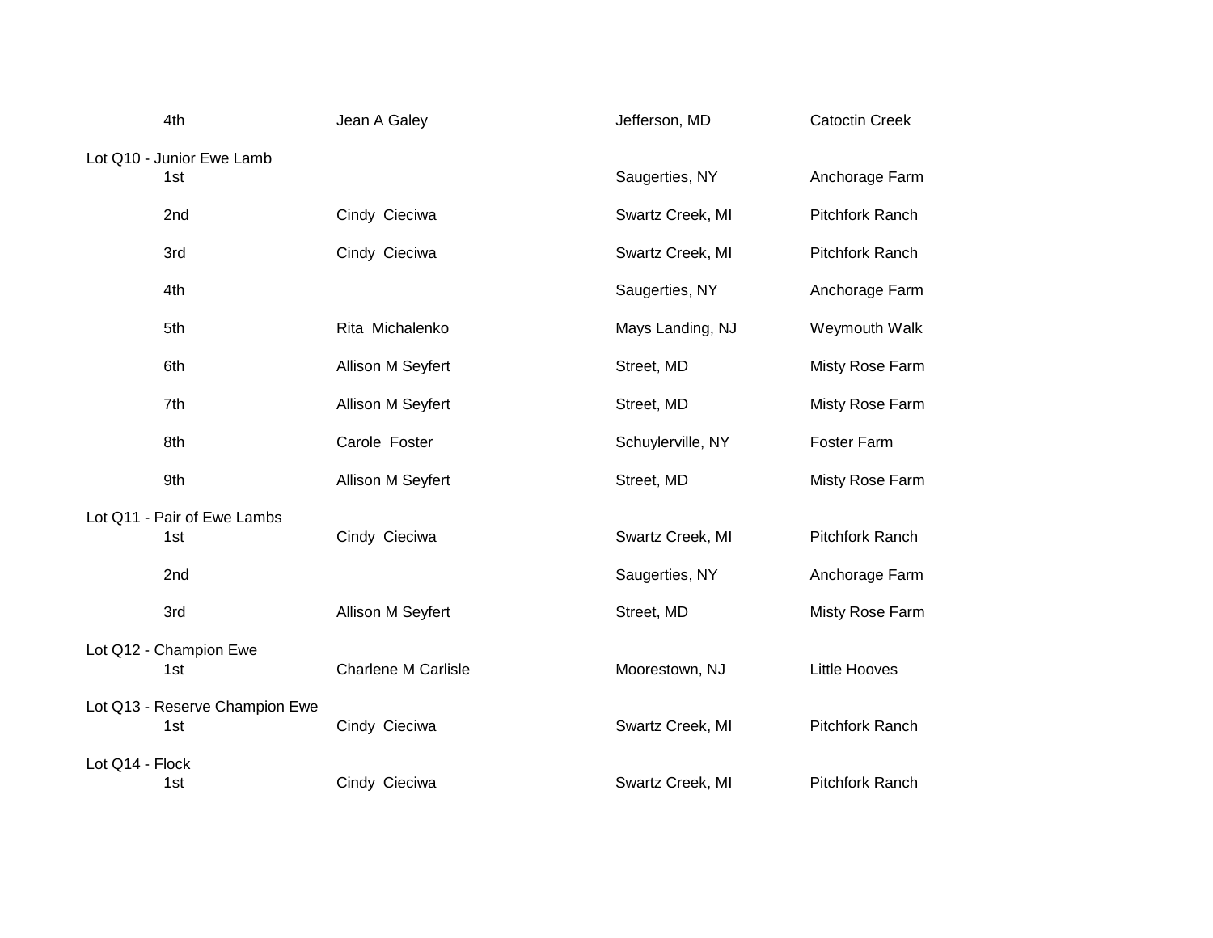| | | | |
|---|---|---|---|
| 4th | Jean A Galey | Jefferson, MD | Catoctin Creek |

**Lot Q10 - Junior Ewe Lamb**

| Place | Name | Location | Farm |
|---|---|---|---|
| 1st | | Saugerties, NY | Anchorage Farm |
| 2nd | Cindy  Cieciwa | Swartz Creek, MI | Pitchfork Ranch |
| 3rd | Cindy  Cieciwa | Swartz Creek, MI | Pitchfork Ranch |
| 4th | | Saugerties, NY | Anchorage Farm |
| 5th | Rita  Michalenko | Mays Landing, NJ | Weymouth Walk |
| 6th | Allison M Seyfert | Street, MD | Misty Rose Farm |
| 7th | Allison M Seyfert | Street, MD | Misty Rose Farm |
| 8th | Carole  Foster | Schuylerville, NY | Foster Farm |
| 9th | Allison M Seyfert | Street, MD | Misty Rose Farm |

**Lot Q11 - Pair of Ewe Lambs**

| Place | Name | Location | Farm |
|---|---|---|---|
| 1st | Cindy  Cieciwa | Swartz Creek, MI | Pitchfork Ranch |
| 2nd | | Saugerties, NY | Anchorage Farm |
| 3rd | Allison M Seyfert | Street, MD | Misty Rose Farm |

**Lot Q12 - Champion Ewe**

| Place | Name | Location | Farm |
|---|---|---|---|
| 1st | Charlene M Carlisle | Moorestown, NJ | Little Hooves |

**Lot Q13 - Reserve Champion Ewe**

| Place | Name | Location | Farm |
|---|---|---|---|
| 1st | Cindy  Cieciwa | Swartz Creek, MI | Pitchfork Ranch |

**Lot Q14 - Flock**

| Place | Name | Location | Farm |
|---|---|---|---|
| 1st | Cindy  Cieciwa | Swartz Creek, MI | Pitchfork Ranch |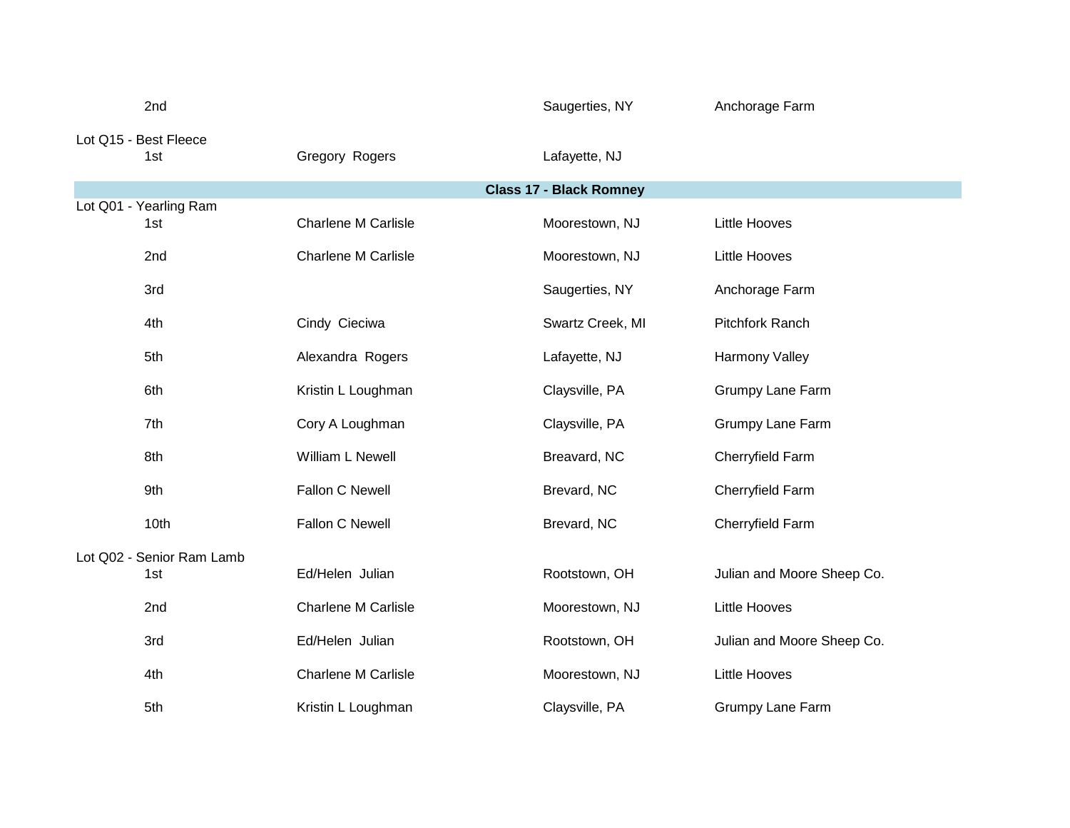| | | | |
|---|---|---|---|
| 2nd | | Saugerties, NY | Anchorage Farm |

Lot Q15 - Best Fleece

| | | | |
|---|---|---|---|
| 1st | Gregory Rogers | Lafayette, NJ | |

## Class 17 - Black Romney

Lot Q01 - Yearling Ram

| | | | |
|---|---|---|---|
| 1st | Charlene M Carlisle | Moorestown, NJ | Little Hooves |
| 2nd | Charlene M Carlisle | Moorestown, NJ | Little Hooves |
| 3rd | | Saugerties, NY | Anchorage Farm |
| 4th | Cindy Cieciwa | Swartz Creek, MI | Pitchfork Ranch |
| 5th | Alexandra Rogers | Lafayette, NJ | Harmony Valley |
| 6th | Kristin L Loughman | Claysville, PA | Grumpy Lane Farm |
| 7th | Cory A Loughman | Claysville, PA | Grumpy Lane Farm |
| 8th | William L Newell | Breavard, NC | Cherryfield Farm |
| 9th | Fallon C Newell | Brevard, NC | Cherryfield Farm |
| 10th | Fallon C Newell | Brevard, NC | Cherryfield Farm |

Lot Q02 - Senior Ram Lamb

| | | | |
|---|---|---|---|
| 1st | Ed/Helen Julian | Rootstown, OH | Julian and Moore Sheep Co. |
| 2nd | Charlene M Carlisle | Moorestown, NJ | Little Hooves |
| 3rd | Ed/Helen Julian | Rootstown, OH | Julian and Moore Sheep Co. |
| 4th | Charlene M Carlisle | Moorestown, NJ | Little Hooves |
| 5th | Kristin L Loughman | Claysville, PA | Grumpy Lane Farm |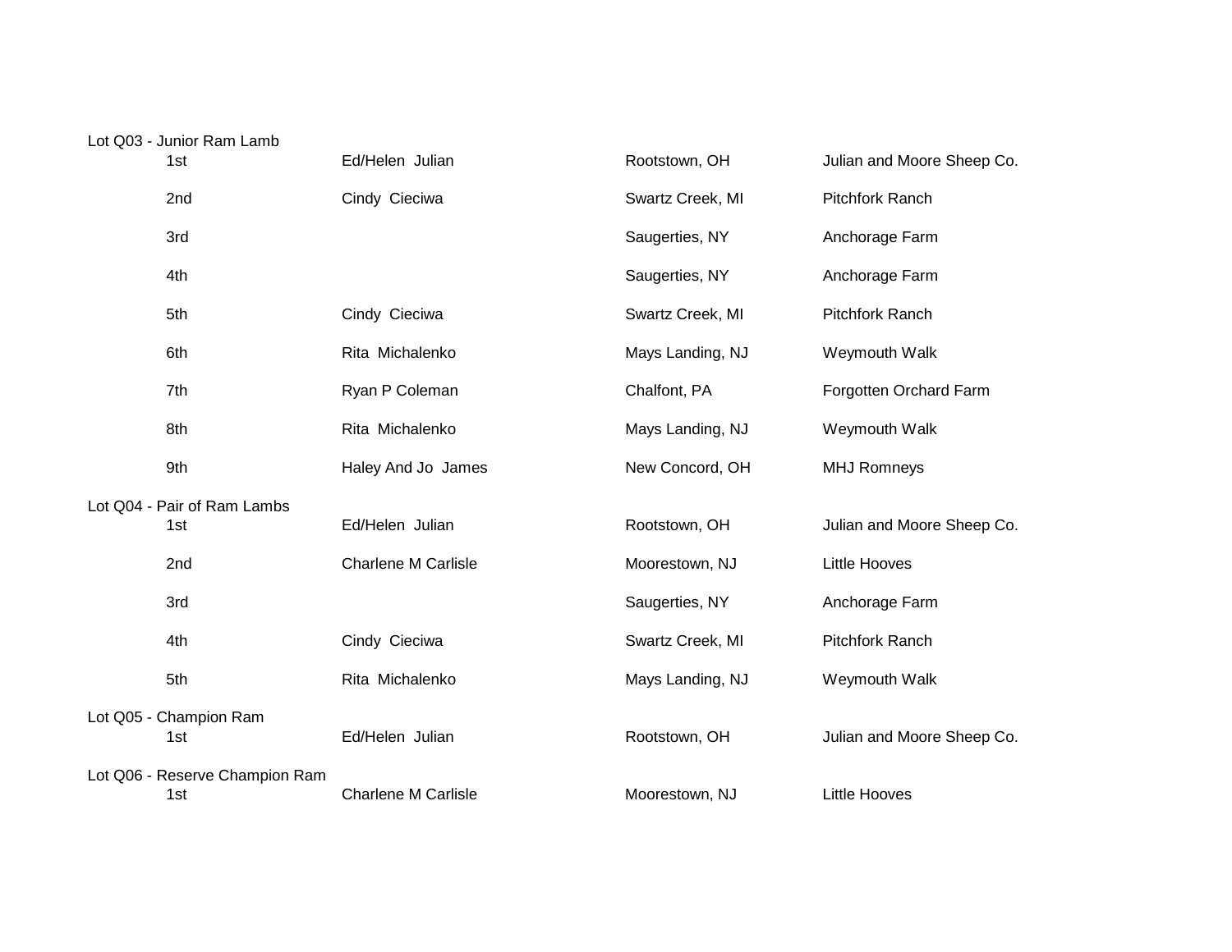Lot Q03 - Junior Ram Lamb

| Place | Name | Location | Farm |
|---|---|---|---|
| 1st | Ed/Helen Julian | Rootstown, OH | Julian and Moore Sheep Co. |
| 2nd | Cindy Cieciwa | Swartz Creek, MI | Pitchfork Ranch |
| 3rd | | Saugerties, NY | Anchorage Farm |
| 4th | | Saugerties, NY | Anchorage Farm |
| 5th | Cindy Cieciwa | Swartz Creek, MI | Pitchfork Ranch |
| 6th | Rita Michalenko | Mays Landing, NJ | Weymouth Walk |
| 7th | Ryan P Coleman | Chalfont, PA | Forgotten Orchard Farm |
| 8th | Rita Michalenko | Mays Landing, NJ | Weymouth Walk |
| 9th | Haley And Jo James | New Concord, OH | MHJ Romneys |

Lot Q04 - Pair of Ram Lambs

| Place | Name | Location | Farm |
|---|---|---|---|
| 1st | Ed/Helen Julian | Rootstown, OH | Julian and Moore Sheep Co. |
| 2nd | Charlene M Carlisle | Moorestown, NJ | Little Hooves |
| 3rd | | Saugerties, NY | Anchorage Farm |
| 4th | Cindy Cieciwa | Swartz Creek, MI | Pitchfork Ranch |
| 5th | Rita Michalenko | Mays Landing, NJ | Weymouth Walk |

Lot Q05 - Champion Ram

| Place | Name | Location | Farm |
|---|---|---|---|
| 1st | Ed/Helen Julian | Rootstown, OH | Julian and Moore Sheep Co. |

Lot Q06 - Reserve Champion Ram

| Place | Name | Location | Farm |
|---|---|---|---|
| 1st | Charlene M Carlisle | Moorestown, NJ | Little Hooves |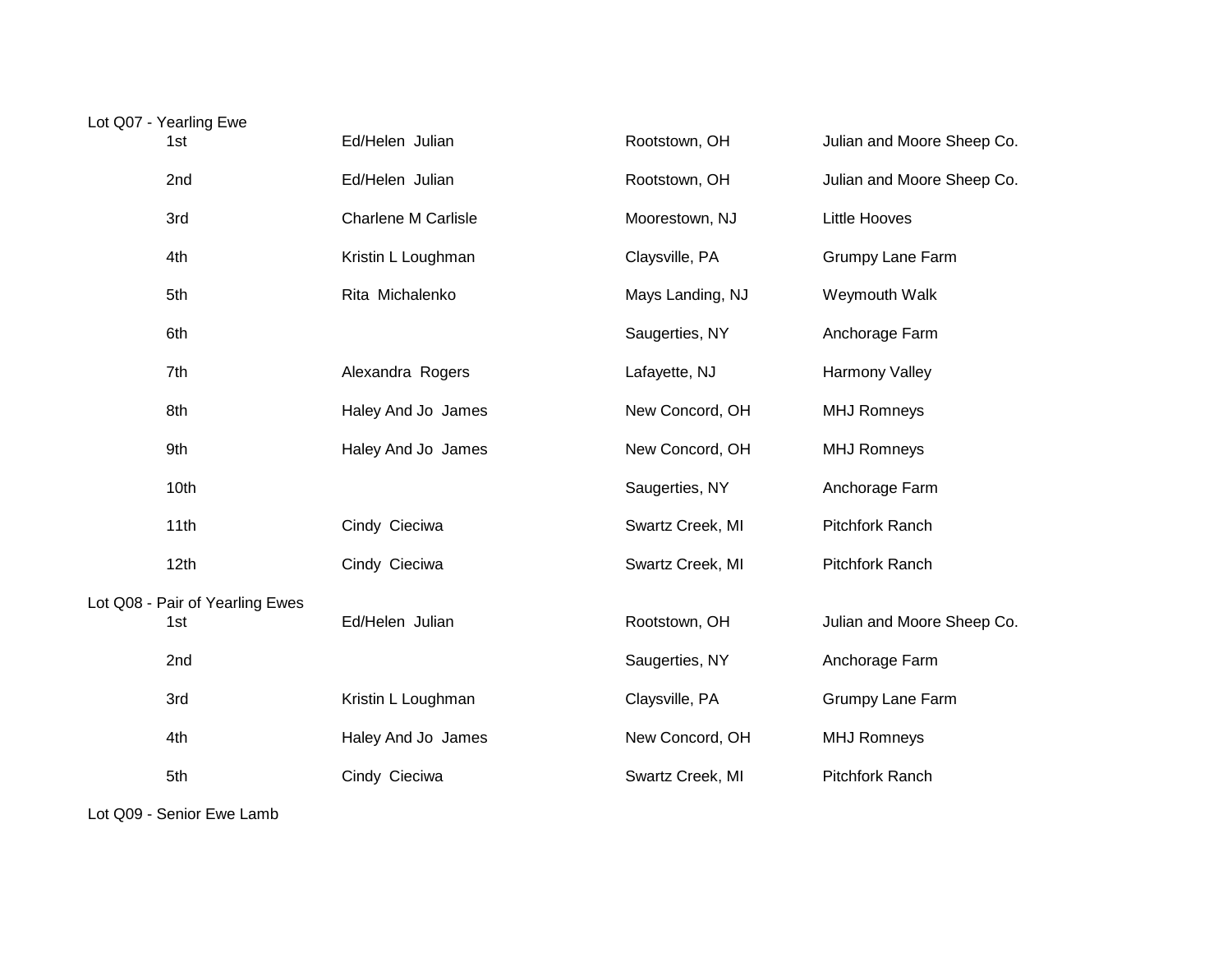Lot Q07 - Yearling Ewe

| Place | Name | Location | Farm |
|---|---|---|---|
| 1st | Ed/Helen Julian | Rootstown, OH | Julian and Moore Sheep Co. |
| 2nd | Ed/Helen Julian | Rootstown, OH | Julian and Moore Sheep Co. |
| 3rd | Charlene M Carlisle | Moorestown, NJ | Little Hooves |
| 4th | Kristin L Loughman | Claysville, PA | Grumpy Lane Farm |
| 5th | Rita Michalenko | Mays Landing, NJ | Weymouth Walk |
| 6th | | Saugerties, NY | Anchorage Farm |
| 7th | Alexandra Rogers | Lafayette, NJ | Harmony Valley |
| 8th | Haley And Jo James | New Concord, OH | MHJ Romneys |
| 9th | Haley And Jo James | New Concord, OH | MHJ Romneys |
| 10th | | Saugerties, NY | Anchorage Farm |
| 11th | Cindy Cieciwa | Swartz Creek, MI | Pitchfork Ranch |
| 12th | Cindy Cieciwa | Swartz Creek, MI | Pitchfork Ranch |

Lot Q08 - Pair of Yearling Ewes

| Place | Name | Location | Farm |
|---|---|---|---|
| 1st | Ed/Helen Julian | Rootstown, OH | Julian and Moore Sheep Co. |
| 2nd | | Saugerties, NY | Anchorage Farm |
| 3rd | Kristin L Loughman | Claysville, PA | Grumpy Lane Farm |
| 4th | Haley And Jo James | New Concord, OH | MHJ Romneys |
| 5th | Cindy Cieciwa | Swartz Creek, MI | Pitchfork Ranch |

Lot Q09 - Senior Ewe Lamb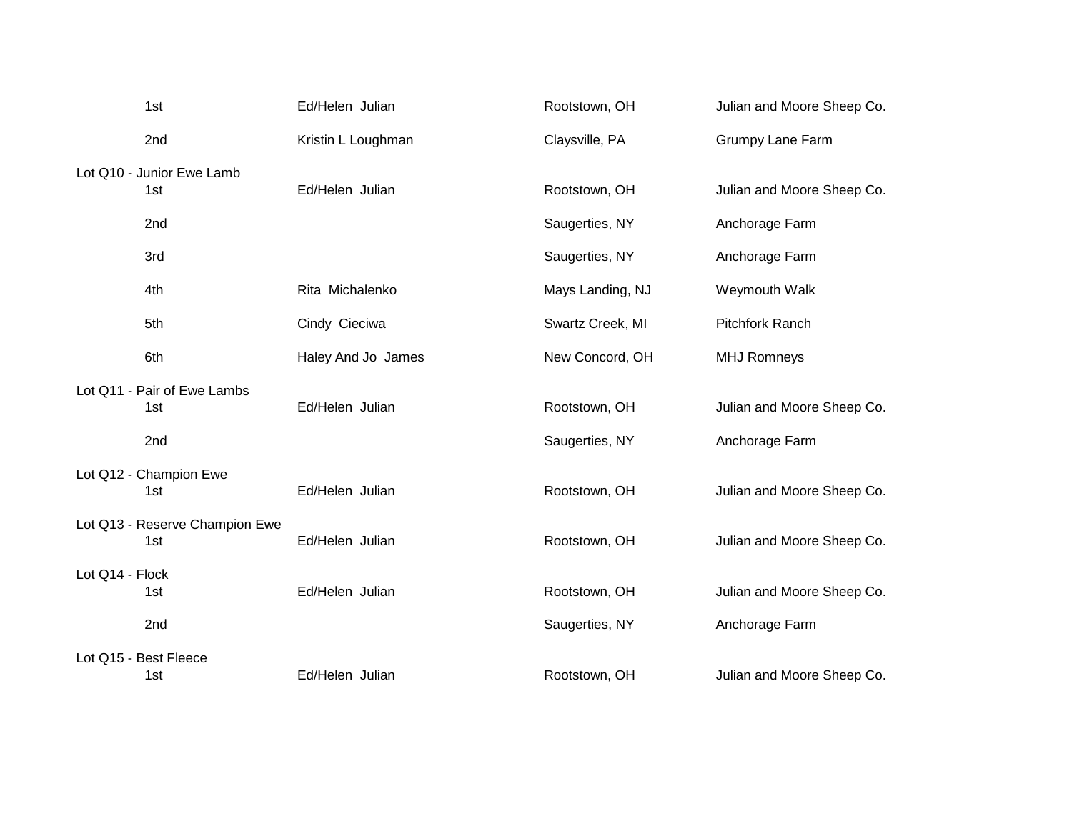| | | | |
|---|---|---|---|
| 1st | Ed/Helen  Julian | Rootstown, OH | Julian and Moore Sheep Co. |
| 2nd | Kristin L Loughman | Claysville, PA | Grumpy Lane Farm |

**Lot Q10 - Junior Ewe Lamb**

| | | | |
|---|---|---|---|
| 1st | Ed/Helen  Julian | Rootstown, OH | Julian and Moore Sheep Co. |
| 2nd | | Saugerties, NY | Anchorage Farm |
| 3rd | | Saugerties, NY | Anchorage Farm |
| 4th | Rita  Michalenko | Mays Landing, NJ | Weymouth Walk |
| 5th | Cindy  Cieciwa | Swartz Creek, MI | Pitchfork Ranch |
| 6th | Haley And Jo  James | New Concord, OH | MHJ Romneys |

**Lot Q11 - Pair of Ewe Lambs**

| | | | |
|---|---|---|---|
| 1st | Ed/Helen  Julian | Rootstown, OH | Julian and Moore Sheep Co. |
| 2nd | | Saugerties, NY | Anchorage Farm |

**Lot Q12 - Champion Ewe**

| | | | |
|---|---|---|---|
| 1st | Ed/Helen  Julian | Rootstown, OH | Julian and Moore Sheep Co. |

**Lot Q13 - Reserve Champion Ewe**

| | | | |
|---|---|---|---|
| 1st | Ed/Helen  Julian | Rootstown, OH | Julian and Moore Sheep Co. |

**Lot Q14 - Flock**

| | | | |
|---|---|---|---|
| 1st | Ed/Helen  Julian | Rootstown, OH | Julian and Moore Sheep Co. |
| 2nd | | Saugerties, NY | Anchorage Farm |

**Lot Q15 - Best Fleece**

| | | | |
|---|---|---|---|
| 1st | Ed/Helen  Julian | Rootstown, OH | Julian and Moore Sheep Co. |